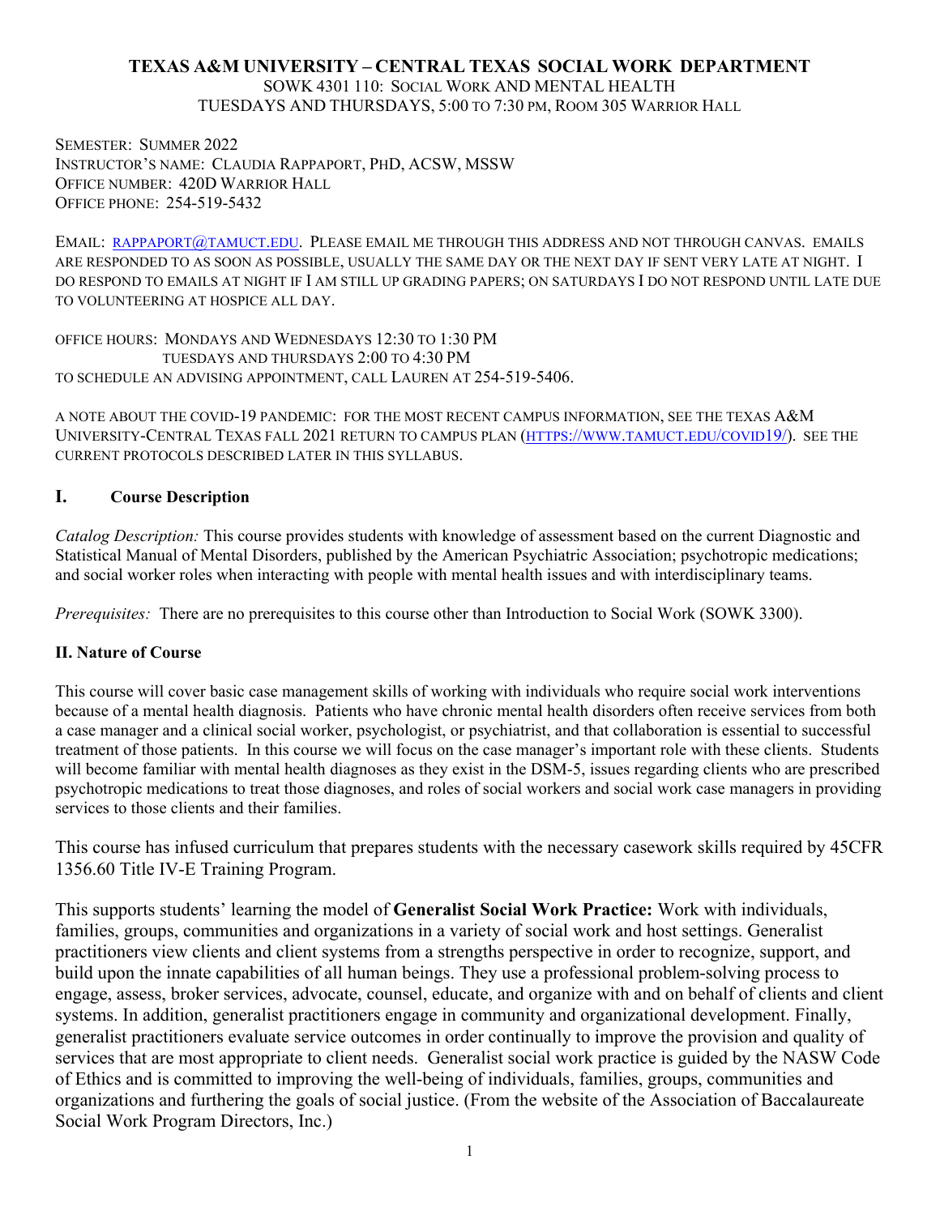**TEXAS A&M UNIVERSITY – CENTRAL TEXAS SOCIAL WORK DEPARTMENT**

SOWK 4301 110: SOCIAL WORK AND MENTAL HEALTH
TUESDAYS AND THURSDAYS, 5:00 TO 7:30 PM, ROOM 305 WARRIOR HALL

SEMESTER: SUMMER 2022
INSTRUCTOR'S NAME: CLAUDIA RAPPAPORT, PHD, ACSW, MSSW
OFFICE NUMBER: 420D WARRIOR HALL
OFFICE PHONE: 254-519-5432

EMAIL: RAPPAPORT@TAMUCT.EDU. PLEASE EMAIL ME THROUGH THIS ADDRESS AND NOT THROUGH CANVAS. EMAILS ARE RESPONDED TO AS SOON AS POSSIBLE, USUALLY THE SAME DAY OR THE NEXT DAY IF SENT VERY LATE AT NIGHT. I DO RESPOND TO EMAILS AT NIGHT IF I AM STILL UP GRADING PAPERS; ON SATURDAYS I DO NOT RESPOND UNTIL LATE DUE TO VOLUNTEERING AT HOSPICE ALL DAY.

OFFICE HOURS: MONDAYS AND WEDNESDAYS 12:30 TO 1:30 PM
TUESDAYS AND THURSDAYS 2:00 TO 4:30 PM
TO SCHEDULE AN ADVISING APPOINTMENT, CALL LAUREN AT 254-519-5406.

A NOTE ABOUT THE COVID-19 PANDEMIC: FOR THE MOST RECENT CAMPUS INFORMATION, SEE THE TEXAS A&M UNIVERSITY-CENTRAL TEXAS FALL 2021 RETURN TO CAMPUS PLAN (HTTPS://WWW.TAMUCT.EDU/COVID19/). SEE THE CURRENT PROTOCOLS DESCRIBED LATER IN THIS SYLLABUS.

## I. Course Description

*Catalog Description:* This course provides students with knowledge of assessment based on the current Diagnostic and Statistical Manual of Mental Disorders, published by the American Psychiatric Association; psychotropic medications; and social worker roles when interacting with people with mental health issues and with interdisciplinary teams.

*Prerequisites:* There are no prerequisites to this course other than Introduction to Social Work (SOWK 3300).

## II. Nature of Course

This course will cover basic case management skills of working with individuals who require social work interventions because of a mental health diagnosis. Patients who have chronic mental health disorders often receive services from both a case manager and a clinical social worker, psychologist, or psychiatrist, and that collaboration is essential to successful treatment of those patients. In this course we will focus on the case manager's important role with these clients. Students will become familiar with mental health diagnoses as they exist in the DSM-5, issues regarding clients who are prescribed psychotropic medications to treat those diagnoses, and roles of social workers and social work case managers in providing services to those clients and their families.

This course has infused curriculum that prepares students with the necessary casework skills required by 45CFR 1356.60 Title IV-E Training Program.

This supports students' learning the model of **Generalist Social Work Practice:** Work with individuals, families, groups, communities and organizations in a variety of social work and host settings. Generalist practitioners view clients and client systems from a strengths perspective in order to recognize, support, and build upon the innate capabilities of all human beings. They use a professional problem-solving process to engage, assess, broker services, advocate, counsel, educate, and organize with and on behalf of clients and client systems. In addition, generalist practitioners engage in community and organizational development. Finally, generalist practitioners evaluate service outcomes in order continually to improve the provision and quality of services that are most appropriate to client needs. Generalist social work practice is guided by the NASW Code of Ethics and is committed to improving the well-being of individuals, families, groups, communities and organizations and furthering the goals of social justice. (From the website of the Association of Baccalaureate Social Work Program Directors, Inc.)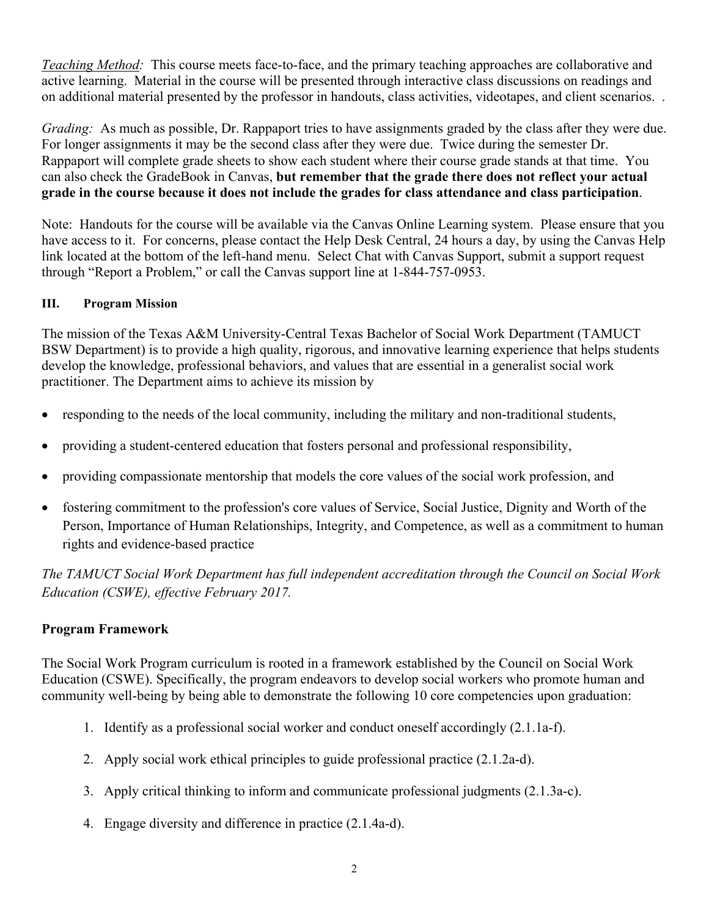*Teaching Method:* This course meets face-to-face, and the primary teaching approaches are collaborative and active learning. Material in the course will be presented through interactive class discussions on readings and on additional material presented by the professor in handouts, class activities, videotapes, and client scenarios. .

*Grading:* As much as possible, Dr. Rappaport tries to have assignments graded by the class after they were due. For longer assignments it may be the second class after they were due. Twice during the semester Dr. Rappaport will complete grade sheets to show each student where their course grade stands at that time. You can also check the GradeBook in Canvas, **but remember that the grade there does not reflect your actual grade in the course because it does not include the grades for class attendance and class participation**.

Note: Handouts for the course will be available via the Canvas Online Learning system. Please ensure that you have access to it. For concerns, please contact the Help Desk Central, 24 hours a day, by using the Canvas Help link located at the bottom of the left-hand menu. Select Chat with Canvas Support, submit a support request through "Report a Problem," or call the Canvas support line at 1-844-757-0953.

## III. Program Mission

The mission of the Texas A&M University-Central Texas Bachelor of Social Work Department (TAMUCT BSW Department) is to provide a high quality, rigorous, and innovative learning experience that helps students develop the knowledge, professional behaviors, and values that are essential in a generalist social work practitioner. The Department aims to achieve its mission by

- responding to the needs of the local community, including the military and non-traditional students,
- providing a student-centered education that fosters personal and professional responsibility,
- providing compassionate mentorship that models the core values of the social work profession, and
- fostering commitment to the profession's core values of Service, Social Justice, Dignity and Worth of the Person, Importance of Human Relationships, Integrity, and Competence, as well as a commitment to human rights and evidence-based practice

*The TAMUCT Social Work Department has full independent accreditation through the Council on Social Work Education (CSWE), effective February 2017.*

### Program Framework

The Social Work Program curriculum is rooted in a framework established by the Council on Social Work Education (CSWE). Specifically, the program endeavors to develop social workers who promote human and community well-being by being able to demonstrate the following 10 core competencies upon graduation:

1. Identify as a professional social worker and conduct oneself accordingly (2.1.1a-f).
2. Apply social work ethical principles to guide professional practice (2.1.2a-d).
3. Apply critical thinking to inform and communicate professional judgments (2.1.3a-c).
4. Engage diversity and difference in practice (2.1.4a-d).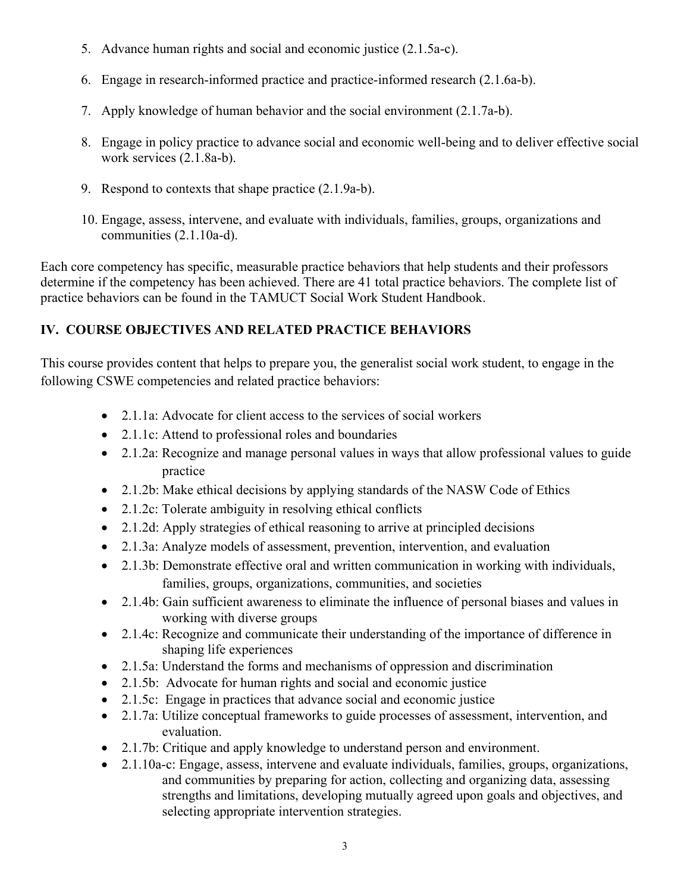5. Advance human rights and social and economic justice (2.1.5a-c).

6. Engage in research-informed practice and practice-informed research (2.1.6a-b).

7. Apply knowledge of human behavior and the social environment (2.1.7a-b).

8. Engage in policy practice to advance social and economic well-being and to deliver effective social work services (2.1.8a-b).

9. Respond to contexts that shape practice (2.1.9a-b).

10. Engage, assess, intervene, and evaluate with individuals, families, groups, organizations and communities (2.1.10a-d).

Each core competency has specific, measurable practice behaviors that help students and their professors determine if the competency has been achieved. There are 41 total practice behaviors. The complete list of practice behaviors can be found in the TAMUCT Social Work Student Handbook.

## IV. COURSE OBJECTIVES AND RELATED PRACTICE BEHAVIORS

This course provides content that helps to prepare you, the generalist social work student, to engage in the following CSWE competencies and related practice behaviors:

- 2.1.1a: Advocate for client access to the services of social workers
- 2.1.1c: Attend to professional roles and boundaries
- 2.1.2a: Recognize and manage personal values in ways that allow professional values to guide practice
- 2.1.2b: Make ethical decisions by applying standards of the NASW Code of Ethics
- 2.1.2c: Tolerate ambiguity in resolving ethical conflicts
- 2.1.2d: Apply strategies of ethical reasoning to arrive at principled decisions
- 2.1.3a: Analyze models of assessment, prevention, intervention, and evaluation
- 2.1.3b: Demonstrate effective oral and written communication in working with individuals, families, groups, organizations, communities, and societies
- 2.1.4b: Gain sufficient awareness to eliminate the influence of personal biases and values in working with diverse groups
- 2.1.4c: Recognize and communicate their understanding of the importance of difference in shaping life experiences
- 2.1.5a: Understand the forms and mechanisms of oppression and discrimination
- 2.1.5b: Advocate for human rights and social and economic justice
- 2.1.5c: Engage in practices that advance social and economic justice
- 2.1.7a: Utilize conceptual frameworks to guide processes of assessment, intervention, and evaluation.
- 2.1.7b: Critique and apply knowledge to understand person and environment.
- 2.1.10a-c: Engage, assess, intervene and evaluate individuals, families, groups, organizations, and communities by preparing for action, collecting and organizing data, assessing strengths and limitations, developing mutually agreed upon goals and objectives, and selecting appropriate intervention strategies.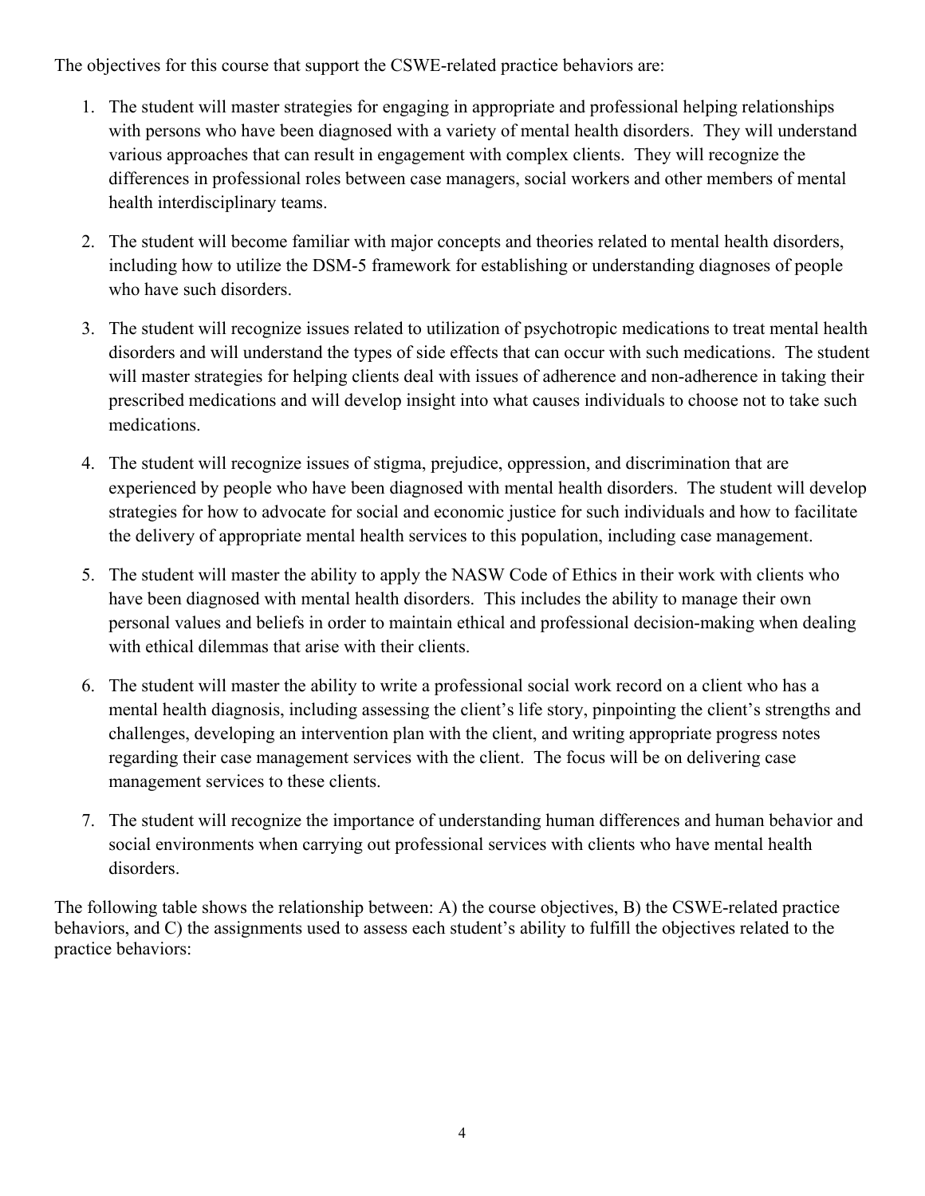The objectives for this course that support the CSWE-related practice behaviors are:

1. The student will master strategies for engaging in appropriate and professional helping relationships with persons who have been diagnosed with a variety of mental health disorders. They will understand various approaches that can result in engagement with complex clients. They will recognize the differences in professional roles between case managers, social workers and other members of mental health interdisciplinary teams.

2. The student will become familiar with major concepts and theories related to mental health disorders, including how to utilize the DSM-5 framework for establishing or understanding diagnoses of people who have such disorders.

3. The student will recognize issues related to utilization of psychotropic medications to treat mental health disorders and will understand the types of side effects that can occur with such medications. The student will master strategies for helping clients deal with issues of adherence and non-adherence in taking their prescribed medications and will develop insight into what causes individuals to choose not to take such medications.

4. The student will recognize issues of stigma, prejudice, oppression, and discrimination that are experienced by people who have been diagnosed with mental health disorders. The student will develop strategies for how to advocate for social and economic justice for such individuals and how to facilitate the delivery of appropriate mental health services to this population, including case management.

5. The student will master the ability to apply the NASW Code of Ethics in their work with clients who have been diagnosed with mental health disorders. This includes the ability to manage their own personal values and beliefs in order to maintain ethical and professional decision-making when dealing with ethical dilemmas that arise with their clients.

6. The student will master the ability to write a professional social work record on a client who has a mental health diagnosis, including assessing the client's life story, pinpointing the client's strengths and challenges, developing an intervention plan with the client, and writing appropriate progress notes regarding their case management services with the client. The focus will be on delivering case management services to these clients.

7. The student will recognize the importance of understanding human differences and human behavior and social environments when carrying out professional services with clients who have mental health disorders.

The following table shows the relationship between: A) the course objectives, B) the CSWE-related practice behaviors, and C) the assignments used to assess each student's ability to fulfill the objectives related to the practice behaviors: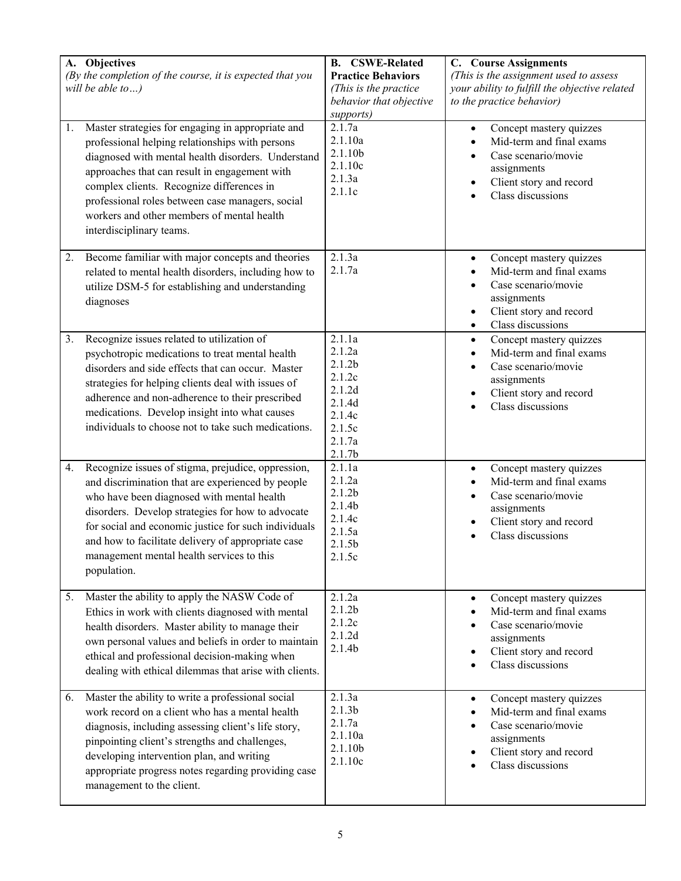| **A. Objectives** *(By the completion of the course, it is expected that you will be able to…)* | **B. CSWE-Related Practice Behaviors** *(This is the practice behavior that objective supports)* | **C. Course Assignments** *(This is the assignment used to assess your ability to fulfill the objective related to the practice behavior)* |
| --- | --- | --- |
| 1. Master strategies for engaging in appropriate and professional helping relationships with persons diagnosed with mental health disorders. Understand approaches that can result in engagement with complex clients. Recognize differences in professional roles between case managers, social workers and other members of mental health interdisciplinary teams. | 2.1.7a<br>2.1.10a<br>2.1.10b<br>2.1.10c<br>2.1.3a<br>2.1.1c | • Concept mastery quizzes<br>• Mid-term and final exams<br>• Case scenario/movie assignments<br>• Client story and record<br>• Class discussions |
| 2. Become familiar with major concepts and theories related to mental health disorders, including how to utilize DSM-5 for establishing and understanding diagnoses | 2.1.3a<br>2.1.7a | • Concept mastery quizzes<br>• Mid-term and final exams<br>• Case scenario/movie assignments<br>• Client story and record<br>• Class discussions |
| 3. Recognize issues related to utilization of psychotropic medications to treat mental health disorders and side effects that can occur. Master strategies for helping clients deal with issues of adherence and non-adherence to their prescribed medications. Develop insight into what causes individuals to choose not to take such medications. | 2.1.1a<br>2.1.2a<br>2.1.2b<br>2.1.2c<br>2.1.2d<br>2.1.4d<br>2.1.4c<br>2.1.5c<br>2.1.7a<br>2.1.7b | • Concept mastery quizzes<br>• Mid-term and final exams<br>• Case scenario/movie assignments<br>• Client story and record<br>• Class discussions |
| 4. Recognize issues of stigma, prejudice, oppression, and discrimination that are experienced by people who have been diagnosed with mental health disorders. Develop strategies for how to advocate for social and economic justice for such individuals and how to facilitate delivery of appropriate case management mental health services to this population. | 2.1.1a<br>2.1.2a<br>2.1.2b<br>2.1.4b<br>2.1.4c<br>2.1.5a<br>2.1.5b<br>2.1.5c | • Concept mastery quizzes<br>• Mid-term and final exams<br>• Case scenario/movie assignments<br>• Client story and record<br>• Class discussions |
| 5. Master the ability to apply the NASW Code of Ethics in work with clients diagnosed with mental health disorders. Master ability to manage their own personal values and beliefs in order to maintain ethical and professional decision-making when dealing with ethical dilemmas that arise with clients. | 2.1.2a<br>2.1.2b<br>2.1.2c<br>2.1.2d<br>2.1.4b | • Concept mastery quizzes<br>• Mid-term and final exams<br>• Case scenario/movie assignments<br>• Client story and record<br>• Class discussions |
| 6. Master the ability to write a professional social work record on a client who has a mental health diagnosis, including assessing client's life story, pinpointing client's strengths and challenges, developing intervention plan, and writing appropriate progress notes regarding providing case management to the client. | 2.1.3a<br>2.1.3b<br>2.1.7a<br>2.1.10a<br>2.1.10b<br>2.1.10c | • Concept mastery quizzes<br>• Mid-term and final exams<br>• Case scenario/movie assignments<br>• Client story and record<br>• Class discussions |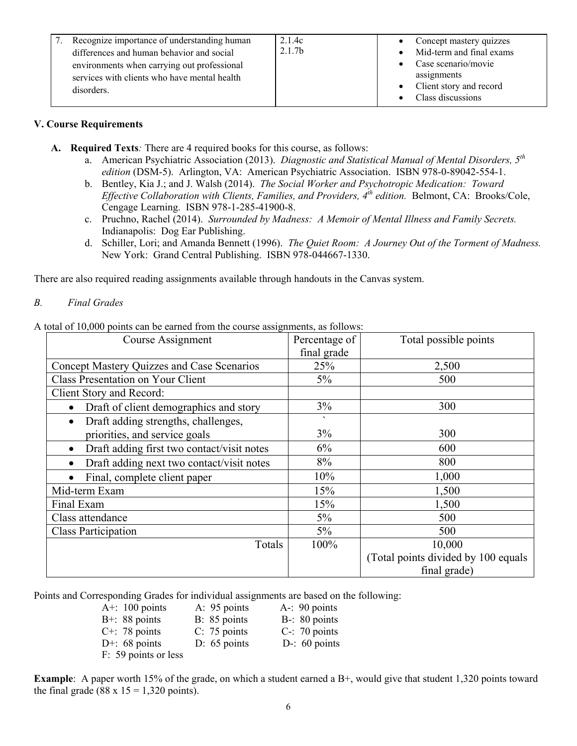| 7. Recognize importance of understanding human differences and human behavior and social environments when carrying out professional services with clients who have mental health disorders. | 2.1.4c<br>2.1.7b | • Concept mastery quizzes<br>• Mid-term and final exams<br>• Case scenario/movie assignments<br>• Client story and record<br>• Class discussions |
|---|---|---|

### V. Course Requirements

**A. Required Texts***:* There are 4 required books for this course, as follows:

a. American Psychiatric Association (2013). *Diagnostic and Statistical Manual of Mental Disorders, 5th edition* (DSM-5). Arlington, VA: American Psychiatric Association. ISBN 978-0-89042-554-1.
b. Bentley, Kia J.; and J. Walsh (2014). *The Social Worker and Psychotropic Medication: Toward Effective Collaboration with Clients, Families, and Providers, 4th edition.* Belmont, CA: Brooks/Cole, Cengage Learning. ISBN 978-1-285-41900-8.
c. Pruchno, Rachel (2014). *Surrounded by Madness: A Memoir of Mental Illness and Family Secrets.* Indianapolis: Dog Ear Publishing.
d. Schiller, Lori; and Amanda Bennett (1996). *The Quiet Room: A Journey Out of the Torment of Madness.* New York: Grand Central Publishing. ISBN 978-044667-1330.

There are also required reading assignments available through handouts in the Canvas system.

*B. Final Grades*

A total of 10,000 points can be earned from the course assignments, as follows:

| Course Assignment | Percentage of final grade | Total possible points |
|---|---|---|
| Concept Mastery Quizzes and Case Scenarios | 25% | 2,500 |
| Class Presentation on Your Client | 5% | 500 |
| Client Story and Record: | | |
| • Draft of client demographics and story | 3% | 300 |
| • Draft adding strengths, challenges, priorities, and service goals | 3% | 300 |
| • Draft adding first two contact/visit notes | 6% | 600 |
| • Draft adding next two contact/visit notes | 8% | 800 |
| • Final, complete client paper | 10% | 1,000 |
| Mid-term Exam | 15% | 1,500 |
| Final Exam | 15% | 1,500 |
| Class attendance | 5% | 500 |
| Class Participation | 5% | 500 |
| Totals | 100% | 10,000 (Total points divided by 100 equals final grade) |

Points and Corresponding Grades for individual assignments are based on the following:

| | | |
|---|---|---|
| A+: 100 points | A: 95 points | A-: 90 points |
| B+: 88 points | B: 85 points | B-: 80 points |
| C+: 78 points | C: 75 points | C-: 70 points |
| D+: 68 points | D: 65 points | D-: 60 points |
| F: 59 points or less | | |

**Example**: A paper worth 15% of the grade, on which a student earned a B+, would give that student 1,320 points toward the final grade (88 x 15 = 1,320 points).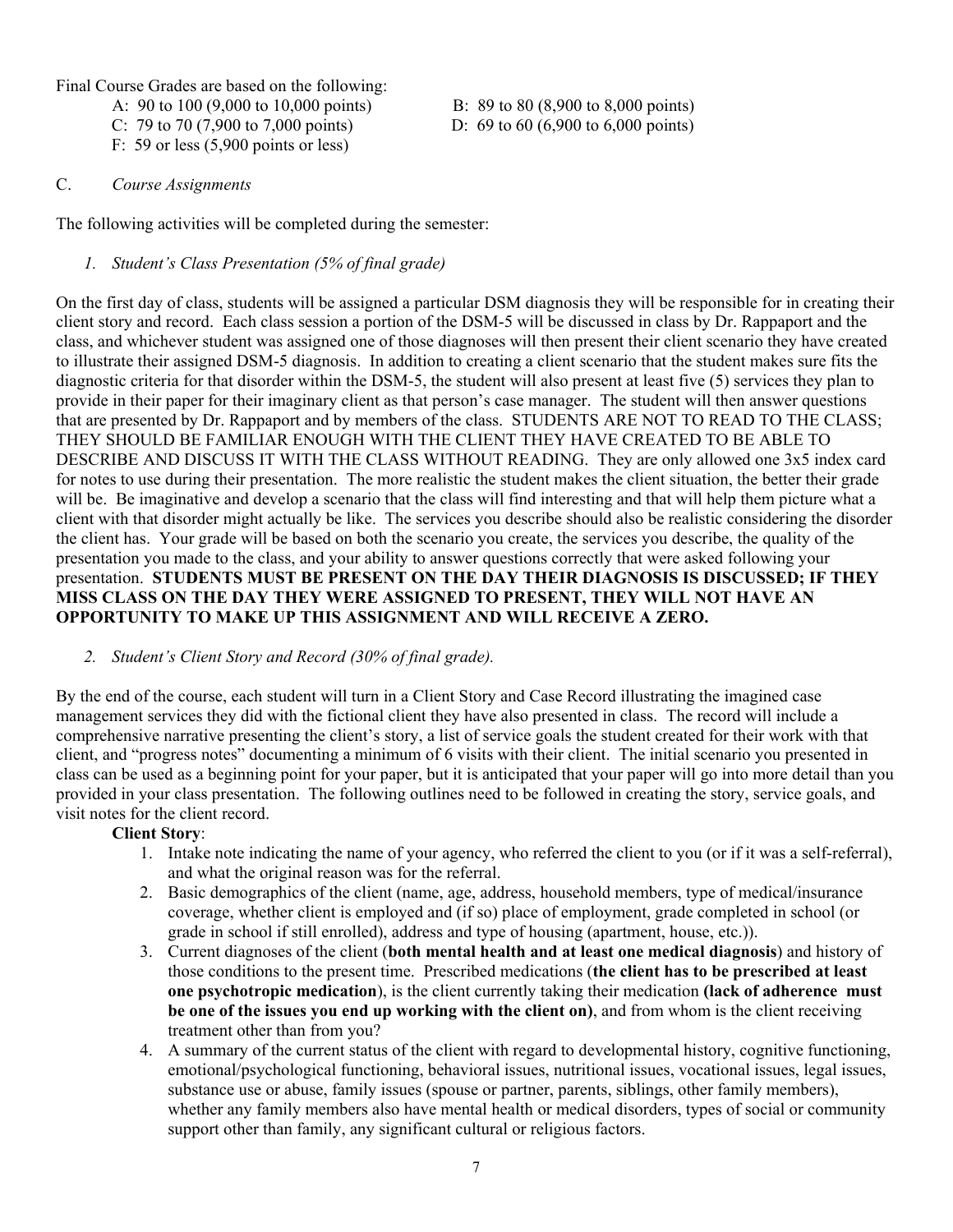Final Course Grades are based on the following:

A: 90 to 100 (9,000 to 10,000 points)
B: 89 to 80 (8,900 to 8,000 points)
C: 79 to 70 (7,900 to 7,000 points)
D: 69 to 60 (6,900 to 6,000 points)
F: 59 or less (5,900 points or less)

C. *Course Assignments*

The following activities will be completed during the semester:

1. *Student's Class Presentation (5% of final grade)*

On the first day of class, students will be assigned a particular DSM diagnosis they will be responsible for in creating their client story and record. Each class session a portion of the DSM-5 will be discussed in class by Dr. Rappaport and the class, and whichever student was assigned one of those diagnoses will then present their client scenario they have created to illustrate their assigned DSM-5 diagnosis. In addition to creating a client scenario that the student makes sure fits the diagnostic criteria for that disorder within the DSM-5, the student will also present at least five (5) services they plan to provide in their paper for their imaginary client as that person's case manager. The student will then answer questions that are presented by Dr. Rappaport and by members of the class. STUDENTS ARE NOT TO READ TO THE CLASS; THEY SHOULD BE FAMILIAR ENOUGH WITH THE CLIENT THEY HAVE CREATED TO BE ABLE TO DESCRIBE AND DISCUSS IT WITH THE CLASS WITHOUT READING. They are only allowed one 3x5 index card for notes to use during their presentation. The more realistic the student makes the client situation, the better their grade will be. Be imaginative and develop a scenario that the class will find interesting and that will help them picture what a client with that disorder might actually be like. The services you describe should also be realistic considering the disorder the client has. Your grade will be based on both the scenario you create, the services you describe, the quality of the presentation you made to the class, and your ability to answer questions correctly that were asked following your presentation. **STUDENTS MUST BE PRESENT ON THE DAY THEIR DIAGNOSIS IS DISCUSSED; IF THEY MISS CLASS ON THE DAY THEY WERE ASSIGNED TO PRESENT, THEY WILL NOT HAVE AN OPPORTUNITY TO MAKE UP THIS ASSIGNMENT AND WILL RECEIVE A ZERO.**

2. *Student's Client Story and Record (30% of final grade).*

By the end of the course, each student will turn in a Client Story and Case Record illustrating the imagined case management services they did with the fictional client they have also presented in class. The record will include a comprehensive narrative presenting the client's story, a list of service goals the student created for their work with that client, and "progress notes" documenting a minimum of 6 visits with their client. The initial scenario you presented in class can be used as a beginning point for your paper, but it is anticipated that your paper will go into more detail than you provided in your class presentation. The following outlines need to be followed in creating the story, service goals, and visit notes for the client record.

**Client Story**:

1. Intake note indicating the name of your agency, who referred the client to you (or if it was a self-referral), and what the original reason was for the referral.
2. Basic demographics of the client (name, age, address, household members, type of medical/insurance coverage, whether client is employed and (if so) place of employment, grade completed in school (or grade in school if still enrolled), address and type of housing (apartment, house, etc.)).
3. Current diagnoses of the client (**both mental health and at least one medical diagnosis**) and history of those conditions to the present time. Prescribed medications (**the client has to be prescribed at least one psychotropic medication**), is the client currently taking their medication **(lack of adherence must be one of the issues you end up working with the client on)**, and from whom is the client receiving treatment other than from you?
4. A summary of the current status of the client with regard to developmental history, cognitive functioning, emotional/psychological functioning, behavioral issues, nutritional issues, vocational issues, legal issues, substance use or abuse, family issues (spouse or partner, parents, siblings, other family members), whether any family members also have mental health or medical disorders, types of social or community support other than family, any significant cultural or religious factors.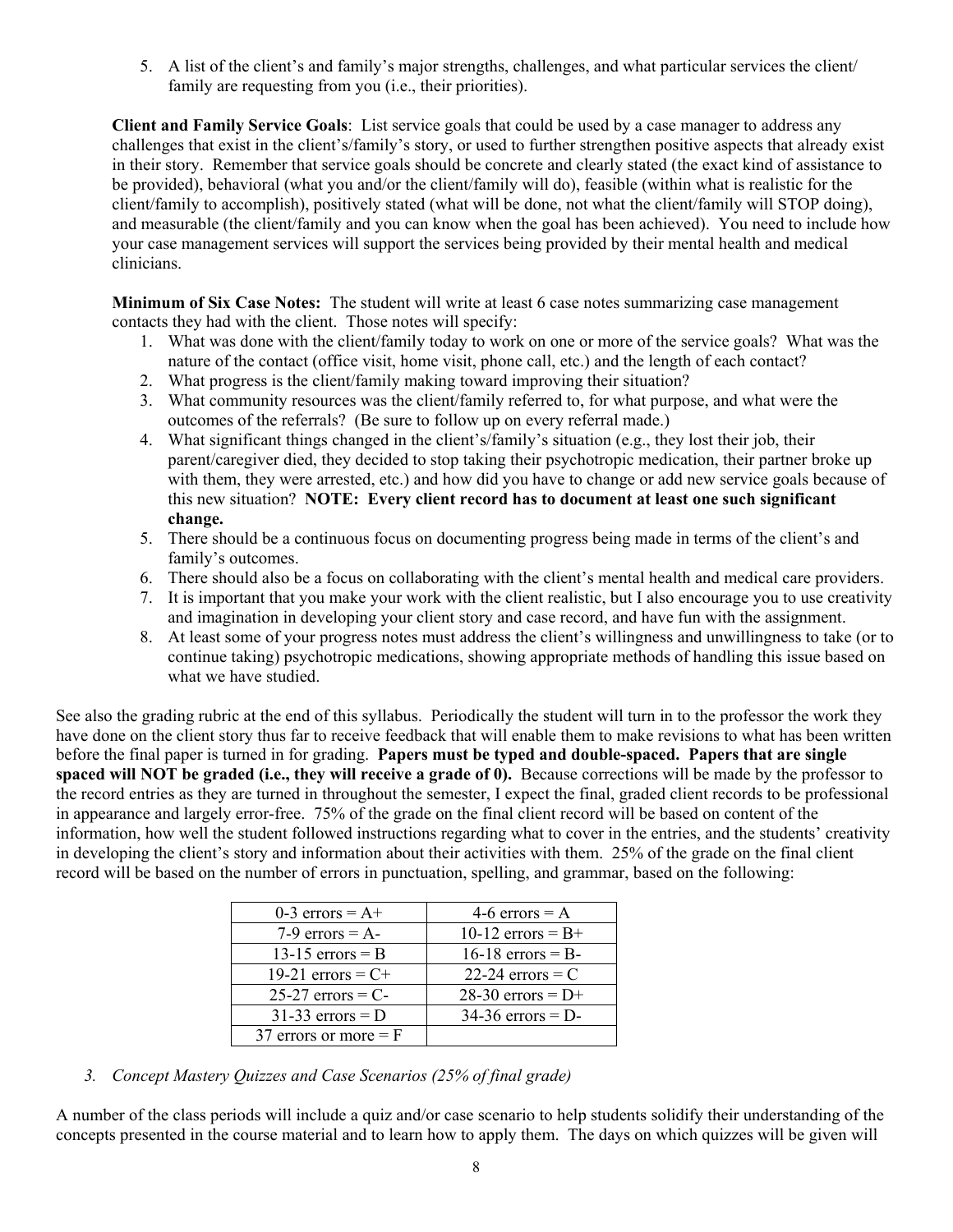5. A list of the client's and family's major strengths, challenges, and what particular services the client/ family are requesting from you (i.e., their priorities).

**Client and Family Service Goals**: List service goals that could be used by a case manager to address any challenges that exist in the client's/family's story, or used to further strengthen positive aspects that already exist in their story. Remember that service goals should be concrete and clearly stated (the exact kind of assistance to be provided), behavioral (what you and/or the client/family will do), feasible (within what is realistic for the client/family to accomplish), positively stated (what will be done, not what the client/family will STOP doing), and measurable (the client/family and you can know when the goal has been achieved). You need to include how your case management services will support the services being provided by their mental health and medical clinicians.

**Minimum of Six Case Notes:** The student will write at least 6 case notes summarizing case management contacts they had with the client. Those notes will specify:

1. What was done with the client/family today to work on one or more of the service goals? What was the nature of the contact (office visit, home visit, phone call, etc.) and the length of each contact?
2. What progress is the client/family making toward improving their situation?
3. What community resources was the client/family referred to, for what purpose, and what were the outcomes of the referrals? (Be sure to follow up on every referral made.)
4. What significant things changed in the client's/family's situation (e.g., they lost their job, their parent/caregiver died, they decided to stop taking their psychotropic medication, their partner broke up with them, they were arrested, etc.) and how did you have to change or add new service goals because of this new situation? **NOTE: Every client record has to document at least one such significant change.**
5. There should be a continuous focus on documenting progress being made in terms of the client's and family's outcomes.
6. There should also be a focus on collaborating with the client's mental health and medical care providers.
7. It is important that you make your work with the client realistic, but I also encourage you to use creativity and imagination in developing your client story and case record, and have fun with the assignment.
8. At least some of your progress notes must address the client's willingness and unwillingness to take (or to continue taking) psychotropic medications, showing appropriate methods of handling this issue based on what we have studied.

See also the grading rubric at the end of this syllabus. Periodically the student will turn in to the professor the work they have done on the client story thus far to receive feedback that will enable them to make revisions to what has been written before the final paper is turned in for grading. **Papers must be typed and double-spaced. Papers that are single spaced will NOT be graded (i.e., they will receive a grade of 0).** Because corrections will be made by the professor to the record entries as they are turned in throughout the semester, I expect the final, graded client records to be professional in appearance and largely error-free. 75% of the grade on the final client record will be based on content of the information, how well the student followed instructions regarding what to cover in the entries, and the students' creativity in developing the client's story and information about their activities with them. 25% of the grade on the final client record will be based on the number of errors in punctuation, spelling, and grammar, based on the following:

| | |
|---|---|
| 0-3 errors = A+ | 4-6 errors = A |
| 7-9 errors = A- | 10-12 errors = B+ |
| 13-15 errors = B | 16-18 errors = B- |
| 19-21 errors = C+ | 22-24 errors = C |
| 25-27 errors = C- | 28-30 errors = D+ |
| 31-33 errors = D | 34-36 errors = D- |
| 37 errors or more = F | |

*3. Concept Mastery Quizzes and Case Scenarios (25% of final grade)*

A number of the class periods will include a quiz and/or case scenario to help students solidify their understanding of the concepts presented in the course material and to learn how to apply them. The days on which quizzes will be given will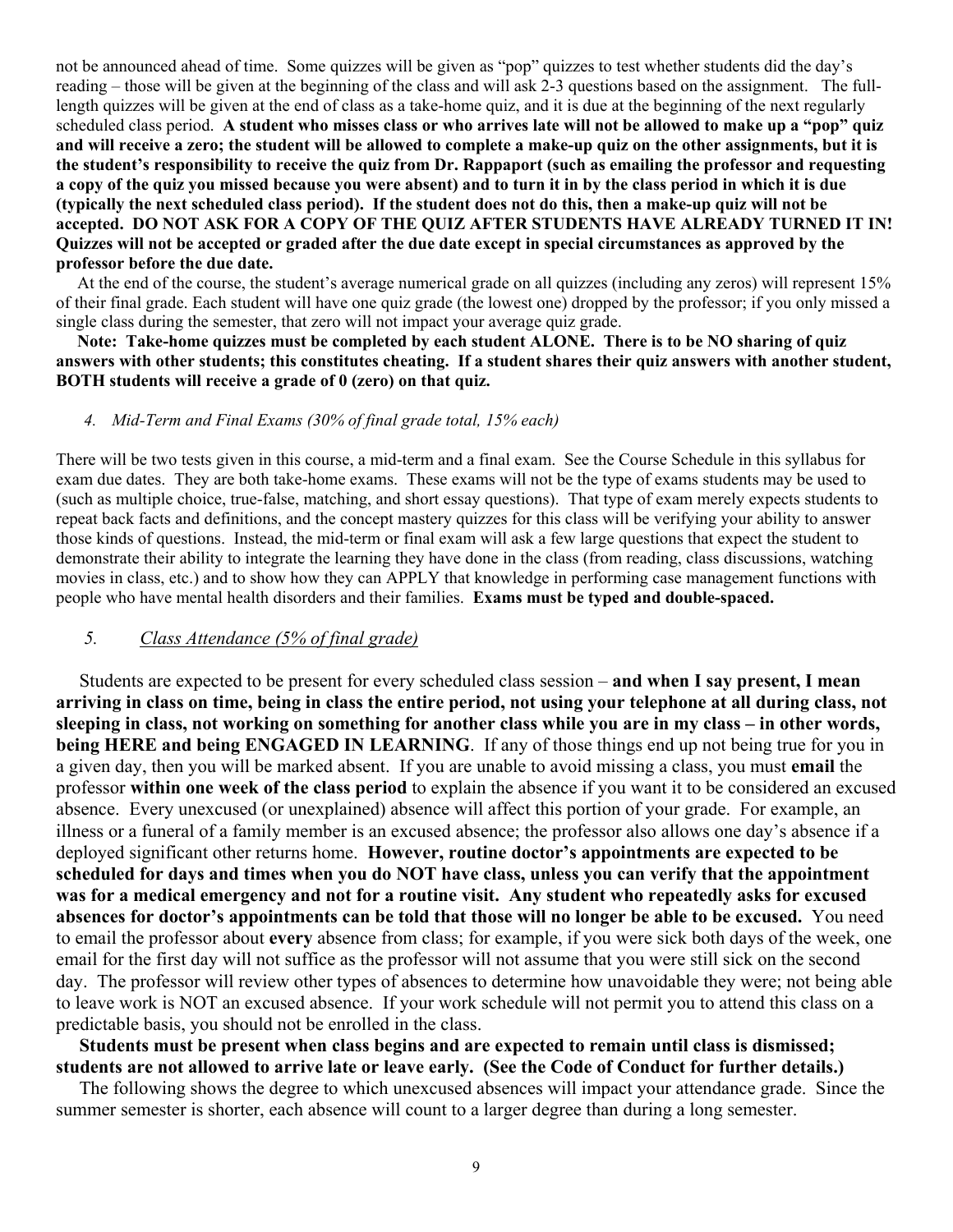not be announced ahead of time. Some quizzes will be given as "pop" quizzes to test whether students did the day's reading – those will be given at the beginning of the class and will ask 2-3 questions based on the assignment. The full-length quizzes will be given at the end of class as a take-home quiz, and it is due at the beginning of the next regularly scheduled class period. **A student who misses class or who arrives late will not be allowed to make up a "pop" quiz and will receive a zero; the student will be allowed to complete a make-up quiz on the other assignments, but it is the student's responsibility to receive the quiz from Dr. Rappaport (such as emailing the professor and requesting a copy of the quiz you missed because you were absent) and to turn it in by the class period in which it is due (typically the next scheduled class period). If the student does not do this, then a make-up quiz will not be accepted. DO NOT ASK FOR A COPY OF THE QUIZ AFTER STUDENTS HAVE ALREADY TURNED IT IN! Quizzes will not be accepted or graded after the due date except in special circumstances as approved by the professor before the due date.**

At the end of the course, the student's average numerical grade on all quizzes (including any zeros) will represent 15% of their final grade. Each student will have one quiz grade (the lowest one) dropped by the professor; if you only missed a single class during the semester, that zero will not impact your average quiz grade.

**Note: Take-home quizzes must be completed by each student ALONE. There is to be NO sharing of quiz answers with other students; this constitutes cheating. If a student shares their quiz answers with another student, BOTH students will receive a grade of 0 (zero) on that quiz.**

*4. Mid-Term and Final Exams (30% of final grade total, 15% each)*

There will be two tests given in this course, a mid-term and a final exam. See the Course Schedule in this syllabus for exam due dates. They are both take-home exams. These exams will not be the type of exams students may be used to (such as multiple choice, true-false, matching, and short essay questions). That type of exam merely expects students to repeat back facts and definitions, and the concept mastery quizzes for this class will be verifying your ability to answer those kinds of questions. Instead, the mid-term or final exam will ask a few large questions that expect the student to demonstrate their ability to integrate the learning they have done in the class (from reading, class discussions, watching movies in class, etc.) and to show how they can APPLY that knowledge in performing case management functions with people who have mental health disorders and their families. **Exams must be typed and double-spaced.**

*5. Class Attendance (5% of final grade)*

Students are expected to be present for every scheduled class session – **and when I say present, I mean arriving in class on time, being in class the entire period, not using your telephone at all during class, not sleeping in class, not working on something for another class while you are in my class – in other words, being HERE and being ENGAGED IN LEARNING**. If any of those things end up not being true for you in a given day, then you will be marked absent. If you are unable to avoid missing a class, you must **email** the professor **within one week of the class period** to explain the absence if you want it to be considered an excused absence. Every unexcused (or unexplained) absence will affect this portion of your grade. For example, an illness or a funeral of a family member is an excused absence; the professor also allows one day's absence if a deployed significant other returns home. **However, routine doctor's appointments are expected to be scheduled for days and times when you do NOT have class, unless you can verify that the appointment was for a medical emergency and not for a routine visit. Any student who repeatedly asks for excused absences for doctor's appointments can be told that those will no longer be able to be excused.** You need to email the professor about **every** absence from class; for example, if you were sick both days of the week, one email for the first day will not suffice as the professor will not assume that you were still sick on the second day. The professor will review other types of absences to determine how unavoidable they were; not being able to leave work is NOT an excused absence. If your work schedule will not permit you to attend this class on a predictable basis, you should not be enrolled in the class.

**Students must be present when class begins and are expected to remain until class is dismissed; students are not allowed to arrive late or leave early. (See the Code of Conduct for further details.)**

The following shows the degree to which unexcused absences will impact your attendance grade. Since the summer semester is shorter, each absence will count to a larger degree than during a long semester.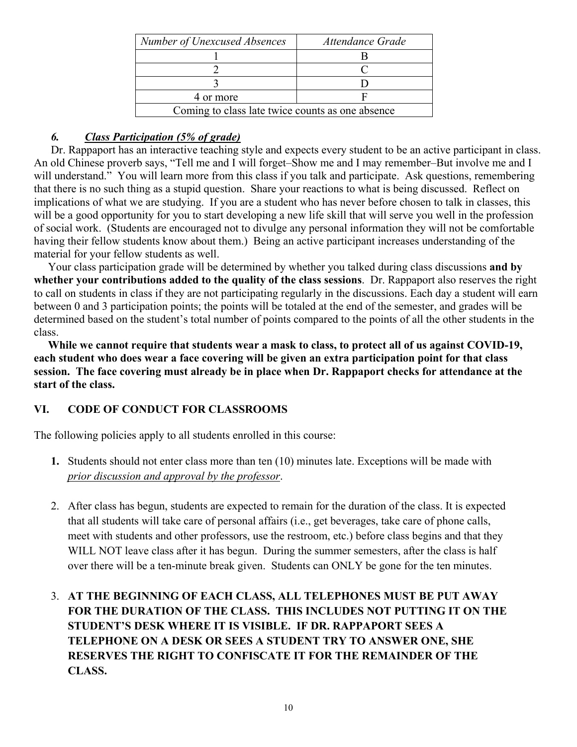| *Number of Unexcused Absences* | *Attendance Grade* |
|---|---|
| 1 | B |
| 2 | C |
| 3 | D |
| 4 or more | F |
| Coming to class late twice counts as one absence | |

### *6. <u>Class Participation (5% of grade)</u>*

Dr. Rappaport has an interactive teaching style and expects every student to be an active participant in class. An old Chinese proverb says, "Tell me and I will forget–Show me and I may remember–But involve me and I will understand." You will learn more from this class if you talk and participate. Ask questions, remembering that there is no such thing as a stupid question. Share your reactions to what is being discussed. Reflect on implications of what we are studying. If you are a student who has never before chosen to talk in classes, this will be a good opportunity for you to start developing a new life skill that will serve you well in the profession of social work. (Students are encouraged not to divulge any personal information they will not be comfortable having their fellow students know about them.) Being an active participant increases understanding of the material for your fellow students as well.

Your class participation grade will be determined by whether you talked during class discussions **and by whether your contributions added to the quality of the class sessions**. Dr. Rappaport also reserves the right to call on students in class if they are not participating regularly in the discussions. Each day a student will earn between 0 and 3 participation points; the points will be totaled at the end of the semester, and grades will be determined based on the student's total number of points compared to the points of all the other students in the class.

**While we cannot require that students wear a mask to class, to protect all of us against COVID-19, each student who does wear a face covering will be given an extra participation point for that class session. The face covering must already be in place when Dr. Rappaport checks for attendance at the start of the class.**

## VI. CODE OF CONDUCT FOR CLASSROOMS

The following policies apply to all students enrolled in this course:

1. Students should not enter class more than ten (10) minutes late. Exceptions will be made with *<u>prior discussion and approval by the professor</u>*.

2. After class has begun, students are expected to remain for the duration of the class. It is expected that all students will take care of personal affairs (i.e., get beverages, take care of phone calls, meet with students and other professors, use the restroom, etc.) before class begins and that they WILL NOT leave class after it has begun. During the summer semesters, after the class is half over there will be a ten-minute break given. Students can ONLY be gone for the ten minutes.

3. **AT THE BEGINNING OF EACH CLASS, ALL TELEPHONES MUST BE PUT AWAY FOR THE DURATION OF THE CLASS. THIS INCLUDES NOT PUTTING IT ON THE STUDENT'S DESK WHERE IT IS VISIBLE. IF DR. RAPPAPORT SEES A TELEPHONE ON A DESK OR SEES A STUDENT TRY TO ANSWER ONE, SHE RESERVES THE RIGHT TO CONFISCATE IT FOR THE REMAINDER OF THE CLASS.**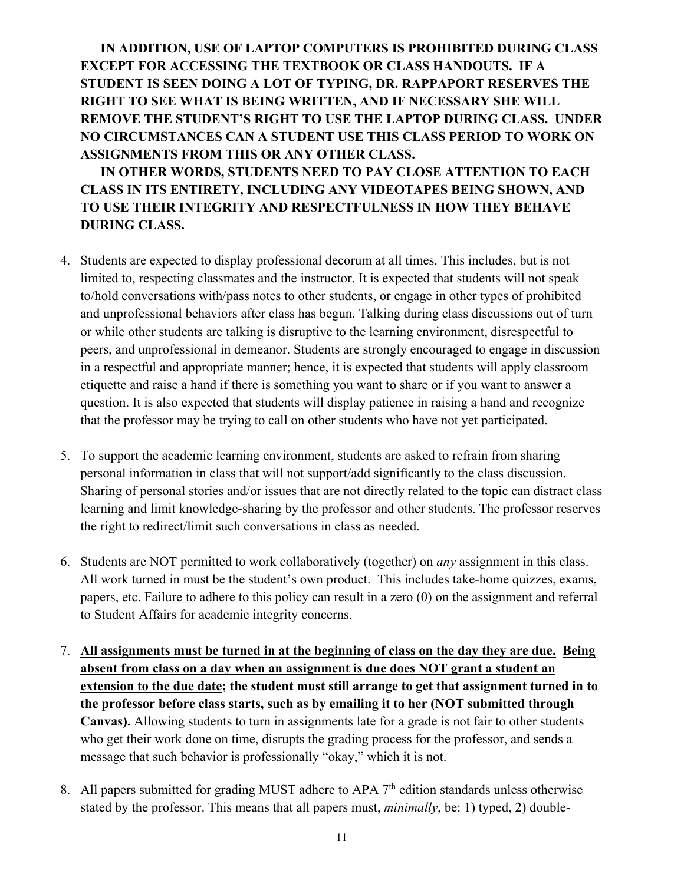**IN ADDITION, USE OF LAPTOP COMPUTERS IS PROHIBITED DURING CLASS EXCEPT FOR ACCESSING THE TEXTBOOK OR CLASS HANDOUTS. IF A STUDENT IS SEEN DOING A LOT OF TYPING, DR. RAPPAPORT RESERVES THE RIGHT TO SEE WHAT IS BEING WRITTEN, AND IF NECESSARY SHE WILL REMOVE THE STUDENT'S RIGHT TO USE THE LAPTOP DURING CLASS. UNDER NO CIRCUMSTANCES CAN A STUDENT USE THIS CLASS PERIOD TO WORK ON ASSIGNMENTS FROM THIS OR ANY OTHER CLASS.**

**IN OTHER WORDS, STUDENTS NEED TO PAY CLOSE ATTENTION TO EACH CLASS IN ITS ENTIRETY, INCLUDING ANY VIDEOTAPES BEING SHOWN, AND TO USE THEIR INTEGRITY AND RESPECTFULNESS IN HOW THEY BEHAVE DURING CLASS.**

4. Students are expected to display professional decorum at all times. This includes, but is not limited to, respecting classmates and the instructor. It is expected that students will not speak to/hold conversations with/pass notes to other students, or engage in other types of prohibited and unprofessional behaviors after class has begun. Talking during class discussions out of turn or while other students are talking is disruptive to the learning environment, disrespectful to peers, and unprofessional in demeanor. Students are strongly encouraged to engage in discussion in a respectful and appropriate manner; hence, it is expected that students will apply classroom etiquette and raise a hand if there is something you want to share or if you want to answer a question. It is also expected that students will display patience in raising a hand and recognize that the professor may be trying to call on other students who have not yet participated.

5. To support the academic learning environment, students are asked to refrain from sharing personal information in class that will not support/add significantly to the class discussion. Sharing of personal stories and/or issues that are not directly related to the topic can distract class learning and limit knowledge-sharing by the professor and other students. The professor reserves the right to redirect/limit such conversations in class as needed.

6. Students are <u>NOT</u> permitted to work collaboratively (together) on *any* assignment in this class. All work turned in must be the student's own product. This includes take-home quizzes, exams, papers, etc. Failure to adhere to this policy can result in a zero (0) on the assignment and referral to Student Affairs for academic integrity concerns.

7. **<u>All assignments must be turned in at the beginning of class on the day they are due.</u> <u>Being absent from class on a day when an assignment is due does NOT grant a student an extension to the due date</u>; the student must still arrange to get that assignment turned in to the professor before class starts, such as by emailing it to her (NOT submitted through Canvas).** Allowing students to turn in assignments late for a grade is not fair to other students who get their work done on time, disrupts the grading process for the professor, and sends a message that such behavior is professionally "okay," which it is not.

8. All papers submitted for grading MUST adhere to APA 7th edition standards unless otherwise stated by the professor. This means that all papers must, *minimally*, be: 1) typed, 2) double-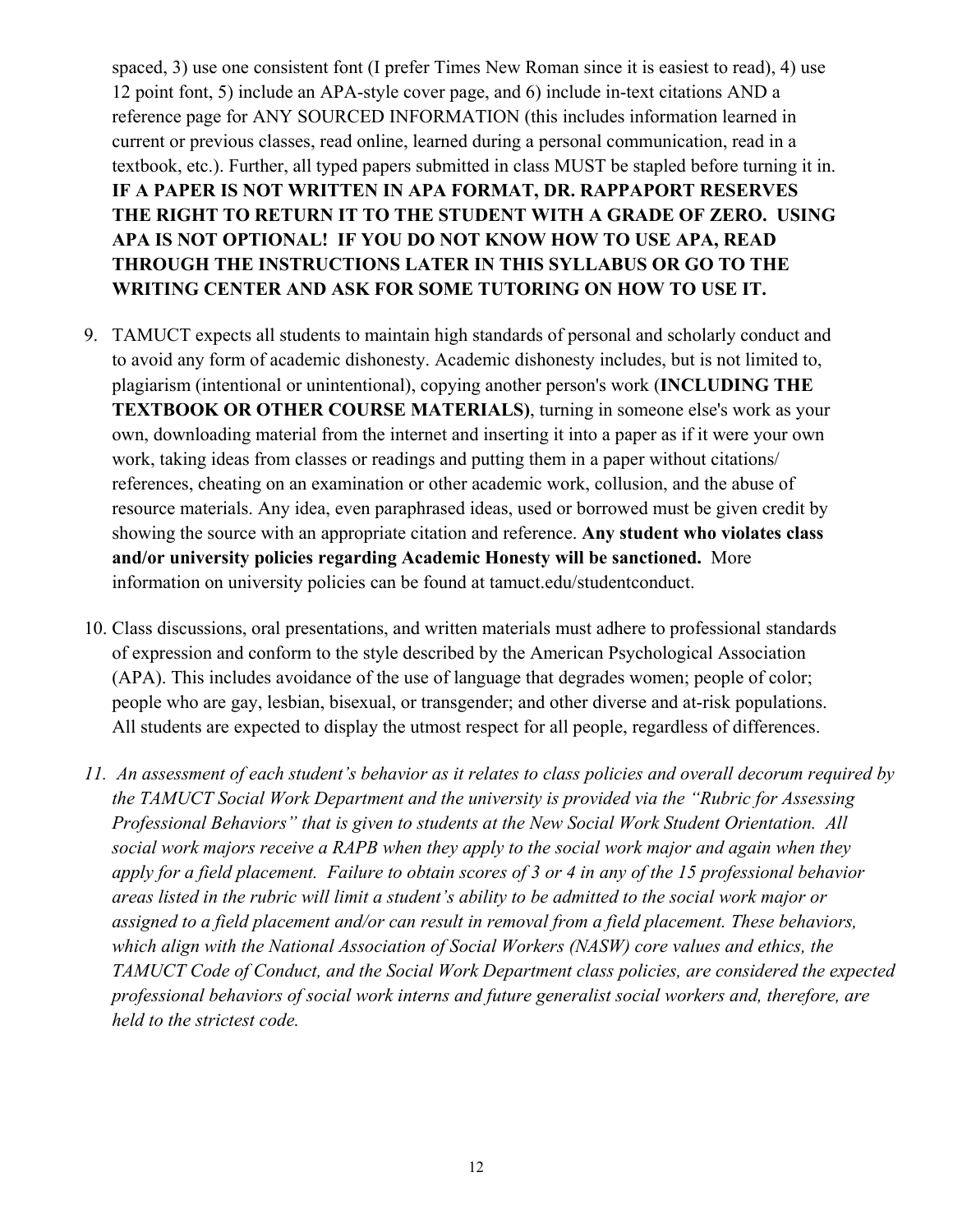spaced, 3) use one consistent font (I prefer Times New Roman since it is easiest to read), 4) use 12 point font, 5) include an APA-style cover page, and 6) include in-text citations AND a reference page for ANY SOURCED INFORMATION (this includes information learned in current or previous classes, read online, learned during a personal communication, read in a textbook, etc.). Further, all typed papers submitted in class MUST be stapled before turning it in. **IF A PAPER IS NOT WRITTEN IN APA FORMAT, DR. RAPPAPORT RESERVES THE RIGHT TO RETURN IT TO THE STUDENT WITH A GRADE OF ZERO. USING APA IS NOT OPTIONAL! IF YOU DO NOT KNOW HOW TO USE APA, READ THROUGH THE INSTRUCTIONS LATER IN THIS SYLLABUS OR GO TO THE WRITING CENTER AND ASK FOR SOME TUTORING ON HOW TO USE IT.**

9. TAMUCT expects all students to maintain high standards of personal and scholarly conduct and to avoid any form of academic dishonesty. Academic dishonesty includes, but is not limited to, plagiarism (intentional or unintentional), copying another person's work (**INCLUDING THE TEXTBOOK OR OTHER COURSE MATERIALS)**, turning in someone else's work as your own, downloading material from the internet and inserting it into a paper as if it were your own work, taking ideas from classes or readings and putting them in a paper without citations/ references, cheating on an examination or other academic work, collusion, and the abuse of resource materials. Any idea, even paraphrased ideas, used or borrowed must be given credit by showing the source with an appropriate citation and reference. **Any student who violates class and/or university policies regarding Academic Honesty will be sanctioned.** More information on university policies can be found at tamuct.edu/studentconduct.

10. Class discussions, oral presentations, and written materials must adhere to professional standards of expression and conform to the style described by the American Psychological Association (APA). This includes avoidance of the use of language that degrades women; people of color; people who are gay, lesbian, bisexual, or transgender; and other diverse and at-risk populations. All students are expected to display the utmost respect for all people, regardless of differences.

11. *An assessment of each student's behavior as it relates to class policies and overall decorum required by the TAMUCT Social Work Department and the university is provided via the "Rubric for Assessing Professional Behaviors" that is given to students at the New Social Work Student Orientation. All social work majors receive a RAPB when they apply to the social work major and again when they apply for a field placement. Failure to obtain scores of 3 or 4 in any of the 15 professional behavior areas listed in the rubric will limit a student's ability to be admitted to the social work major or assigned to a field placement and/or can result in removal from a field placement. These behaviors, which align with the National Association of Social Workers (NASW) core values and ethics, the TAMUCT Code of Conduct, and the Social Work Department class policies, are considered the expected professional behaviors of social work interns and future generalist social workers and, therefore, are held to the strictest code.*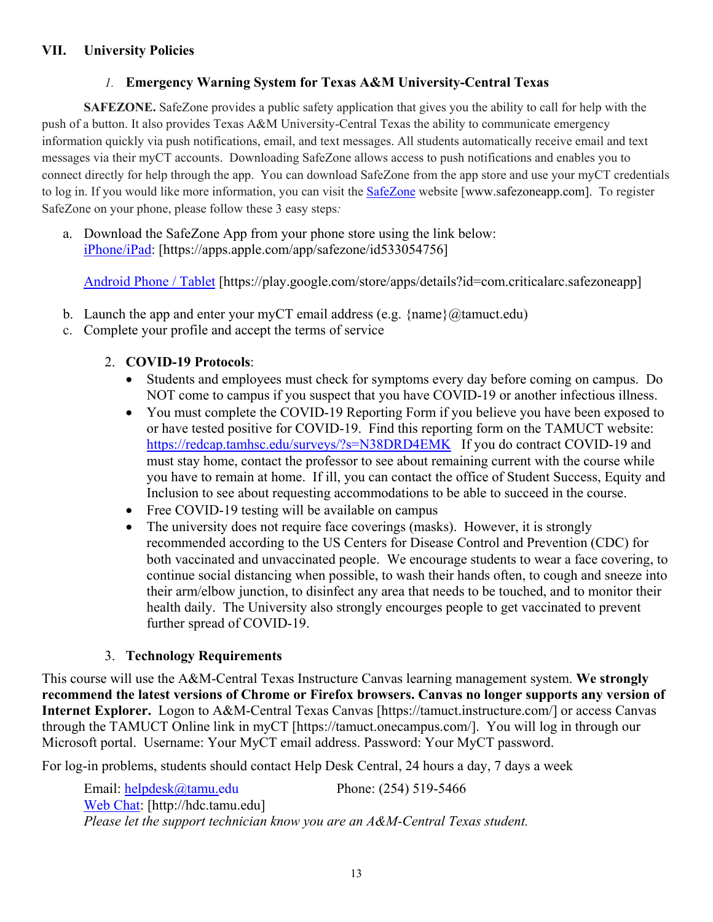## VII. University Policies

### *1.* Emergency Warning System for Texas A&M University-Central Texas

**SAFEZONE.** SafeZone provides a public safety application that gives you the ability to call for help with the push of a button. It also provides Texas A&M University-Central Texas the ability to communicate emergency information quickly via push notifications, email, and text messages. All students automatically receive email and text messages via their myCT accounts. Downloading SafeZone allows access to push notifications and enables you to connect directly for help through the app. You can download SafeZone from the app store and use your myCT credentials to log in. If you would like more information, you can visit the SafeZone website [www.safezoneapp.com]. To register SafeZone on your phone, please follow these 3 easy steps*:*

a. Download the SafeZone App from your phone store using the link below:
   iPhone/iPad: [https://apps.apple.com/app/safezone/id533054756]

   Android Phone / Tablet [https://play.google.com/store/apps/details?id=com.criticalarc.safezoneapp]

b. Launch the app and enter your myCT email address (e.g. {name}@tamuct.edu)
c. Complete your profile and accept the terms of service

### 2. COVID-19 Protocols:

- Students and employees must check for symptoms every day before coming on campus. Do NOT come to campus if you suspect that you have COVID-19 or another infectious illness.
- You must complete the COVID-19 Reporting Form if you believe you have been exposed to or have tested positive for COVID-19. Find this reporting form on the TAMUCT website: https://redcap.tamhsc.edu/surveys/?s=N38DRD4EMK If you do contract COVID-19 and must stay home, contact the professor to see about remaining current with the course while you have to remain at home. If ill, you can contact the office of Student Success, Equity and Inclusion to see about requesting accommodations to be able to succeed in the course.
- Free COVID-19 testing will be available on campus
- The university does not require face coverings (masks). However, it is strongly recommended according to the US Centers for Disease Control and Prevention (CDC) for both vaccinated and unvaccinated people. We encourage students to wear a face covering, to continue social distancing when possible, to wash their hands often, to cough and sneeze into their arm/elbow junction, to disinfect any area that needs to be touched, and to monitor their health daily. The University also strongly encourges people to get vaccinated to prevent further spread of COVID-19.

### 3. Technology Requirements

This course will use the A&M-Central Texas Instructure Canvas learning management system. **We strongly recommend the latest versions of Chrome or Firefox browsers. Canvas no longer supports any version of Internet Explorer.** Logon to A&M-Central Texas Canvas [https://tamuct.instructure.com/] or access Canvas through the TAMUCT Online link in myCT [https://tamuct.onecampus.com/]. You will log in through our Microsoft portal. Username: Your MyCT email address. Password: Your MyCT password.

For log-in problems, students should contact Help Desk Central, 24 hours a day, 7 days a week

Email: helpdesk@tamu.edu Phone: (254) 519-5466
Web Chat: [http://hdc.tamu.edu]
*Please let the support technician know you are an A&M-Central Texas student.*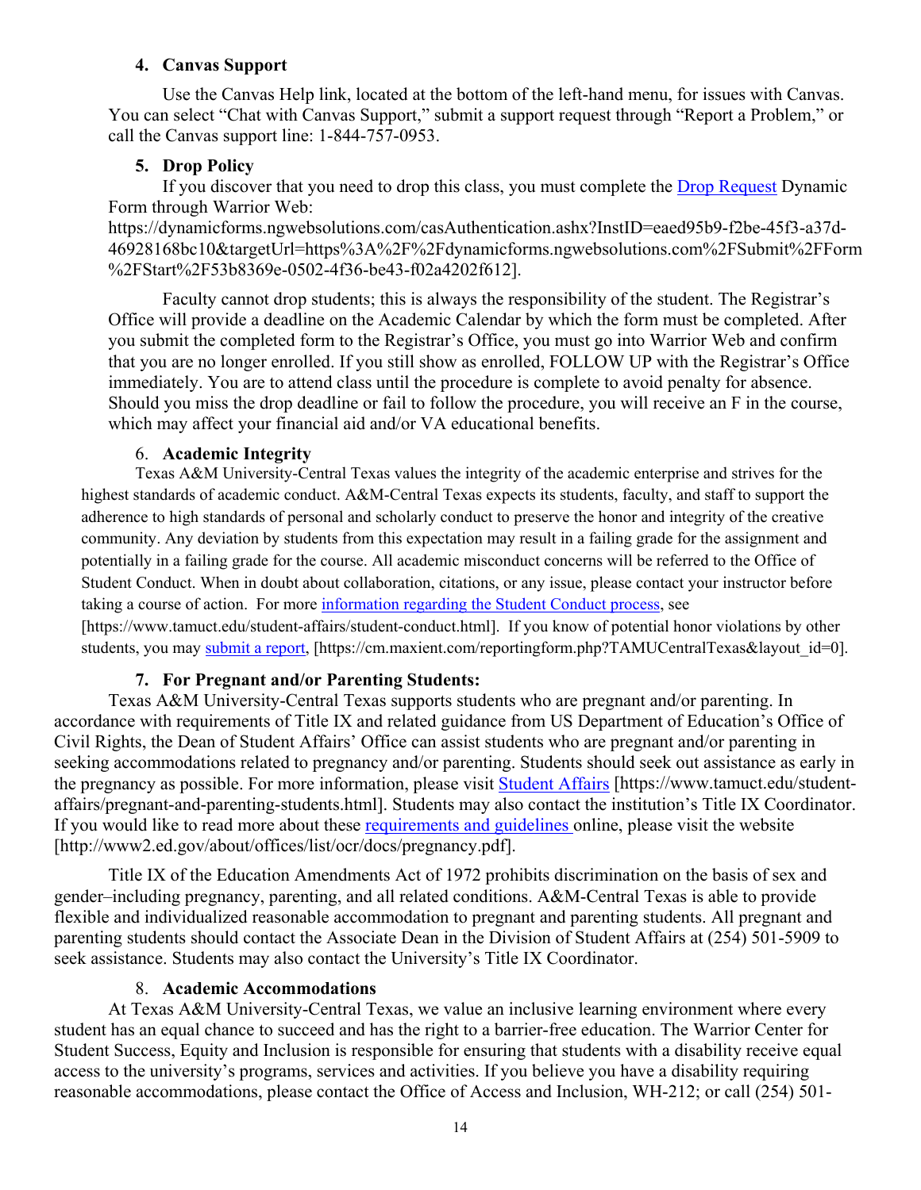### 4. Canvas Support

Use the Canvas Help link, located at the bottom of the left-hand menu, for issues with Canvas. You can select "Chat with Canvas Support," submit a support request through "Report a Problem," or call the Canvas support line: 1-844-757-0953.

### 5. Drop Policy

If you discover that you need to drop this class, you must complete the Drop Request Dynamic Form through Warrior Web: https://dynamicforms.ngwebsolutions.com/casAuthentication.ashx?InstID=eaed95b9-f2be-45f3-a37d-46928168bc10&targetUrl=https%3A%2F%2Fdynamicforms.ngwebsolutions.com%2FSubmit%2FForm%2FStart%2F53b8369e-0502-4f36-be43-f02a4202f612].

Faculty cannot drop students; this is always the responsibility of the student. The Registrar's Office will provide a deadline on the Academic Calendar by which the form must be completed. After you submit the completed form to the Registrar's Office, you must go into Warrior Web and confirm that you are no longer enrolled. If you still show as enrolled, FOLLOW UP with the Registrar's Office immediately. You are to attend class until the procedure is complete to avoid penalty for absence. Should you miss the drop deadline or fail to follow the procedure, you will receive an F in the course, which may affect your financial aid and/or VA educational benefits.

### 6. Academic Integrity

Texas A&M University-Central Texas values the integrity of the academic enterprise and strives for the highest standards of academic conduct. A&M-Central Texas expects its students, faculty, and staff to support the adherence to high standards of personal and scholarly conduct to preserve the honor and integrity of the creative community. Any deviation by students from this expectation may result in a failing grade for the assignment and potentially in a failing grade for the course. All academic misconduct concerns will be referred to the Office of Student Conduct. When in doubt about collaboration, citations, or any issue, please contact your instructor before taking a course of action. For more information regarding the Student Conduct process, see [https://www.tamuct.edu/student-affairs/student-conduct.html]. If you know of potential honor violations by other students, you may submit a report, [https://cm.maxient.com/reportingform.php?TAMUCentralTexas&layout_id=0].

### 7. For Pregnant and/or Parenting Students:

Texas A&M University-Central Texas supports students who are pregnant and/or parenting. In accordance with requirements of Title IX and related guidance from US Department of Education's Office of Civil Rights, the Dean of Student Affairs' Office can assist students who are pregnant and/or parenting in seeking accommodations related to pregnancy and/or parenting. Students should seek out assistance as early in the pregnancy as possible. For more information, please visit Student Affairs [https://www.tamuct.edu/student-affairs/pregnant-and-parenting-students.html]. Students may also contact the institution's Title IX Coordinator. If you would like to read more about these requirements and guidelines online, please visit the website [http://www2.ed.gov/about/offices/list/ocr/docs/pregnancy.pdf].

Title IX of the Education Amendments Act of 1972 prohibits discrimination on the basis of sex and gender–including pregnancy, parenting, and all related conditions. A&M-Central Texas is able to provide flexible and individualized reasonable accommodation to pregnant and parenting students. All pregnant and parenting students should contact the Associate Dean in the Division of Student Affairs at (254) 501-5909 to seek assistance. Students may also contact the University's Title IX Coordinator.

### 8. Academic Accommodations

At Texas A&M University-Central Texas, we value an inclusive learning environment where every student has an equal chance to succeed and has the right to a barrier-free education. The Warrior Center for Student Success, Equity and Inclusion is responsible for ensuring that students with a disability receive equal access to the university's programs, services and activities. If you believe you have a disability requiring reasonable accommodations, please contact the Office of Access and Inclusion, WH-212; or call (254) 501-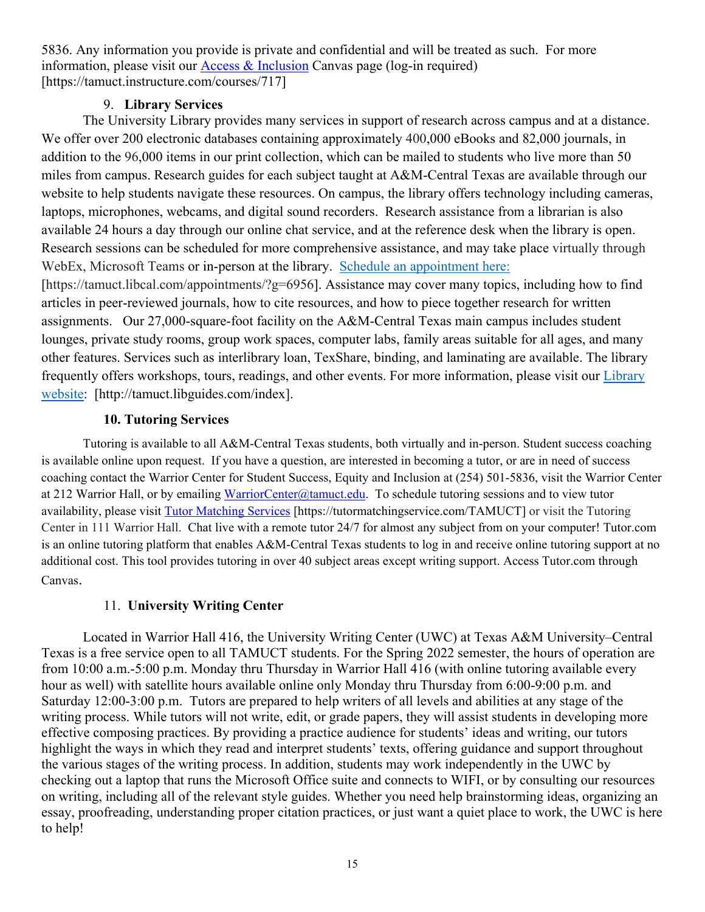5836. Any information you provide is private and confidential and will be treated as such. For more information, please visit our Access & Inclusion Canvas page (log-in required) [https://tamuct.instructure.com/courses/717]

9. **Library Services**

The University Library provides many services in support of research across campus and at a distance. We offer over 200 electronic databases containing approximately 400,000 eBooks and 82,000 journals, in addition to the 96,000 items in our print collection, which can be mailed to students who live more than 50 miles from campus. Research guides for each subject taught at A&M-Central Texas are available through our website to help students navigate these resources. On campus, the library offers technology including cameras, laptops, microphones, webcams, and digital sound recorders. Research assistance from a librarian is also available 24 hours a day through our online chat service, and at the reference desk when the library is open. Research sessions can be scheduled for more comprehensive assistance, and may take place virtually through WebEx, Microsoft Teams or in-person at the library. Schedule an appointment here: [https://tamuct.libcal.com/appointments/?g=6956]. Assistance may cover many topics, including how to find articles in peer-reviewed journals, how to cite resources, and how to piece together research for written assignments. Our 27,000-square-foot facility on the A&M-Central Texas main campus includes student lounges, private study rooms, group work spaces, computer labs, family areas suitable for all ages, and many other features. Services such as interlibrary loan, TexShare, binding, and laminating are available. The library frequently offers workshops, tours, readings, and other events. For more information, please visit our Library website: [http://tamuct.libguides.com/index].

**10. Tutoring Services**

Tutoring is available to all A&M-Central Texas students, both virtually and in-person. Student success coaching is available online upon request. If you have a question, are interested in becoming a tutor, or are in need of success coaching contact the Warrior Center for Student Success, Equity and Inclusion at (254) 501-5836, visit the Warrior Center at 212 Warrior Hall, or by emailing WarriorCenter@tamuct.edu. To schedule tutoring sessions and to view tutor availability, please visit Tutor Matching Services [https://tutormatchingservice.com/TAMUCT] or visit the Tutoring Center in 111 Warrior Hall. Chat live with a remote tutor 24/7 for almost any subject from on your computer! Tutor.com is an online tutoring platform that enables A&M-Central Texas students to log in and receive online tutoring support at no additional cost. This tool provides tutoring in over 40 subject areas except writing support. Access Tutor.com through Canvas.

11. **University Writing Center**

Located in Warrior Hall 416, the University Writing Center (UWC) at Texas A&M University–Central Texas is a free service open to all TAMUCT students. For the Spring 2022 semester, the hours of operation are from 10:00 a.m.-5:00 p.m. Monday thru Thursday in Warrior Hall 416 (with online tutoring available every hour as well) with satellite hours available online only Monday thru Thursday from 6:00-9:00 p.m. and Saturday 12:00-3:00 p.m. Tutors are prepared to help writers of all levels and abilities at any stage of the writing process. While tutors will not write, edit, or grade papers, they will assist students in developing more effective composing practices. By providing a practice audience for students' ideas and writing, our tutors highlight the ways in which they read and interpret students' texts, offering guidance and support throughout the various stages of the writing process. In addition, students may work independently in the UWC by checking out a laptop that runs the Microsoft Office suite and connects to WIFI, or by consulting our resources on writing, including all of the relevant style guides. Whether you need help brainstorming ideas, organizing an essay, proofreading, understanding proper citation practices, or just want a quiet place to work, the UWC is here to help!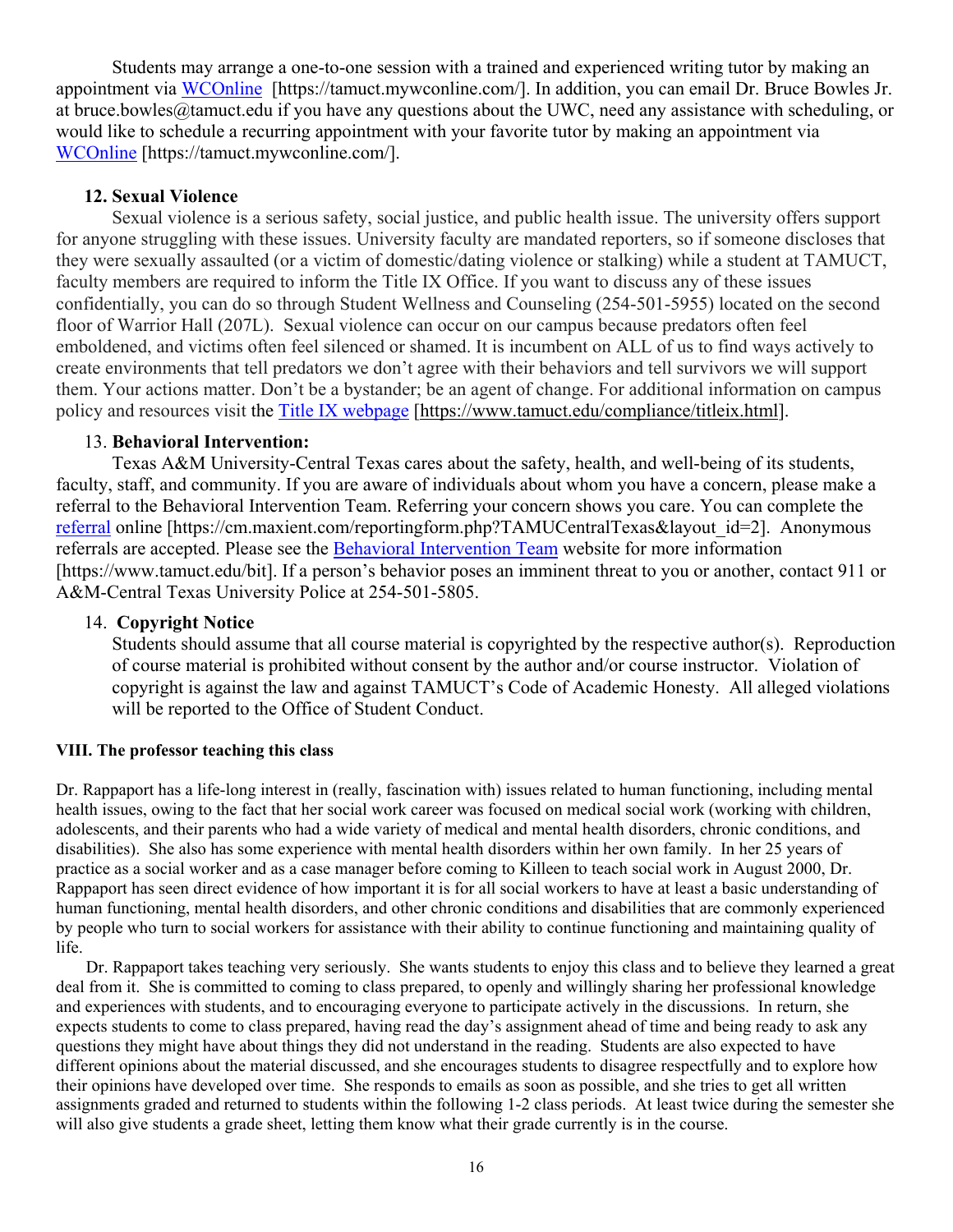Students may arrange a one-to-one session with a trained and experienced writing tutor by making an appointment via [WCOnline](https://tamuct.mywconline.com/) [https://tamuct.mywconline.com/]. In addition, you can email Dr. Bruce Bowles Jr. at bruce.bowles@tamuct.edu if you have any questions about the UWC, need any assistance with scheduling, or would like to schedule a recurring appointment with your favorite tutor by making an appointment via [WCOnline](https://tamuct.mywconline.com/) [https://tamuct.mywconline.com/].

**12. Sexual Violence**

Sexual violence is a serious safety, social justice, and public health issue. The university offers support for anyone struggling with these issues. University faculty are mandated reporters, so if someone discloses that they were sexually assaulted (or a victim of domestic/dating violence or stalking) while a student at TAMUCT, faculty members are required to inform the Title IX Office. If you want to discuss any of these issues confidentially, you can do so through Student Wellness and Counseling (254-501-5955) located on the second floor of Warrior Hall (207L). Sexual violence can occur on our campus because predators often feel emboldened, and victims often feel silenced or shamed. It is incumbent on ALL of us to find ways actively to create environments that tell predators we don't agree with their behaviors and tell survivors we will support them. Your actions matter. Don't be a bystander; be an agent of change. For additional information on campus policy and resources visit the [Title IX webpage](https://www.tamuct.edu/compliance/titleix.html) [https://www.tamuct.edu/compliance/titleix.html].

13. **Behavioral Intervention:**

Texas A&M University-Central Texas cares about the safety, health, and well-being of its students, faculty, staff, and community. If you are aware of individuals about whom you have a concern, please make a referral to the Behavioral Intervention Team. Referring your concern shows you care. You can complete the [referral](https://cm.maxient.com/reportingform.php?TAMUCentralTexas&layout_id=2) online [https://cm.maxient.com/reportingform.php?TAMUCentralTexas&layout_id=2]. Anonymous referrals are accepted. Please see the [Behavioral Intervention Team](https://www.tamuct.edu/bit) website for more information [https://www.tamuct.edu/bit]. If a person's behavior poses an imminent threat to you or another, contact 911 or A&M-Central Texas University Police at 254-501-5805.

14. **Copyright Notice**

Students should assume that all course material is copyrighted by the respective author(s). Reproduction of course material is prohibited without consent by the author and/or course instructor. Violation of copyright is against the law and against TAMUCT's Code of Academic Honesty. All alleged violations will be reported to the Office of Student Conduct.

**VIII. The professor teaching this class**

Dr. Rappaport has a life-long interest in (really, fascination with) issues related to human functioning, including mental health issues, owing to the fact that her social work career was focused on medical social work (working with children, adolescents, and their parents who had a wide variety of medical and mental health disorders, chronic conditions, and disabilities). She also has some experience with mental health disorders within her own family. In her 25 years of practice as a social worker and as a case manager before coming to Killeen to teach social work in August 2000, Dr. Rappaport has seen direct evidence of how important it is for all social workers to have at least a basic understanding of human functioning, mental health disorders, and other chronic conditions and disabilities that are commonly experienced by people who turn to social workers for assistance with their ability to continue functioning and maintaining quality of life.

Dr. Rappaport takes teaching very seriously. She wants students to enjoy this class and to believe they learned a great deal from it. She is committed to coming to class prepared, to openly and willingly sharing her professional knowledge and experiences with students, and to encouraging everyone to participate actively in the discussions. In return, she expects students to come to class prepared, having read the day's assignment ahead of time and being ready to ask any questions they might have about things they did not understand in the reading. Students are also expected to have different opinions about the material discussed, and she encourages students to disagree respectfully and to explore how their opinions have developed over time. She responds to emails as soon as possible, and she tries to get all written assignments graded and returned to students within the following 1-2 class periods. At least twice during the semester she will also give students a grade sheet, letting them know what their grade currently is in the course.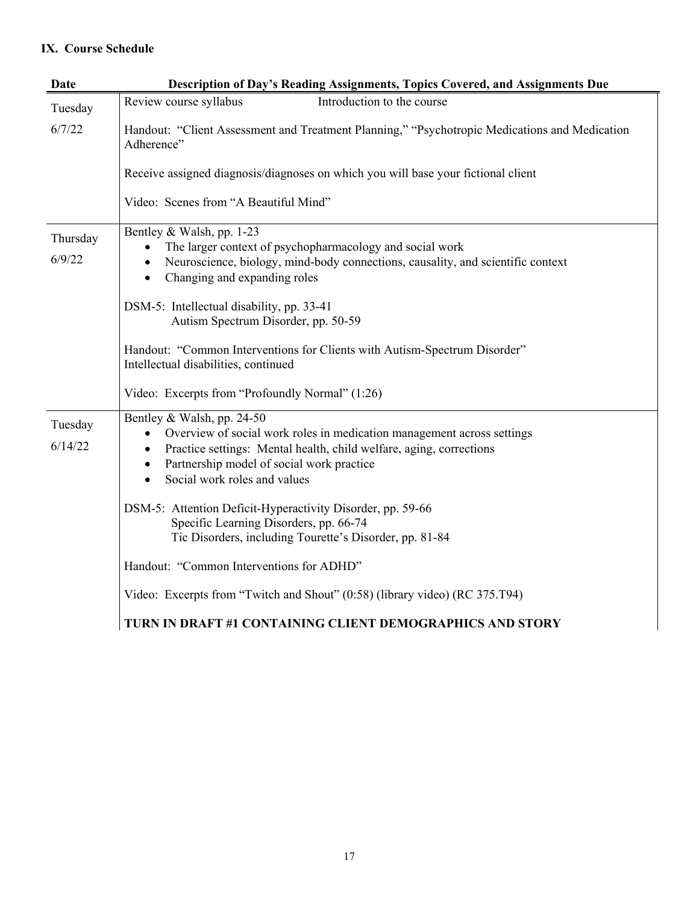## IX. Course Schedule

| Date | Description of Day's Reading Assignments, Topics Covered, and Assignments Due |
|---|---|
| Tuesday 6/7/22 | Review course syllabus     Introduction to the course<br><br>Handout: "Client Assessment and Treatment Planning," "Psychotropic Medications and Medication Adherence"<br><br>Receive assigned diagnosis/diagnoses on which you will base your fictional client<br><br>Video: Scenes from "A Beautiful Mind" |
| Thursday 6/9/22 | Bentley & Walsh, pp. 1-23<br>• The larger context of psychopharmacology and social work<br>• Neuroscience, biology, mind-body connections, causality, and scientific context<br>• Changing and expanding roles<br><br>DSM-5: Intellectual disability, pp. 33-41<br>Autism Spectrum Disorder, pp. 50-59<br><br>Handout: "Common Interventions for Clients with Autism-Spectrum Disorder"<br>Intellectual disabilities, continued<br><br>Video: Excerpts from "Profoundly Normal" (1:26) |
| Tuesday 6/14/22 | Bentley & Walsh, pp. 24-50<br>• Overview of social work roles in medication management across settings<br>• Practice settings: Mental health, child welfare, aging, corrections<br>• Partnership model of social work practice<br>• Social work roles and values<br><br>DSM-5: Attention Deficit-Hyperactivity Disorder, pp. 59-66<br>Specific Learning Disorders, pp. 66-74<br>Tic Disorders, including Tourette's Disorder, pp. 81-84<br><br>Handout: "Common Interventions for ADHD"<br><br>Video: Excerpts from "Twitch and Shout" (0:58) (library video) (RC 375.T94)<br><br>**TURN IN DRAFT #1 CONTAINING CLIENT DEMOGRAPHICS AND STORY** |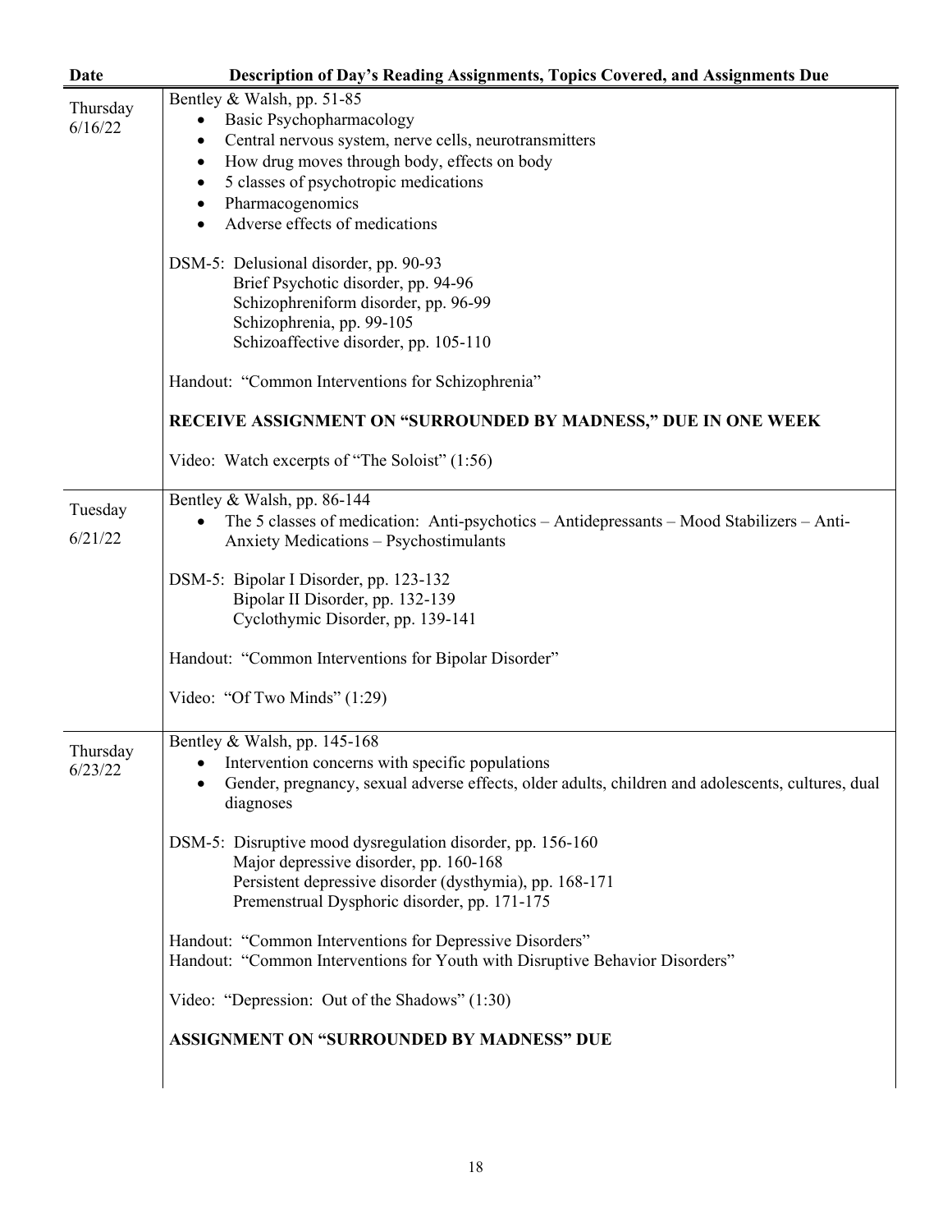| Date | Description of Day's Reading Assignments, Topics Covered, and Assignments Due |
|---|---|
| Thursday 6/16/22 | Bentley & Walsh, pp. 51-85<br>• Basic Psychopharmacology<br>• Central nervous system, nerve cells, neurotransmitters<br>• How drug moves through body, effects on body<br>• 5 classes of psychotropic medications<br>• Pharmacogenomics<br>• Adverse effects of medications<br><br>DSM-5: Delusional disorder, pp. 90-93<br>Brief Psychotic disorder, pp. 94-96<br>Schizophreniform disorder, pp. 96-99<br>Schizophrenia, pp. 99-105<br>Schizoaffective disorder, pp. 105-110<br><br>Handout: "Common Interventions for Schizophrenia"<br><br>**RECEIVE ASSIGNMENT ON "SURROUNDED BY MADNESS," DUE IN ONE WEEK**<br><br>Video: Watch excerpts of "The Soloist" (1:56) |
| Tuesday 6/21/22 | Bentley & Walsh, pp. 86-144<br>• The 5 classes of medication: Anti-psychotics – Antidepressants – Mood Stabilizers – Anti-Anxiety Medications – Psychostimulants<br><br>DSM-5: Bipolar I Disorder, pp. 123-132<br>Bipolar II Disorder, pp. 132-139<br>Cyclothymic Disorder, pp. 139-141<br><br>Handout: "Common Interventions for Bipolar Disorder"<br><br>Video: "Of Two Minds" (1:29) |
| Thursday 6/23/22 | Bentley & Walsh, pp. 145-168<br>• Intervention concerns with specific populations<br>• Gender, pregnancy, sexual adverse effects, older adults, children and adolescents, cultures, dual diagnoses<br><br>DSM-5: Disruptive mood dysregulation disorder, pp. 156-160<br>Major depressive disorder, pp. 160-168<br>Persistent depressive disorder (dysthymia), pp. 168-171<br>Premenstrual Dysphoric disorder, pp. 171-175<br><br>Handout: "Common Interventions for Depressive Disorders"<br>Handout: "Common Interventions for Youth with Disruptive Behavior Disorders"<br><br>Video: "Depression: Out of the Shadows" (1:30)<br><br>**ASSIGNMENT ON "SURROUNDED BY MADNESS" DUE** |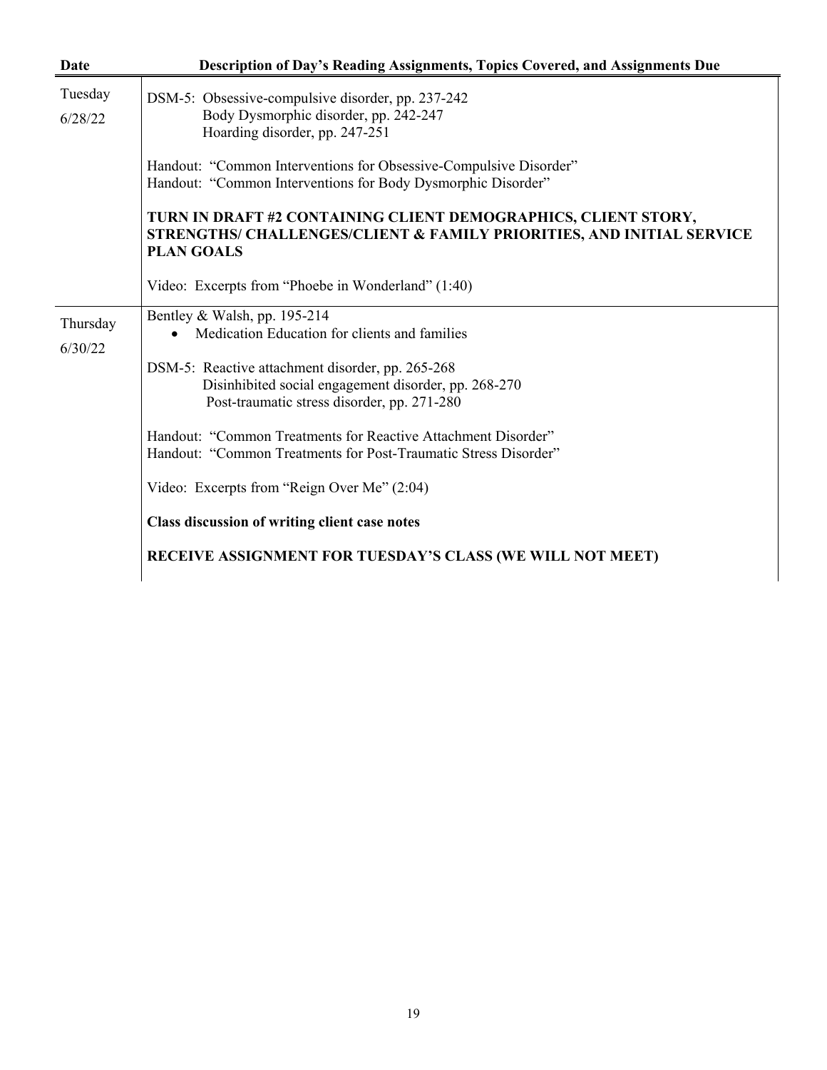| Date | Description of Day's Reading Assignments, Topics Covered, and Assignments Due |
|---|---|
| Tuesday<br>6/28/22 | DSM-5: Obsessive-compulsive disorder, pp. 237-242<br>Body Dysmorphic disorder, pp. 242-247<br>Hoarding disorder, pp. 247-251<br><br>Handout: "Common Interventions for Obsessive-Compulsive Disorder"<br>Handout: "Common Interventions for Body Dysmorphic Disorder"<br><br>**TURN IN DRAFT #2 CONTAINING CLIENT DEMOGRAPHICS, CLIENT STORY, STRENGTHS/ CHALLENGES/CLIENT & FAMILY PRIORITIES, AND INITIAL SERVICE PLAN GOALS**<br><br>Video: Excerpts from "Phoebe in Wonderland" (1:40) |
| Thursday<br>6/30/22 | Bentley & Walsh, pp. 195-214<br>• Medication Education for clients and families<br><br>DSM-5: Reactive attachment disorder, pp. 265-268<br>Disinhibited social engagement disorder, pp. 268-270<br>Post-traumatic stress disorder, pp. 271-280<br><br>Handout: "Common Treatments for Reactive Attachment Disorder"<br>Handout: "Common Treatments for Post-Traumatic Stress Disorder"<br><br>Video: Excerpts from "Reign Over Me" (2:04)<br><br>**Class discussion of writing client case notes**<br><br>**RECEIVE ASSIGNMENT FOR TUESDAY'S CLASS (WE WILL NOT MEET)** |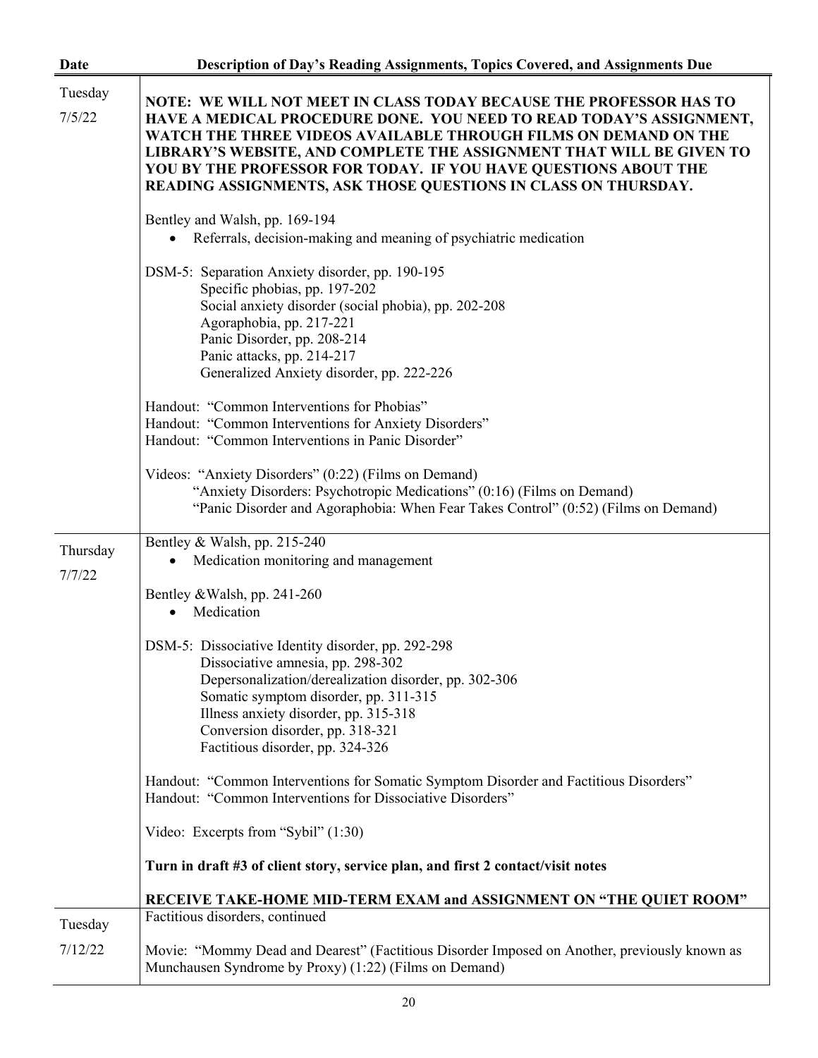| Date | Description of Day's Reading Assignments, Topics Covered, and Assignments Due |
|---|---|
| Tuesday 7/5/22 | **NOTE: WE WILL NOT MEET IN CLASS TODAY BECAUSE THE PROFESSOR HAS TO HAVE A MEDICAL PROCEDURE DONE. YOU NEED TO READ TODAY'S ASSIGNMENT, WATCH THE THREE VIDEOS AVAILABLE THROUGH FILMS ON DEMAND ON THE LIBRARY'S WEBSITE, AND COMPLETE THE ASSIGNMENT THAT WILL BE GIVEN TO YOU BY THE PROFESSOR FOR TODAY. IF YOU HAVE QUESTIONS ABOUT THE READING ASSIGNMENTS, ASK THOSE QUESTIONS IN CLASS ON THURSDAY.**<br><br>Bentley and Walsh, pp. 169-194<br>• Referrals, decision-making and meaning of psychiatric medication<br><br>DSM-5: Separation Anxiety disorder, pp. 190-195<br>Specific phobias, pp. 197-202<br>Social anxiety disorder (social phobia), pp. 202-208<br>Agoraphobia, pp. 217-221<br>Panic Disorder, pp. 208-214<br>Panic attacks, pp. 214-217<br>Generalized Anxiety disorder, pp. 222-226<br><br>Handout: "Common Interventions for Phobias"<br>Handout: "Common Interventions for Anxiety Disorders"<br>Handout: "Common Interventions in Panic Disorder"<br><br>Videos: "Anxiety Disorders" (0:22) (Films on Demand)<br>"Anxiety Disorders: Psychotropic Medications" (0:16) (Films on Demand)<br>"Panic Disorder and Agoraphobia: When Fear Takes Control" (0:52) (Films on Demand) |
| Thursday 7/7/22 | Bentley & Walsh, pp. 215-240<br>• Medication monitoring and management<br><br>Bentley &Walsh, pp. 241-260<br>• Medication<br><br>DSM-5: Dissociative Identity disorder, pp. 292-298<br>Dissociative amnesia, pp. 298-302<br>Depersonalization/derealization disorder, pp. 302-306<br>Somatic symptom disorder, pp. 311-315<br>Illness anxiety disorder, pp. 315-318<br>Conversion disorder, pp. 318-321<br>Factitious disorder, pp. 324-326<br><br>Handout: "Common Interventions for Somatic Symptom Disorder and Factitious Disorders"<br>Handout: "Common Interventions for Dissociative Disorders"<br><br>Video: Excerpts from "Sybil" (1:30)<br><br>**Turn in draft #3 of client story, service plan, and first 2 contact/visit notes**<br><br>**RECEIVE TAKE-HOME MID-TERM EXAM and ASSIGNMENT ON "THE QUIET ROOM"** |
| Tuesday 7/12/22 | Factitious disorders, continued<br><br>Movie: "Mommy Dead and Dearest" (Factitious Disorder Imposed on Another, previously known as Munchausen Syndrome by Proxy) (1:22) (Films on Demand) |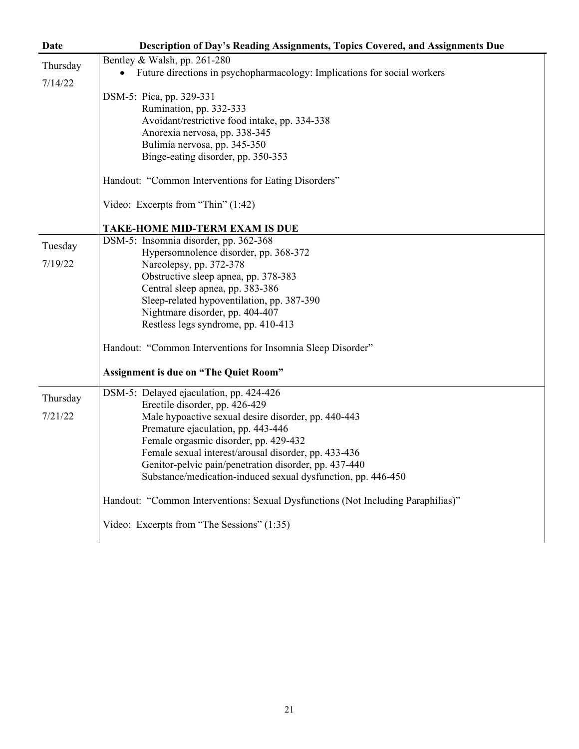| Date | Description of Day's Reading Assignments, Topics Covered, and Assignments Due |
| --- | --- |
| Thursday<br><br>7/14/22 | Bentley & Walsh, pp. 261-280<br>• Future directions in psychopharmacology: Implications for social workers<br><br>DSM-5: Pica, pp. 329-331<br>Rumination, pp. 332-333<br>Avoidant/restrictive food intake, pp. 334-338<br>Anorexia nervosa, pp. 338-345<br>Bulimia nervosa, pp. 345-350<br>Binge-eating disorder, pp. 350-353<br><br>Handout: "Common Interventions for Eating Disorders"<br><br>Video: Excerpts from "Thin" (1:42)<br><br>**TAKE-HOME MID-TERM EXAM IS DUE** |
| Tuesday<br><br>7/19/22 | DSM-5: Insomnia disorder, pp. 362-368<br>Hypersomnolence disorder, pp. 368-372<br>Narcolepsy, pp. 372-378<br>Obstructive sleep apnea, pp. 378-383<br>Central sleep apnea, pp. 383-386<br>Sleep-related hypoventilation, pp. 387-390<br>Nightmare disorder, pp. 404-407<br>Restless legs syndrome, pp. 410-413<br><br>Handout: "Common Interventions for Insomnia Sleep Disorder"<br><br>**Assignment is due on "The Quiet Room"** |
| Thursday<br><br>7/21/22 | DSM-5: Delayed ejaculation, pp. 424-426<br>Erectile disorder, pp. 426-429<br>Male hypoactive sexual desire disorder, pp. 440-443<br>Premature ejaculation, pp. 443-446<br>Female orgasmic disorder, pp. 429-432<br>Female sexual interest/arousal disorder, pp. 433-436<br>Genitor-pelvic pain/penetration disorder, pp. 437-440<br>Substance/medication-induced sexual dysfunction, pp. 446-450<br><br>Handout: "Common Interventions: Sexual Dysfunctions (Not Including Paraphilias)"<br><br>Video: Excerpts from "The Sessions" (1:35) |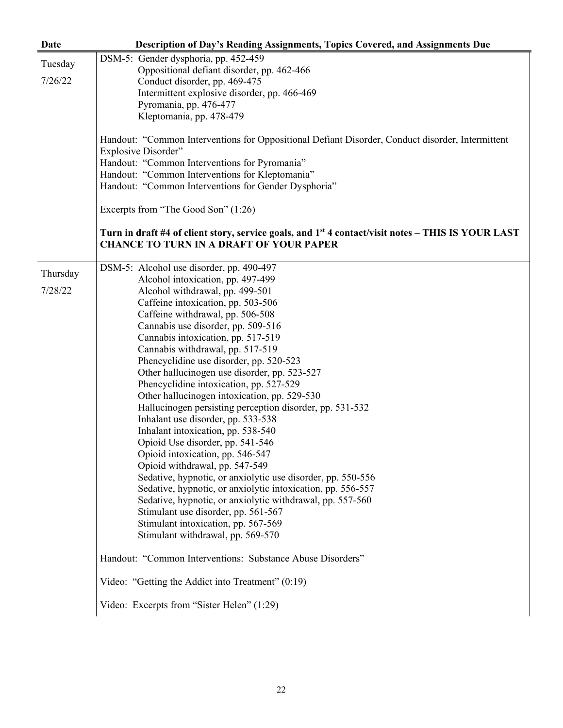| Date | Description of Day's Reading Assignments, Topics Covered, and Assignments Due |
|---|---|
| Tuesday 7/26/22 | DSM-5: Gender dysphoria, pp. 452-459<br>Oppositional defiant disorder, pp. 462-466<br>Conduct disorder, pp. 469-475<br>Intermittent explosive disorder, pp. 466-469<br>Pyromania, pp. 476-477<br>Kleptomania, pp. 478-479<br><br>Handout: "Common Interventions for Oppositional Defiant Disorder, Conduct disorder, Intermittent Explosive Disorder"<br>Handout: "Common Interventions for Pyromania"<br>Handout: "Common Interventions for Kleptomania"<br>Handout: "Common Interventions for Gender Dysphoria"<br><br>Excerpts from "The Good Son" (1:26)<br><br>**Turn in draft #4 of client story, service goals, and 1st 4 contact/visit notes – THIS IS YOUR LAST CHANCE TO TURN IN A DRAFT OF YOUR PAPER** |
| Thursday 7/28/22 | DSM-5: Alcohol use disorder, pp. 490-497<br>Alcohol intoxication, pp. 497-499<br>Alcohol withdrawal, pp. 499-501<br>Caffeine intoxication, pp. 503-506<br>Caffeine withdrawal, pp. 506-508<br>Cannabis use disorder, pp. 509-516<br>Cannabis intoxication, pp. 517-519<br>Cannabis withdrawal, pp. 517-519<br>Phencyclidine use disorder, pp. 520-523<br>Other hallucinogen use disorder, pp. 523-527<br>Phencyclidine intoxication, pp. 527-529<br>Other hallucinogen intoxication, pp. 529-530<br>Hallucinogen persisting perception disorder, pp. 531-532<br>Inhalant use disorder, pp. 533-538<br>Inhalant intoxication, pp. 538-540<br>Opioid Use disorder, pp. 541-546<br>Opioid intoxication, pp. 546-547<br>Opioid withdrawal, pp. 547-549<br>Sedative, hypnotic, or anxiolytic use disorder, pp. 550-556<br>Sedative, hypnotic, or anxiolytic intoxication, pp. 556-557<br>Sedative, hypnotic, or anxiolytic withdrawal, pp. 557-560<br>Stimulant use disorder, pp. 561-567<br>Stimulant intoxication, pp. 567-569<br>Stimulant withdrawal, pp. 569-570<br><br>Handout: "Common Interventions: Substance Abuse Disorders"<br><br>Video: "Getting the Addict into Treatment" (0:19)<br><br>Video: Excerpts from "Sister Helen" (1:29) |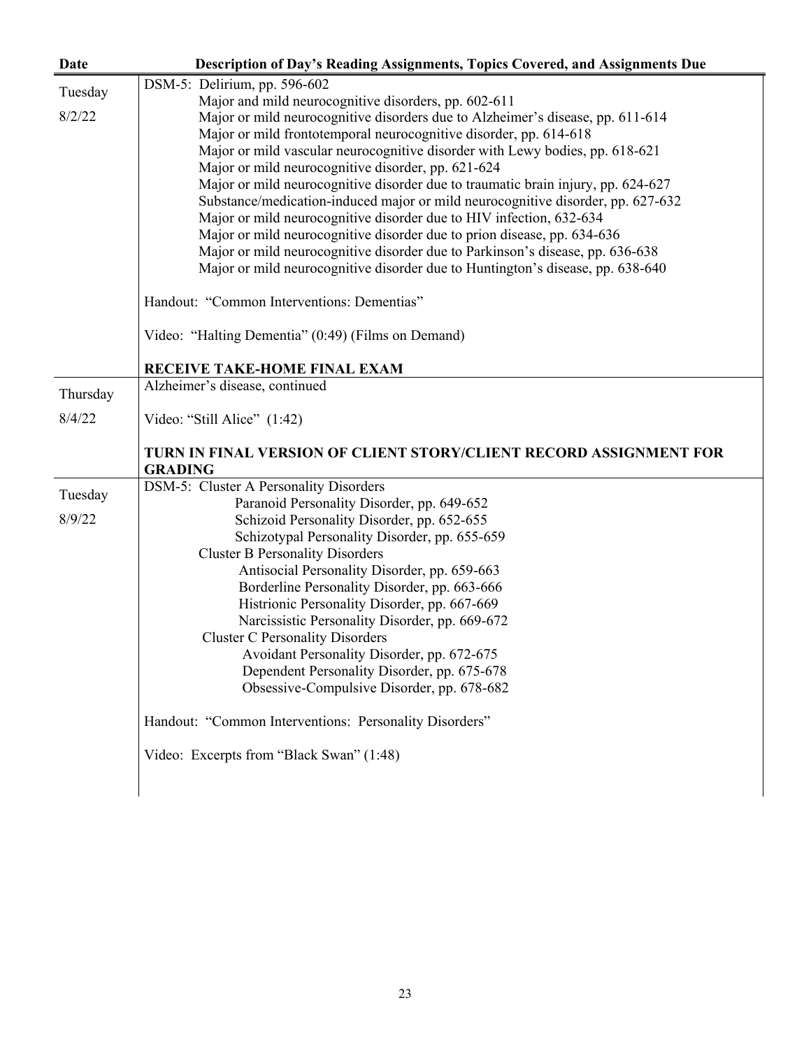| Date | Description of Day's Reading Assignments, Topics Covered, and Assignments Due |
|---|---|
| Tuesday 8/2/22 | DSM-5: Delirium, pp. 596-602<br>Major and mild neurocognitive disorders, pp. 602-611<br>Major or mild neurocognitive disorders due to Alzheimer's disease, pp. 611-614<br>Major or mild frontotemporal neurocognitive disorder, pp. 614-618<br>Major or mild vascular neurocognitive disorder with Lewy bodies, pp. 618-621<br>Major or mild neurocognitive disorder, pp. 621-624<br>Major or mild neurocognitive disorder due to traumatic brain injury, pp. 624-627<br>Substance/medication-induced major or mild neurocognitive disorder, pp. 627-632<br>Major or mild neurocognitive disorder due to HIV infection, 632-634<br>Major or mild neurocognitive disorder due to prion disease, pp. 634-636<br>Major or mild neurocognitive disorder due to Parkinson's disease, pp. 636-638<br>Major or mild neurocognitive disorder due to Huntington's disease, pp. 638-640<br><br>Handout: "Common Interventions: Dementias"<br><br>Video: "Halting Dementia" (0:49) (Films on Demand)<br><br>**RECEIVE TAKE-HOME FINAL EXAM** |
| Thursday 8/4/22 | Alzheimer's disease, continued<br><br>Video: "Still Alice" (1:42)<br><br>**TURN IN FINAL VERSION OF CLIENT STORY/CLIENT RECORD ASSIGNMENT FOR GRADING** |
| Tuesday 8/9/22 | DSM-5: Cluster A Personality Disorders<br>Paranoid Personality Disorder, pp. 649-652<br>Schizoid Personality Disorder, pp. 652-655<br>Schizotypal Personality Disorder, pp. 655-659<br>Cluster B Personality Disorders<br>Antisocial Personality Disorder, pp. 659-663<br>Borderline Personality Disorder, pp. 663-666<br>Histrionic Personality Disorder, pp. 667-669<br>Narcissistic Personality Disorder, pp. 669-672<br>Cluster C Personality Disorders<br>Avoidant Personality Disorder, pp. 672-675<br>Dependent Personality Disorder, pp. 675-678<br>Obsessive-Compulsive Disorder, pp. 678-682<br><br>Handout: "Common Interventions: Personality Disorders"<br><br>Video: Excerpts from "Black Swan" (1:48) |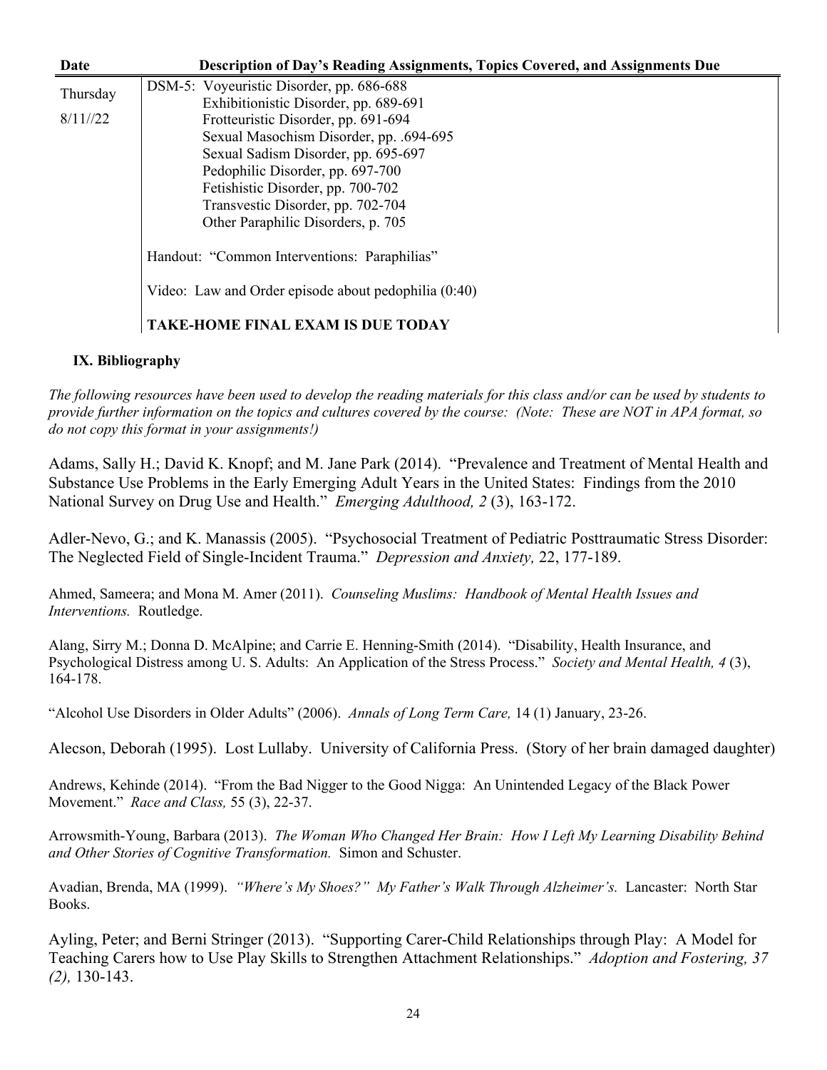| Date | Description of Day's Reading Assignments, Topics Covered, and Assignments Due |
|---|---|
| Thursday<br><br>8/11//22 | DSM-5: Voyeuristic Disorder, pp. 686-688<br>Exhibitionistic Disorder, pp. 689-691<br>Frotteuristic Disorder, pp. 691-694<br>Sexual Masochism Disorder, pp. .694-695<br>Sexual Sadism Disorder, pp. 695-697<br>Pedophilic Disorder, pp. 697-700<br>Fetishistic Disorder, pp. 700-702<br>Transvestic Disorder, pp. 702-704<br>Other Paraphilic Disorders, p. 705<br><br>Handout: "Common Interventions: Paraphilias"<br><br>Video: Law and Order episode about pedophilia (0:40)<br><br>**TAKE-HOME FINAL EXAM IS DUE TODAY** |

## IX. Bibliography

*The following resources have been used to develop the reading materials for this class and/or can be used by students to provide further information on the topics and cultures covered by the course: (Note: These are NOT in APA format, so do not copy this format in your assignments!)*

Adams, Sally H.; David K. Knopf; and M. Jane Park (2014). "Prevalence and Treatment of Mental Health and Substance Use Problems in the Early Emerging Adult Years in the United States: Findings from the 2010 National Survey on Drug Use and Health." *Emerging Adulthood, 2* (3), 163-172.

Adler-Nevo, G.; and K. Manassis (2005). "Psychosocial Treatment of Pediatric Posttraumatic Stress Disorder: The Neglected Field of Single-Incident Trauma." *Depression and Anxiety,* 22, 177-189.

Ahmed, Sameera; and Mona M. Amer (2011). *Counseling Muslims: Handbook of Mental Health Issues and Interventions.* Routledge.

Alang, Sirry M.; Donna D. McAlpine; and Carrie E. Henning-Smith (2014). "Disability, Health Insurance, and Psychological Distress among U. S. Adults: An Application of the Stress Process." *Society and Mental Health, 4* (3), 164-178.

"Alcohol Use Disorders in Older Adults" (2006). *Annals of Long Term Care,* 14 (1) January, 23-26.

Alecson, Deborah (1995). Lost Lullaby. University of California Press. (Story of her brain damaged daughter)

Andrews, Kehinde (2014). "From the Bad Nigger to the Good Nigga: An Unintended Legacy of the Black Power Movement." *Race and Class,* 55 (3), 22-37.

Arrowsmith-Young, Barbara (2013). *The Woman Who Changed Her Brain: How I Left My Learning Disability Behind and Other Stories of Cognitive Transformation.* Simon and Schuster.

Avadian, Brenda, MA (1999). *"Where's My Shoes?" My Father's Walk Through Alzheimer's.* Lancaster: North Star Books.

Ayling, Peter; and Berni Stringer (2013). "Supporting Carer-Child Relationships through Play: A Model for Teaching Carers how to Use Play Skills to Strengthen Attachment Relationships." *Adoption and Fostering, 37 (2),* 130-143.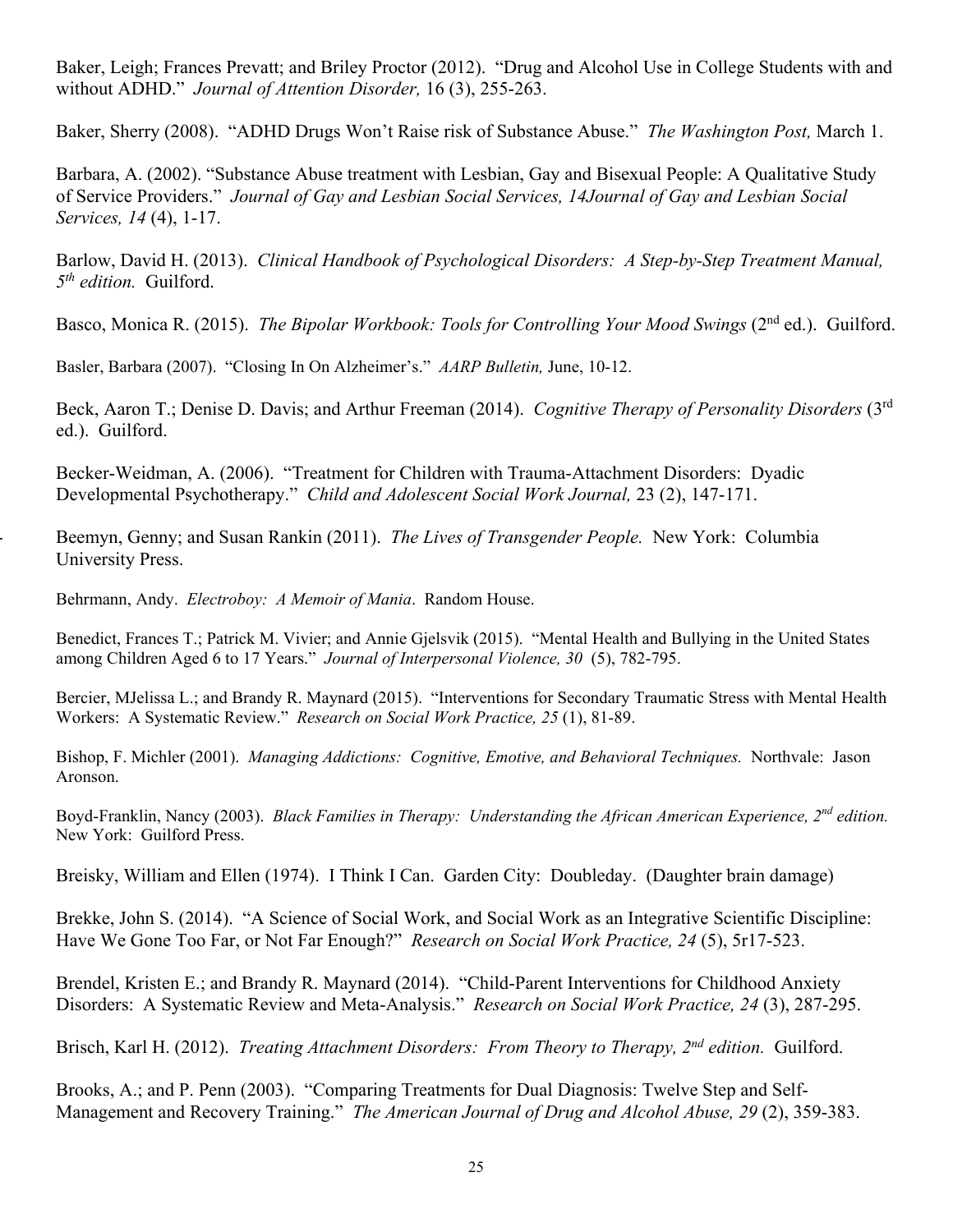Baker, Leigh; Frances Prevatt; and Briley Proctor (2012). "Drug and Alcohol Use in College Students with and without ADHD." *Journal of Attention Disorder,* 16 (3), 255-263.

Baker, Sherry (2008). "ADHD Drugs Won't Raise risk of Substance Abuse." *The Washington Post,* March 1.

Barbara, A. (2002). "Substance Abuse treatment with Lesbian, Gay and Bisexual People: A Qualitative Study of Service Providers." *Journal of Gay and Lesbian Social Services, 14Journal of Gay and Lesbian Social Services, 14* (4), 1-17.

Barlow, David H. (2013). *Clinical Handbook of Psychological Disorders: A Step-by-Step Treatment Manual, 5th edition.* Guilford.

Basco, Monica R. (2015). *The Bipolar Workbook: Tools for Controlling Your Mood Swings* (2nd ed.). Guilford.

Basler, Barbara (2007). "Closing In On Alzheimer's." *AARP Bulletin,* June, 10-12.

Beck, Aaron T.; Denise D. Davis; and Arthur Freeman (2014). *Cognitive Therapy of Personality Disorders* (3rd ed.). Guilford.

Becker-Weidman, A. (2006). "Treatment for Children with Trauma-Attachment Disorders: Dyadic Developmental Psychotherapy." *Child and Adolescent Social Work Journal,* 23 (2), 147-171.

Beemyn, Genny; and Susan Rankin (2011). *The Lives of Transgender People.* New York: Columbia University Press.

Behrmann, Andy. *Electroboy: A Memoir of Mania*. Random House.

Benedict, Frances T.; Patrick M. Vivier; and Annie Gjelsvik (2015). "Mental Health and Bullying in the United States among Children Aged 6 to 17 Years." *Journal of Interpersonal Violence, 30* (5), 782-795.

Bercier, MJelissa L.; and Brandy R. Maynard (2015). "Interventions for Secondary Traumatic Stress with Mental Health Workers: A Systematic Review." *Research on Social Work Practice, 25* (1), 81-89.

Bishop, F. Michler (2001). *Managing Addictions: Cognitive, Emotive, and Behavioral Techniques.* Northvale: Jason Aronson.

Boyd-Franklin, Nancy (2003). *Black Families in Therapy: Understanding the African American Experience, 2nd edition.* New York: Guilford Press.

Breisky, William and Ellen (1974). I Think I Can. Garden City: Doubleday. (Daughter brain damage)

Brekke, John S. (2014). "A Science of Social Work, and Social Work as an Integrative Scientific Discipline: Have We Gone Too Far, or Not Far Enough?" *Research on Social Work Practice, 24* (5), 5r17-523.

Brendel, Kristen E.; and Brandy R. Maynard (2014). "Child-Parent Interventions for Childhood Anxiety Disorders: A Systematic Review and Meta-Analysis." *Research on Social Work Practice, 24* (3), 287-295.

Brisch, Karl H. (2012). *Treating Attachment Disorders: From Theory to Therapy, 2nd edition.* Guilford.

Brooks, A.; and P. Penn (2003). "Comparing Treatments for Dual Diagnosis: Twelve Step and Self-Management and Recovery Training." *The American Journal of Drug and Alcohol Abuse, 29* (2), 359-383.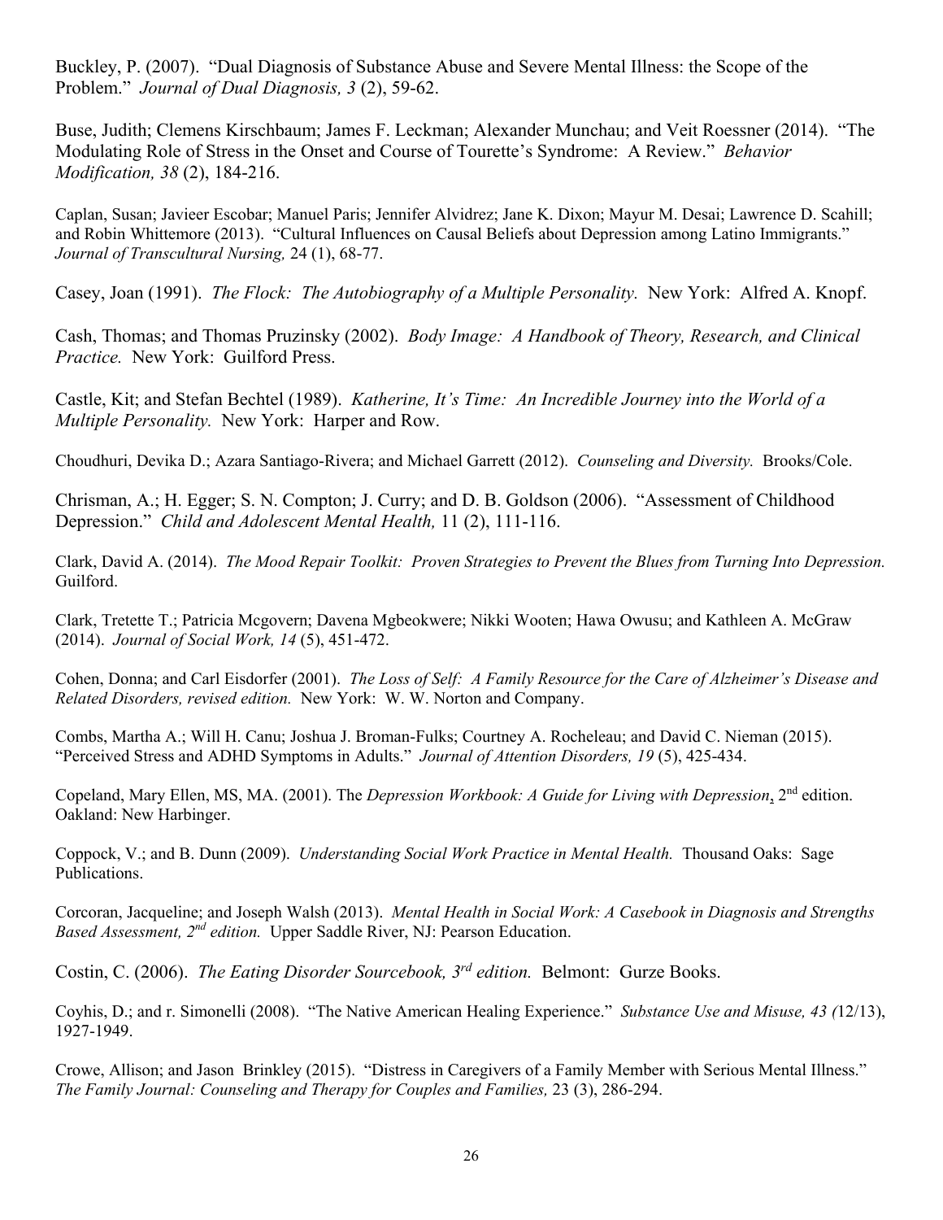Buckley, P. (2007). "Dual Diagnosis of Substance Abuse and Severe Mental Illness: the Scope of the Problem." *Journal of Dual Diagnosis, 3* (2), 59-62.

Buse, Judith; Clemens Kirschbaum; James F. Leckman; Alexander Munchau; and Veit Roessner (2014). "The Modulating Role of Stress in the Onset and Course of Tourette's Syndrome: A Review." *Behavior Modification, 38* (2), 184-216.

Caplan, Susan; Javieer Escobar; Manuel Paris; Jennifer Alvidrez; Jane K. Dixon; Mayur M. Desai; Lawrence D. Scahill; and Robin Whittemore (2013). "Cultural Influences on Causal Beliefs about Depression among Latino Immigrants." *Journal of Transcultural Nursing,* 24 (1), 68-77.

Casey, Joan (1991). *The Flock: The Autobiography of a Multiple Personality.* New York: Alfred A. Knopf.

Cash, Thomas; and Thomas Pruzinsky (2002). *Body Image: A Handbook of Theory, Research, and Clinical Practice.* New York: Guilford Press.

Castle, Kit; and Stefan Bechtel (1989). *Katherine, It's Time: An Incredible Journey into the World of a Multiple Personality.* New York: Harper and Row.

Choudhuri, Devika D.; Azara Santiago-Rivera; and Michael Garrett (2012). *Counseling and Diversity.* Brooks/Cole.

Chrisman, A.; H. Egger; S. N. Compton; J. Curry; and D. B. Goldson (2006). "Assessment of Childhood Depression." *Child and Adolescent Mental Health,* 11 (2), 111-116.

Clark, David A. (2014). *The Mood Repair Toolkit: Proven Strategies to Prevent the Blues from Turning Into Depression.* Guilford.

Clark, Tretette T.; Patricia Mcgovern; Davena Mgbeokwere; Nikki Wooten; Hawa Owusu; and Kathleen A. McGraw (2014). *Journal of Social Work, 14* (5), 451-472.

Cohen, Donna; and Carl Eisdorfer (2001). *The Loss of Self: A Family Resource for the Care of Alzheimer's Disease and Related Disorders, revised edition.* New York: W. W. Norton and Company.

Combs, Martha A.; Will H. Canu; Joshua J. Broman-Fulks; Courtney A. Rocheleau; and David C. Nieman (2015). "Perceived Stress and ADHD Symptoms in Adults." *Journal of Attention Disorders, 19* (5), 425-434.

Copeland, Mary Ellen, MS, MA. (2001). The *Depression Workbook: A Guide for Living with Depression*, 2nd edition. Oakland: New Harbinger.

Coppock, V.; and B. Dunn (2009). *Understanding Social Work Practice in Mental Health.* Thousand Oaks: Sage Publications.

Corcoran, Jacqueline; and Joseph Walsh (2013). *Mental Health in Social Work: A Casebook in Diagnosis and Strengths Based Assessment, 2nd edition.* Upper Saddle River, NJ: Pearson Education.

Costin, C. (2006). *The Eating Disorder Sourcebook, 3rd edition.* Belmont: Gurze Books.

Coyhis, D.; and r. Simonelli (2008). "The Native American Healing Experience." *Substance Use and Misuse, 43 (*12/13), 1927-1949.

Crowe, Allison; and Jason Brinkley (2015). "Distress in Caregivers of a Family Member with Serious Mental Illness." *The Family Journal: Counseling and Therapy for Couples and Families,* 23 (3), 286-294.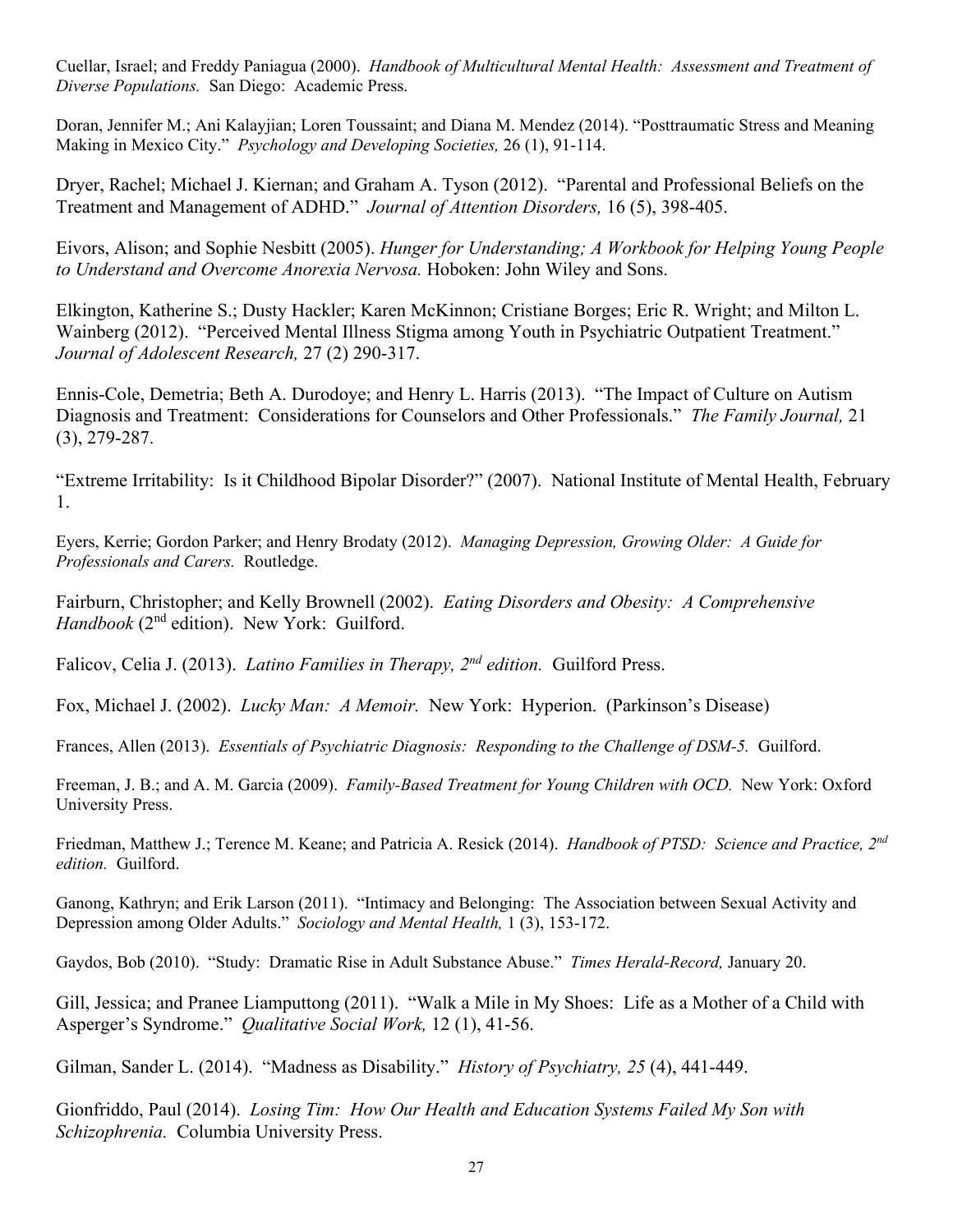Cuellar, Israel; and Freddy Paniagua (2000). *Handbook of Multicultural Mental Health: Assessment and Treatment of Diverse Populations.* San Diego: Academic Press.

Doran, Jennifer M.; Ani Kalayjian; Loren Toussaint; and Diana M. Mendez (2014). "Posttraumatic Stress and Meaning Making in Mexico City." *Psychology and Developing Societies,* 26 (1), 91-114.

Dryer, Rachel; Michael J. Kiernan; and Graham A. Tyson (2012). "Parental and Professional Beliefs on the Treatment and Management of ADHD." *Journal of Attention Disorders,* 16 (5), 398-405.

Eivors, Alison; and Sophie Nesbitt (2005). *Hunger for Understanding; A Workbook for Helping Young People to Understand and Overcome Anorexia Nervosa.* Hoboken: John Wiley and Sons.

Elkington, Katherine S.; Dusty Hackler; Karen McKinnon; Cristiane Borges; Eric R. Wright; and Milton L. Wainberg (2012). "Perceived Mental Illness Stigma among Youth in Psychiatric Outpatient Treatment." *Journal of Adolescent Research,* 27 (2) 290-317.

Ennis-Cole, Demetria; Beth A. Durodoye; and Henry L. Harris (2013). "The Impact of Culture on Autism Diagnosis and Treatment: Considerations for Counselors and Other Professionals." *The Family Journal,* 21 (3), 279-287.

"Extreme Irritability: Is it Childhood Bipolar Disorder?" (2007). National Institute of Mental Health, February 1.

Eyers, Kerrie; Gordon Parker; and Henry Brodaty (2012). *Managing Depression, Growing Older: A Guide for Professionals and Carers.* Routledge.

Fairburn, Christopher; and Kelly Brownell (2002). *Eating Disorders and Obesity: A Comprehensive Handbook* (2nd edition). New York: Guilford.

Falicov, Celia J. (2013). *Latino Families in Therapy, 2nd edition.* Guilford Press.

Fox, Michael J. (2002). *Lucky Man: A Memoir.* New York: Hyperion. (Parkinson's Disease)

Frances, Allen (2013). *Essentials of Psychiatric Diagnosis: Responding to the Challenge of DSM-5.* Guilford.

Freeman, J. B.; and A. M. Garcia (2009). *Family-Based Treatment for Young Children with OCD.* New York: Oxford University Press.

Friedman, Matthew J.; Terence M. Keane; and Patricia A. Resick (2014). *Handbook of PTSD: Science and Practice, 2nd edition.* Guilford.

Ganong, Kathryn; and Erik Larson (2011). "Intimacy and Belonging: The Association between Sexual Activity and Depression among Older Adults." *Sociology and Mental Health,* 1 (3), 153-172.

Gaydos, Bob (2010). "Study: Dramatic Rise in Adult Substance Abuse." *Times Herald-Record,* January 20.

Gill, Jessica; and Pranee Liamputtong (2011). "Walk a Mile in My Shoes: Life as a Mother of a Child with Asperger's Syndrome." *Qualitative Social Work,* 12 (1), 41-56.

Gilman, Sander L. (2014). "Madness as Disability." *History of Psychiatry, 25* (4), 441-449.

Gionfriddo, Paul (2014). *Losing Tim: How Our Health and Education Systems Failed My Son with Schizophrenia.* Columbia University Press.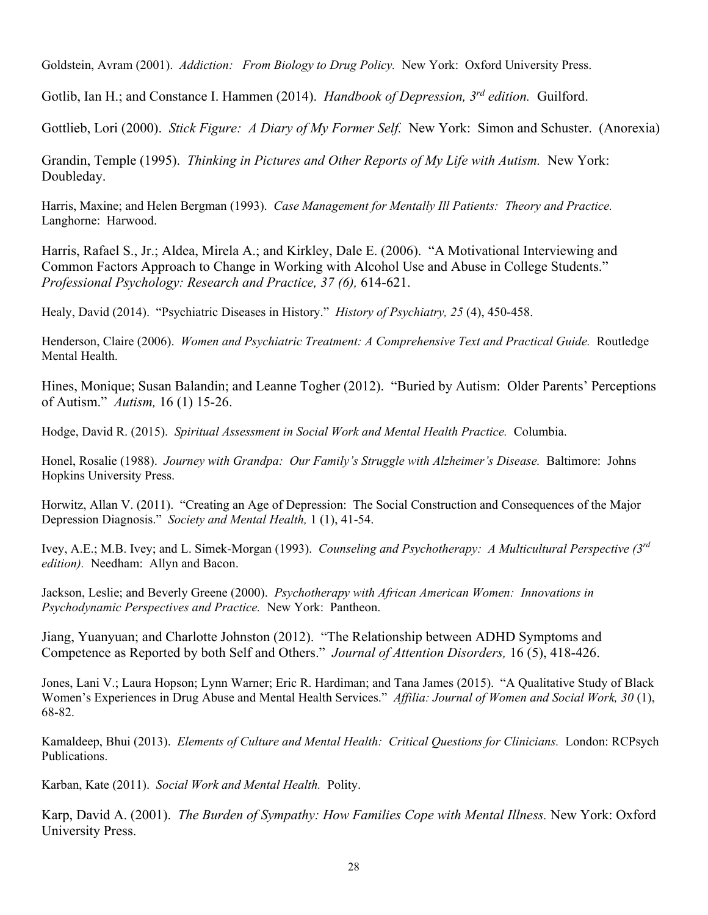Goldstein, Avram (2001). *Addiction: From Biology to Drug Policy.* New York: Oxford University Press.

Gotlib, Ian H.; and Constance I. Hammen (2014). *Handbook of Depression, 3rd edition.* Guilford.

Gottlieb, Lori (2000). *Stick Figure: A Diary of My Former Self.* New York: Simon and Schuster. (Anorexia)

Grandin, Temple (1995). *Thinking in Pictures and Other Reports of My Life with Autism.* New York: Doubleday.

Harris, Maxine; and Helen Bergman (1993). *Case Management for Mentally Ill Patients: Theory and Practice.* Langhorne: Harwood.

Harris, Rafael S., Jr.; Aldea, Mirela A.; and Kirkley, Dale E. (2006). "A Motivational Interviewing and Common Factors Approach to Change in Working with Alcohol Use and Abuse in College Students." *Professional Psychology: Research and Practice, 37 (6),* 614-621.

Healy, David (2014). "Psychiatric Diseases in History." *History of Psychiatry, 25* (4), 450-458.

Henderson, Claire (2006). *Women and Psychiatric Treatment: A Comprehensive Text and Practical Guide.* Routledge Mental Health.

Hines, Monique; Susan Balandin; and Leanne Togher (2012). "Buried by Autism: Older Parents' Perceptions of Autism." *Autism,* 16 (1) 15-26.

Hodge, David R. (2015). *Spiritual Assessment in Social Work and Mental Health Practice.* Columbia.

Honel, Rosalie (1988). *Journey with Grandpa: Our Family's Struggle with Alzheimer's Disease.* Baltimore: Johns Hopkins University Press.

Horwitz, Allan V. (2011). "Creating an Age of Depression: The Social Construction and Consequences of the Major Depression Diagnosis." *Society and Mental Health,* 1 (1), 41-54.

Ivey, A.E.; M.B. Ivey; and L. Simek-Morgan (1993). *Counseling and Psychotherapy: A Multicultural Perspective (3rd edition).* Needham: Allyn and Bacon.

Jackson, Leslie; and Beverly Greene (2000). *Psychotherapy with African American Women: Innovations in Psychodynamic Perspectives and Practice.* New York: Pantheon.

Jiang, Yuanyuan; and Charlotte Johnston (2012). "The Relationship between ADHD Symptoms and Competence as Reported by both Self and Others." *Journal of Attention Disorders,* 16 (5), 418-426.

Jones, Lani V.; Laura Hopson; Lynn Warner; Eric R. Hardiman; and Tana James (2015). "A Qualitative Study of Black Women's Experiences in Drug Abuse and Mental Health Services." *Affilia: Journal of Women and Social Work, 30* (1), 68-82.

Kamaldeep, Bhui (2013). *Elements of Culture and Mental Health: Critical Questions for Clinicians.* London: RCPsych Publications.

Karban, Kate (2011). *Social Work and Mental Health.* Polity.

Karp, David A. (2001). *The Burden of Sympathy: How Families Cope with Mental Illness.* New York: Oxford University Press.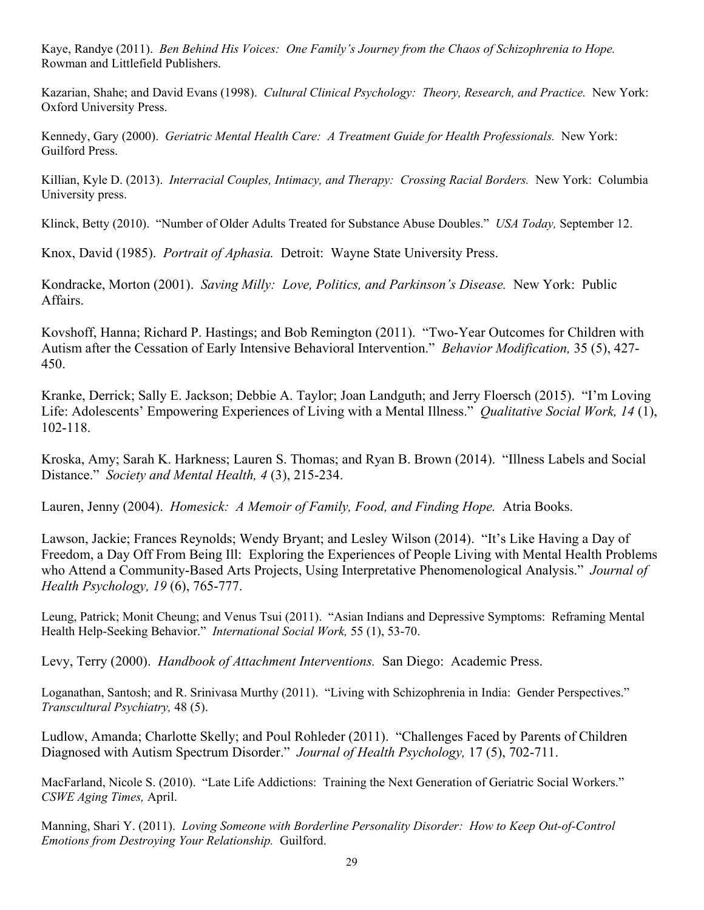Kaye, Randye (2011). *Ben Behind His Voices: One Family's Journey from the Chaos of Schizophrenia to Hope.* Rowman and Littlefield Publishers.

Kazarian, Shahe; and David Evans (1998). *Cultural Clinical Psychology: Theory, Research, and Practice.* New York: Oxford University Press.

Kennedy, Gary (2000). *Geriatric Mental Health Care: A Treatment Guide for Health Professionals.* New York: Guilford Press.

Killian, Kyle D. (2013). *Interracial Couples, Intimacy, and Therapy: Crossing Racial Borders.* New York: Columbia University press.

Klinck, Betty (2010). "Number of Older Adults Treated for Substance Abuse Doubles." *USA Today,* September 12.

Knox, David (1985). *Portrait of Aphasia.* Detroit: Wayne State University Press.

Kondracke, Morton (2001). *Saving Milly: Love, Politics, and Parkinson's Disease.* New York: Public Affairs.

Kovshoff, Hanna; Richard P. Hastings; and Bob Remington (2011). "Two-Year Outcomes for Children with Autism after the Cessation of Early Intensive Behavioral Intervention." *Behavior Modification,* 35 (5), 427-450.

Kranke, Derrick; Sally E. Jackson; Debbie A. Taylor; Joan Landguth; and Jerry Floersch (2015). "I'm Loving Life: Adolescents' Empowering Experiences of Living with a Mental Illness." *Qualitative Social Work, 14* (1), 102-118.

Kroska, Amy; Sarah K. Harkness; Lauren S. Thomas; and Ryan B. Brown (2014). "Illness Labels and Social Distance." *Society and Mental Health, 4* (3), 215-234.

Lauren, Jenny (2004). *Homesick: A Memoir of Family, Food, and Finding Hope.* Atria Books.

Lawson, Jackie; Frances Reynolds; Wendy Bryant; and Lesley Wilson (2014). "It's Like Having a Day of Freedom, a Day Off From Being Ill: Exploring the Experiences of People Living with Mental Health Problems who Attend a Community-Based Arts Projects, Using Interpretative Phenomenological Analysis." *Journal of Health Psychology, 19* (6), 765-777.

Leung, Patrick; Monit Cheung; and Venus Tsui (2011). "Asian Indians and Depressive Symptoms: Reframing Mental Health Help-Seeking Behavior." *International Social Work,* 55 (1), 53-70.

Levy, Terry (2000). *Handbook of Attachment Interventions.* San Diego: Academic Press.

Loganathan, Santosh; and R. Srinivasa Murthy (2011). "Living with Schizophrenia in India: Gender Perspectives." *Transcultural Psychiatry,* 48 (5).

Ludlow, Amanda; Charlotte Skelly; and Poul Rohleder (2011). "Challenges Faced by Parents of Children Diagnosed with Autism Spectrum Disorder." *Journal of Health Psychology,* 17 (5), 702-711.

MacFarland, Nicole S. (2010). "Late Life Addictions: Training the Next Generation of Geriatric Social Workers." *CSWE Aging Times,* April.

Manning, Shari Y. (2011). *Loving Someone with Borderline Personality Disorder: How to Keep Out-of-Control Emotions from Destroying Your Relationship.* Guilford.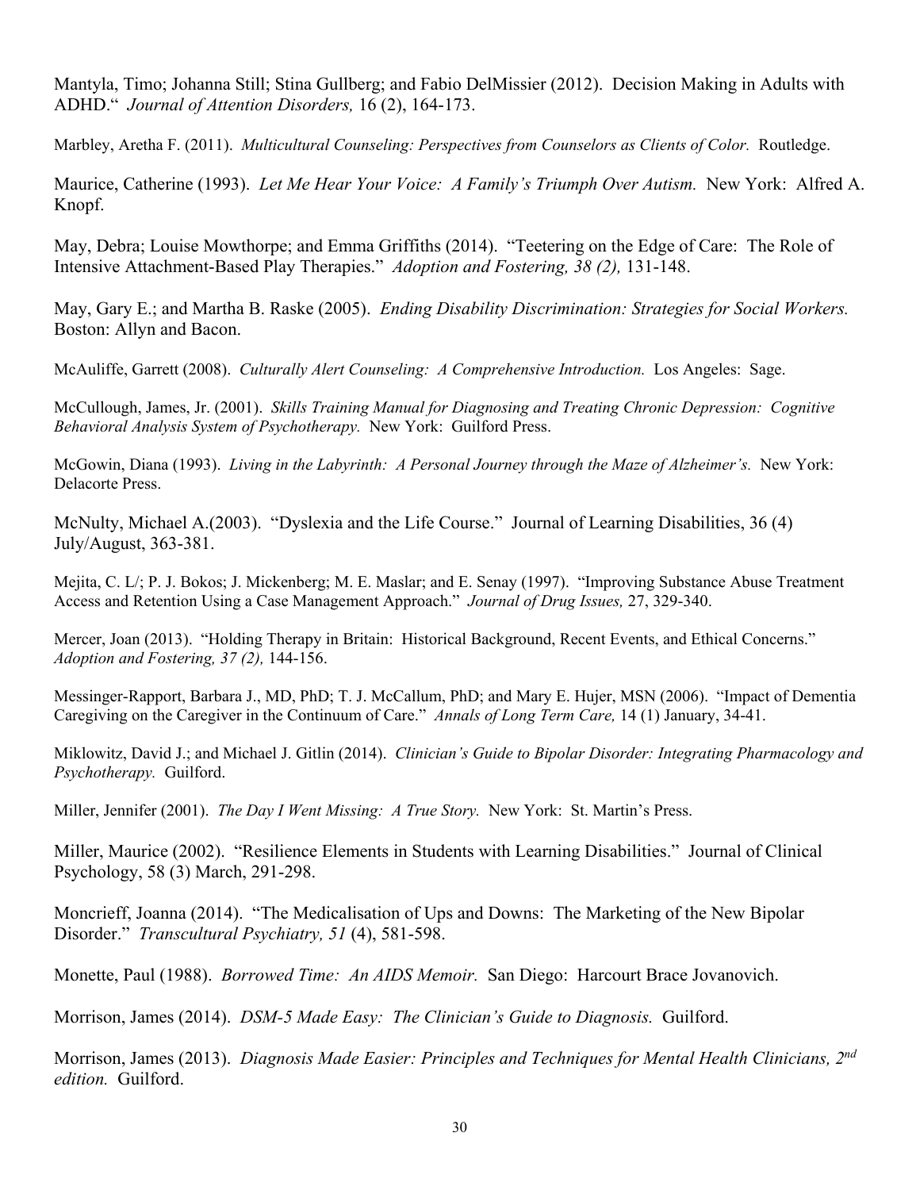Mantyla, Timo; Johanna Still; Stina Gullberg; and Fabio DelMissier (2012). Decision Making in Adults with ADHD." *Journal of Attention Disorders,* 16 (2), 164-173.

Marbley, Aretha F. (2011). *Multicultural Counseling: Perspectives from Counselors as Clients of Color.* Routledge.

Maurice, Catherine (1993). *Let Me Hear Your Voice: A Family's Triumph Over Autism.* New York: Alfred A. Knopf.

May, Debra; Louise Mowthorpe; and Emma Griffiths (2014). "Teetering on the Edge of Care: The Role of Intensive Attachment-Based Play Therapies." *Adoption and Fostering, 38 (2),* 131-148.

May, Gary E.; and Martha B. Raske (2005). *Ending Disability Discrimination: Strategies for Social Workers.* Boston: Allyn and Bacon.

McAuliffe, Garrett (2008). *Culturally Alert Counseling: A Comprehensive Introduction.* Los Angeles: Sage.

McCullough, James, Jr. (2001). *Skills Training Manual for Diagnosing and Treating Chronic Depression: Cognitive Behavioral Analysis System of Psychotherapy.* New York: Guilford Press.

McGowin, Diana (1993). *Living in the Labyrinth: A Personal Journey through the Maze of Alzheimer's.* New York: Delacorte Press.

McNulty, Michael A.(2003). "Dyslexia and the Life Course." Journal of Learning Disabilities, 36 (4) July/August, 363-381.

Mejita, C. L/; P. J. Bokos; J. Mickenberg; M. E. Maslar; and E. Senay (1997). "Improving Substance Abuse Treatment Access and Retention Using a Case Management Approach." *Journal of Drug Issues,* 27, 329-340.

Mercer, Joan (2013). "Holding Therapy in Britain: Historical Background, Recent Events, and Ethical Concerns." *Adoption and Fostering, 37 (2),* 144-156.

Messinger-Rapport, Barbara J., MD, PhD; T. J. McCallum, PhD; and Mary E. Hujer, MSN (2006). "Impact of Dementia Caregiving on the Caregiver in the Continuum of Care." *Annals of Long Term Care,* 14 (1) January, 34-41.

Miklowitz, David J.; and Michael J. Gitlin (2014). *Clinician's Guide to Bipolar Disorder: Integrating Pharmacology and Psychotherapy.* Guilford.

Miller, Jennifer (2001). *The Day I Went Missing: A True Story.* New York: St. Martin's Press.

Miller, Maurice (2002). "Resilience Elements in Students with Learning Disabilities." Journal of Clinical Psychology, 58 (3) March, 291-298.

Moncrieff, Joanna (2014). "The Medicalisation of Ups and Downs: The Marketing of the New Bipolar Disorder." *Transcultural Psychiatry, 51* (4), 581-598.

Monette, Paul (1988). *Borrowed Time: An AIDS Memoir.* San Diego: Harcourt Brace Jovanovich.

Morrison, James (2014). *DSM-5 Made Easy: The Clinician's Guide to Diagnosis.* Guilford.

Morrison, James (2013). *Diagnosis Made Easier: Principles and Techniques for Mental Health Clinicians, 2nd edition.* Guilford.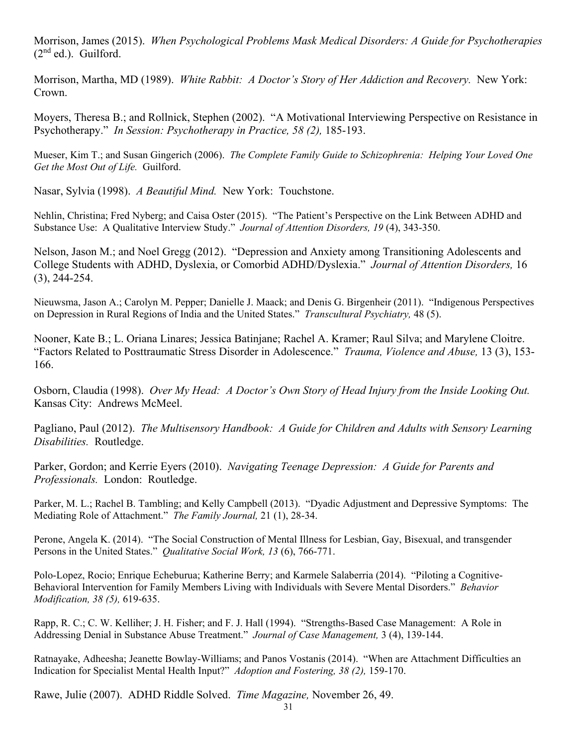Morrison, James (2015). *When Psychological Problems Mask Medical Disorders: A Guide for Psychotherapies* (2nd ed.). Guilford.

Morrison, Martha, MD (1989). *White Rabbit: A Doctor's Story of Her Addiction and Recovery.* New York: Crown.

Moyers, Theresa B.; and Rollnick, Stephen (2002). "A Motivational Interviewing Perspective on Resistance in Psychotherapy." *In Session: Psychotherapy in Practice, 58 (2),* 185-193.

Mueser, Kim T.; and Susan Gingerich (2006). *The Complete Family Guide to Schizophrenia: Helping Your Loved One Get the Most Out of Life.* Guilford.

Nasar, Sylvia (1998). *A Beautiful Mind.* New York: Touchstone.

Nehlin, Christina; Fred Nyberg; and Caisa Oster (2015). "The Patient's Perspective on the Link Between ADHD and Substance Use: A Qualitative Interview Study." *Journal of Attention Disorders, 19* (4), 343-350.

Nelson, Jason M.; and Noel Gregg (2012). "Depression and Anxiety among Transitioning Adolescents and College Students with ADHD, Dyslexia, or Comorbid ADHD/Dyslexia." *Journal of Attention Disorders,* 16 (3), 244-254.

Nieuwsma, Jason A.; Carolyn M. Pepper; Danielle J. Maack; and Denis G. Birgenheir (2011). "Indigenous Perspectives on Depression in Rural Regions of India and the United States." *Transcultural Psychiatry,* 48 (5).

Nooner, Kate B.; L. Oriana Linares; Jessica Batinjane; Rachel A. Kramer; Raul Silva; and Marylene Cloitre. "Factors Related to Posttraumatic Stress Disorder in Adolescence." *Trauma, Violence and Abuse,* 13 (3), 153-166.

Osborn, Claudia (1998). *Over My Head: A Doctor's Own Story of Head Injury from the Inside Looking Out.* Kansas City: Andrews McMeel.

Pagliano, Paul (2012). *The Multisensory Handbook: A Guide for Children and Adults with Sensory Learning Disabilities.* Routledge.

Parker, Gordon; and Kerrie Eyers (2010). *Navigating Teenage Depression: A Guide for Parents and Professionals.* London: Routledge.

Parker, M. L.; Rachel B. Tambling; and Kelly Campbell (2013). "Dyadic Adjustment and Depressive Symptoms: The Mediating Role of Attachment." *The Family Journal,* 21 (1), 28-34.

Perone, Angela K. (2014). "The Social Construction of Mental Illness for Lesbian, Gay, Bisexual, and transgender Persons in the United States." *Qualitative Social Work, 13* (6), 766-771.

Polo-Lopez, Rocio; Enrique Echeburua; Katherine Berry; and Karmele Salaberria (2014). "Piloting a Cognitive-Behavioral Intervention for Family Members Living with Individuals with Severe Mental Disorders." *Behavior Modification, 38 (5),* 619-635.

Rapp, R. C.; C. W. Kelliher; J. H. Fisher; and F. J. Hall (1994). "Strengths-Based Case Management: A Role in Addressing Denial in Substance Abuse Treatment." *Journal of Case Management,* 3 (4), 139-144.

Ratnayake, Adheesha; Jeanette Bowlay-Williams; and Panos Vostanis (2014). "When are Attachment Difficulties an Indication for Specialist Mental Health Input?" *Adoption and Fostering, 38 (2),* 159-170.

Rawe, Julie (2007). ADHD Riddle Solved. *Time Magazine,* November 26, 49.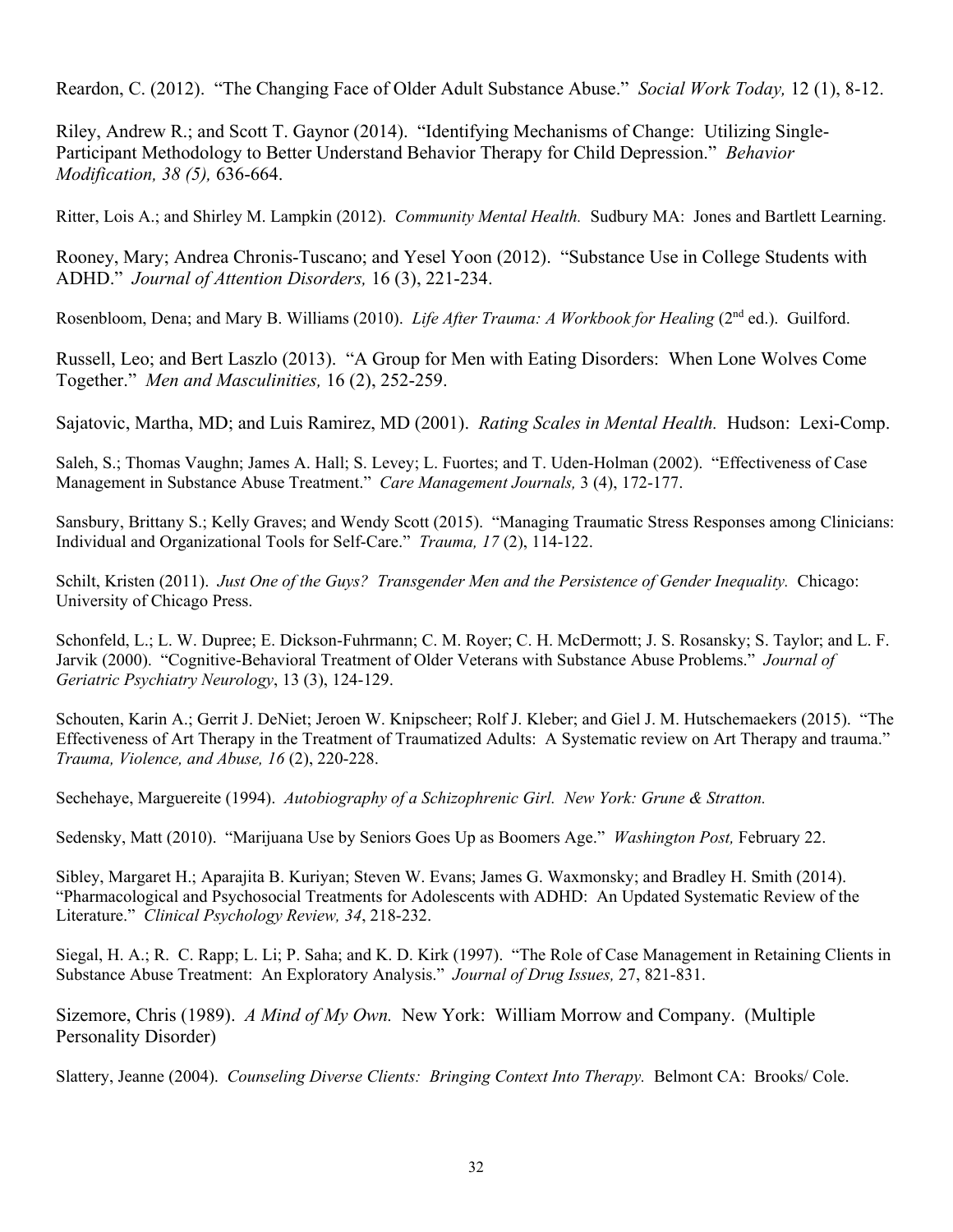Reardon, C. (2012). "The Changing Face of Older Adult Substance Abuse." *Social Work Today,* 12 (1), 8-12.

Riley, Andrew R.; and Scott T. Gaynor (2014). "Identifying Mechanisms of Change: Utilizing Single-Participant Methodology to Better Understand Behavior Therapy for Child Depression." *Behavior Modification, 38 (5),* 636-664.

Ritter, Lois A.; and Shirley M. Lampkin (2012). *Community Mental Health.* Sudbury MA: Jones and Bartlett Learning.

Rooney, Mary; Andrea Chronis-Tuscano; and Yesel Yoon (2012). "Substance Use in College Students with ADHD." *Journal of Attention Disorders,* 16 (3), 221-234.

Rosenbloom, Dena; and Mary B. Williams (2010). *Life After Trauma: A Workbook for Healing* (2nd ed.). Guilford.

Russell, Leo; and Bert Laszlo (2013). "A Group for Men with Eating Disorders: When Lone Wolves Come Together." *Men and Masculinities,* 16 (2), 252-259.

Sajatovic, Martha, MD; and Luis Ramirez, MD (2001). *Rating Scales in Mental Health.* Hudson: Lexi-Comp.

Saleh, S.; Thomas Vaughn; James A. Hall; S. Levey; L. Fuortes; and T. Uden-Holman (2002). "Effectiveness of Case Management in Substance Abuse Treatment." *Care Management Journals,* 3 (4), 172-177.

Sansbury, Brittany S.; Kelly Graves; and Wendy Scott (2015). "Managing Traumatic Stress Responses among Clinicians: Individual and Organizational Tools for Self-Care." *Trauma, 17* (2), 114-122.

Schilt, Kristen (2011). *Just One of the Guys? Transgender Men and the Persistence of Gender Inequality.* Chicago: University of Chicago Press.

Schonfeld, L.; L. W. Dupree; E. Dickson-Fuhrmann; C. M. Royer; C. H. McDermott; J. S. Rosansky; S. Taylor; and L. F. Jarvik (2000). "Cognitive-Behavioral Treatment of Older Veterans with Substance Abuse Problems." *Journal of Geriatric Psychiatry Neurology*, 13 (3), 124-129.

Schouten, Karin A.; Gerrit J. DeNiet; Jeroen W. Knipscheer; Rolf J. Kleber; and Giel J. M. Hutschemaekers (2015). "The Effectiveness of Art Therapy in the Treatment of Traumatized Adults: A Systematic review on Art Therapy and trauma." *Trauma, Violence, and Abuse, 16* (2), 220-228.

Sechehaye, Marguereite (1994). *Autobiography of a Schizophrenic Girl. New York: Grune & Stratton.*

Sedensky, Matt (2010). "Marijuana Use by Seniors Goes Up as Boomers Age." *Washington Post,* February 22.

Sibley, Margaret H.; Aparajita B. Kuriyan; Steven W. Evans; James G. Waxmonsky; and Bradley H. Smith (2014). "Pharmacological and Psychosocial Treatments for Adolescents with ADHD: An Updated Systematic Review of the Literature." *Clinical Psychology Review, 34*, 218-232.

Siegal, H. A.; R. C. Rapp; L. Li; P. Saha; and K. D. Kirk (1997). "The Role of Case Management in Retaining Clients in Substance Abuse Treatment: An Exploratory Analysis." *Journal of Drug Issues,* 27, 821-831.

Sizemore, Chris (1989). *A Mind of My Own.* New York: William Morrow and Company. (Multiple Personality Disorder)

Slattery, Jeanne (2004). *Counseling Diverse Clients: Bringing Context Into Therapy.* Belmont CA: Brooks/ Cole.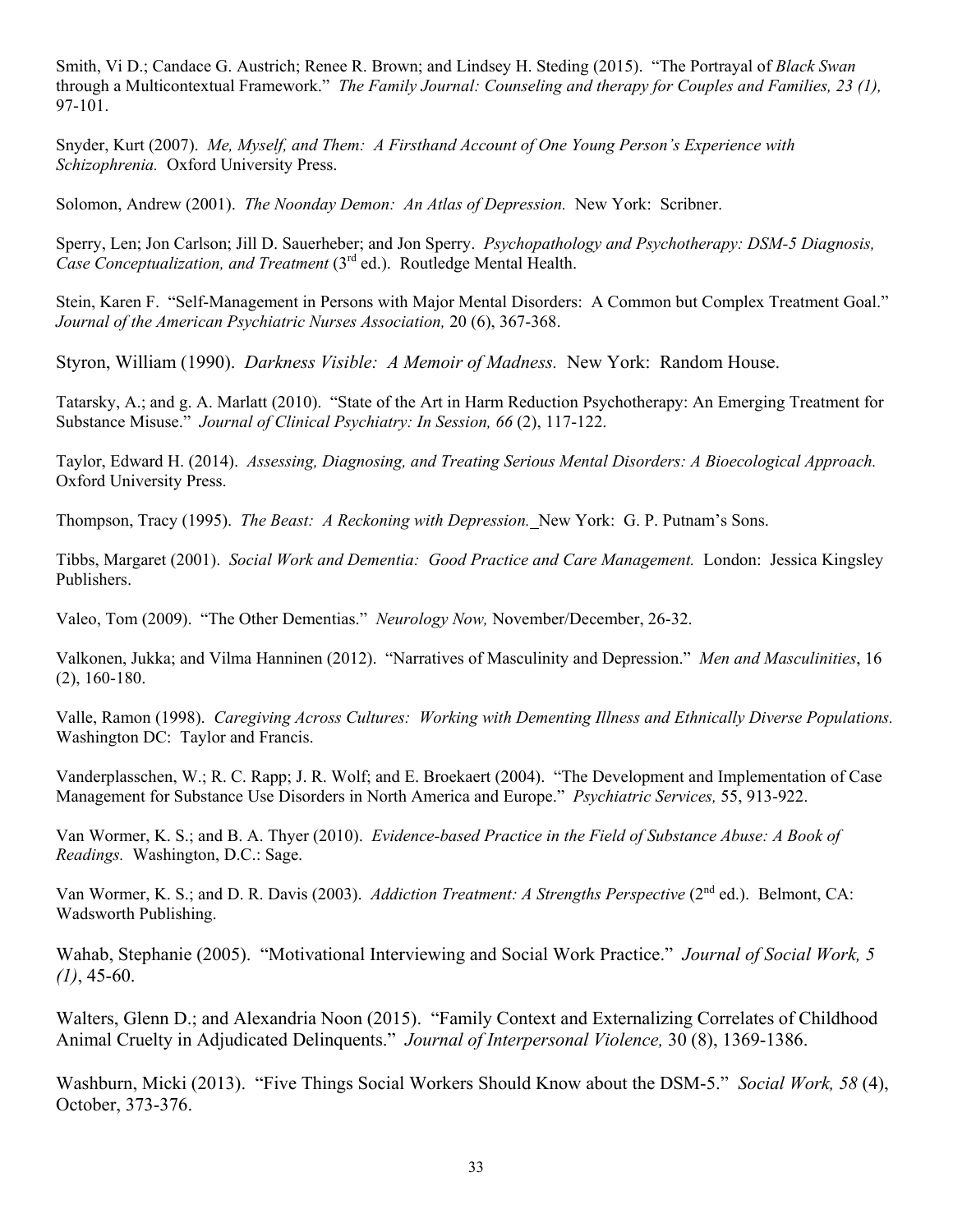Smith, Vi D.; Candace G. Austrich; Renee R. Brown; and Lindsey H. Steding (2015). "The Portrayal of *Black Swan* through a Multicontextual Framework." *The Family Journal: Counseling and therapy for Couples and Families, 23 (1),* 97-101.

Snyder, Kurt (2007). *Me, Myself, and Them: A Firsthand Account of One Young Person's Experience with Schizophrenia.* Oxford University Press.

Solomon, Andrew (2001). *The Noonday Demon: An Atlas of Depression.* New York: Scribner.

Sperry, Len; Jon Carlson; Jill D. Sauerheber; and Jon Sperry. *Psychopathology and Psychotherapy: DSM-5 Diagnosis, Case Conceptualization, and Treatment* (3rd ed.). Routledge Mental Health.

Stein, Karen F. "Self-Management in Persons with Major Mental Disorders: A Common but Complex Treatment Goal." *Journal of the American Psychiatric Nurses Association,* 20 (6), 367-368.

Styron, William (1990). *Darkness Visible: A Memoir of Madness.* New York: Random House.

Tatarsky, A.; and g. A. Marlatt (2010). "State of the Art in Harm Reduction Psychotherapy: An Emerging Treatment for Substance Misuse." *Journal of Clinical Psychiatry: In Session, 66* (2), 117-122.

Taylor, Edward H. (2014). *Assessing, Diagnosing, and Treating Serious Mental Disorders: A Bioecological Approach.* Oxford University Press.

Thompson, Tracy (1995). *The Beast: A Reckoning with Depression.* New York: G. P. Putnam's Sons.

Tibbs, Margaret (2001). *Social Work and Dementia: Good Practice and Care Management.* London: Jessica Kingsley Publishers.

Valeo, Tom (2009). "The Other Dementias." *Neurology Now,* November/December, 26-32.

Valkonen, Jukka; and Vilma Hanninen (2012). "Narratives of Masculinity and Depression." *Men and Masculinities*, 16 (2), 160-180.

Valle, Ramon (1998). *Caregiving Across Cultures: Working with Dementing Illness and Ethnically Diverse Populations.* Washington DC: Taylor and Francis.

Vanderplasschen, W.; R. C. Rapp; J. R. Wolf; and E. Broekaert (2004). "The Development and Implementation of Case Management for Substance Use Disorders in North America and Europe." *Psychiatric Services,* 55, 913-922.

Van Wormer, K. S.; and B. A. Thyer (2010). *Evidence-based Practice in the Field of Substance Abuse: A Book of Readings.* Washington, D.C.: Sage.

Van Wormer, K. S.; and D. R. Davis (2003). *Addiction Treatment: A Strengths Perspective* (2nd ed.). Belmont, CA: Wadsworth Publishing.

Wahab, Stephanie (2005). "Motivational Interviewing and Social Work Practice." *Journal of Social Work, 5 (1)*, 45-60.

Walters, Glenn D.; and Alexandria Noon (2015). "Family Context and Externalizing Correlates of Childhood Animal Cruelty in Adjudicated Delinquents." *Journal of Interpersonal Violence,* 30 (8), 1369-1386.

Washburn, Micki (2013). "Five Things Social Workers Should Know about the DSM-5." *Social Work, 58* (4), October, 373-376.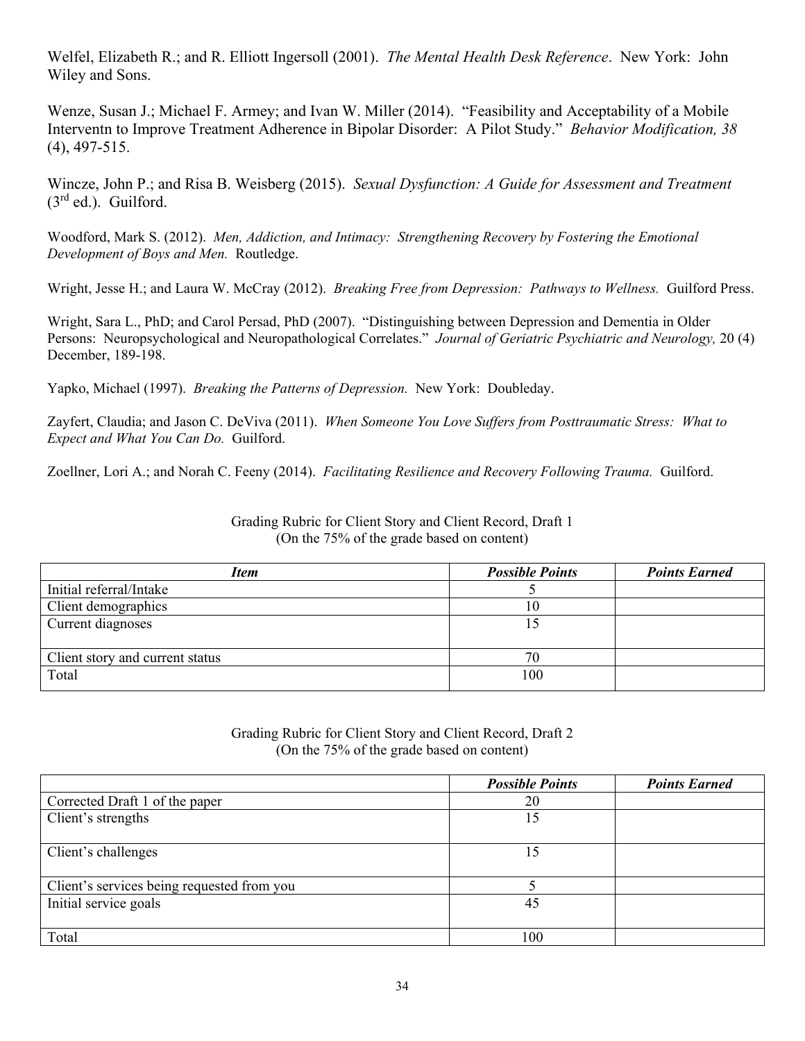Welfel, Elizabeth R.; and R. Elliott Ingersoll (2001). *The Mental Health Desk Reference*. New York: John Wiley and Sons.

Wenze, Susan J.; Michael F. Armey; and Ivan W. Miller (2014). "Feasibility and Acceptability of a Mobile Interventn to Improve Treatment Adherence in Bipolar Disorder: A Pilot Study." *Behavior Modification, 38* (4), 497-515.

Wincze, John P.; and Risa B. Weisberg (2015). *Sexual Dysfunction: A Guide for Assessment and Treatment* (3rd ed.). Guilford.

Woodford, Mark S. (2012). *Men, Addiction, and Intimacy: Strengthening Recovery by Fostering the Emotional Development of Boys and Men.* Routledge.

Wright, Jesse H.; and Laura W. McCray (2012). *Breaking Free from Depression: Pathways to Wellness.* Guilford Press.

Wright, Sara L., PhD; and Carol Persad, PhD (2007). "Distinguishing between Depression and Dementia in Older Persons: Neuropsychological and Neuropathological Correlates." *Journal of Geriatric Psychiatric and Neurology,* 20 (4) December, 189-198.

Yapko, Michael (1997). *Breaking the Patterns of Depression.* New York: Doubleday.

Zayfert, Claudia; and Jason C. DeViva (2011). *When Someone You Love Suffers from Posttraumatic Stress: What to Expect and What You Can Do.* Guilford.

Zoellner, Lori A.; and Norah C. Feeny (2014). *Facilitating Resilience and Recovery Following Trauma.* Guilford.

Grading Rubric for Client Story and Client Record, Draft 1
(On the 75% of the grade based on content)

| *Item* | *Possible Points* | *Points Earned* |
|---|---|---|
| Initial referral/Intake | 5 | |
| Client demographics | 10 | |
| Current diagnoses | 15 | |
| Client story and current status | 70 | |
| Total | 100 | |

Grading Rubric for Client Story and Client Record, Draft 2
(On the 75% of the grade based on content)

| | *Possible Points* | *Points Earned* |
|---|---|---|
| Corrected Draft 1 of the paper | 20 | |
| Client's strengths | 15 | |
| Client's challenges | 15 | |
| Client's services being requested from you | 5 | |
| Initial service goals | 45 | |
| Total | 100 | |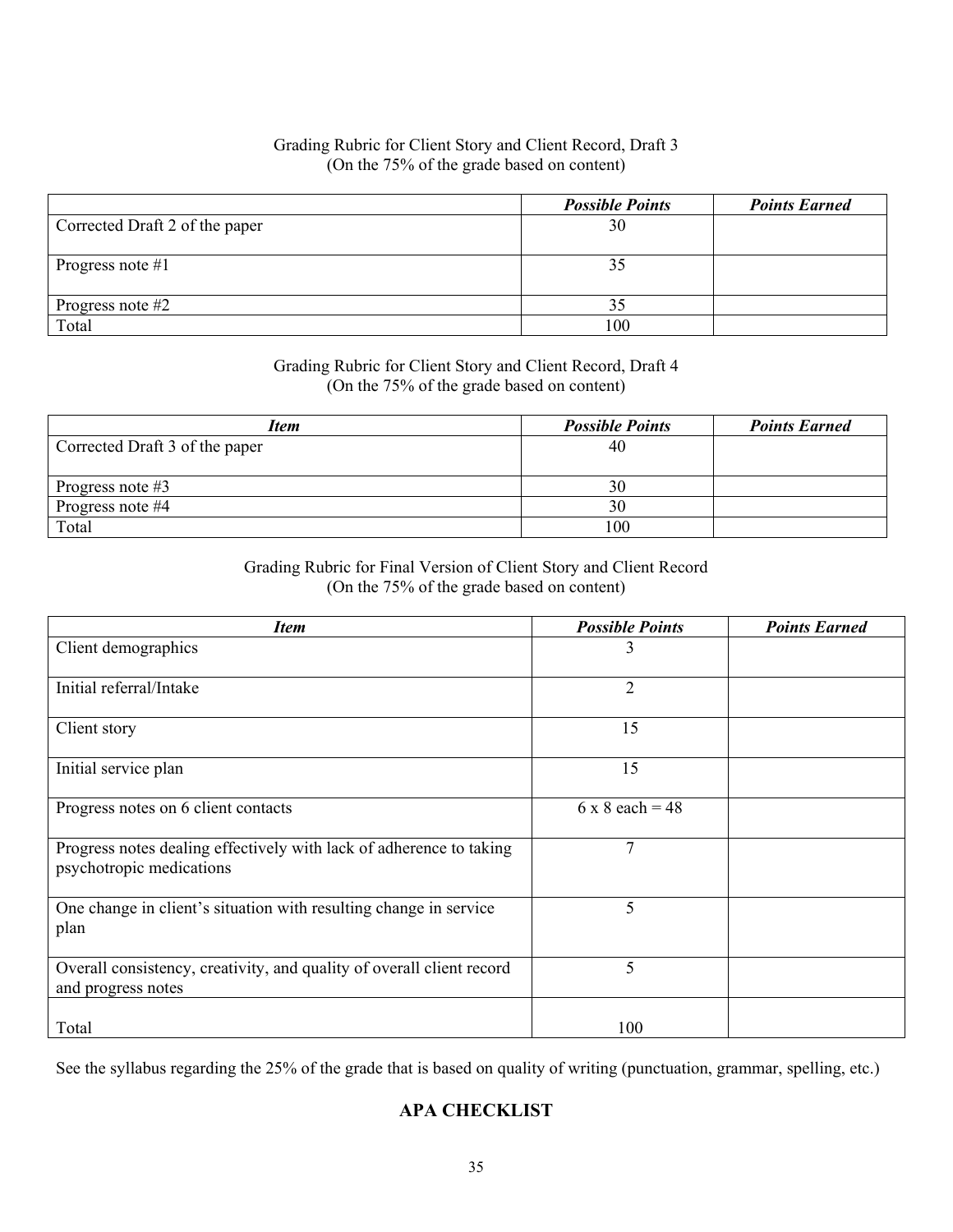Grading Rubric for Client Story and Client Record, Draft 3
(On the 75% of the grade based on content)

| | ***Possible Points*** | ***Points Earned*** |
|---|---|---|
| Corrected Draft 2 of the paper | 30 | |
| Progress note #1 | 35 | |
| Progress note #2 | 35 | |
| Total | 100 | |

Grading Rubric for Client Story and Client Record, Draft 4
(On the 75% of the grade based on content)

| ***Item*** | ***Possible Points*** | ***Points Earned*** |
|---|---|---|
| Corrected Draft 3 of the paper | 40 | |
| Progress note #3 | 30 | |
| Progress note #4 | 30 | |
| Total | 100 | |

Grading Rubric for Final Version of Client Story and Client Record
(On the 75% of the grade based on content)

| ***Item*** | ***Possible Points*** | ***Points Earned*** |
|---|---|---|
| Client demographics | 3 | |
| Initial referral/Intake | 2 | |
| Client story | 15 | |
| Initial service plan | 15 | |
| Progress notes on 6 client contacts | 6 x 8 each = 48 | |
| Progress notes dealing effectively with lack of adherence to taking psychotropic medications | 7 | |
| One change in client's situation with resulting change in service plan | 5 | |
| Overall consistency, creativity, and quality of overall client record and progress notes | 5 | |
| Total | 100 | |

See the syllabus regarding the 25% of the grade that is based on quality of writing (punctuation, grammar, spelling, etc.)

## APA CHECKLIST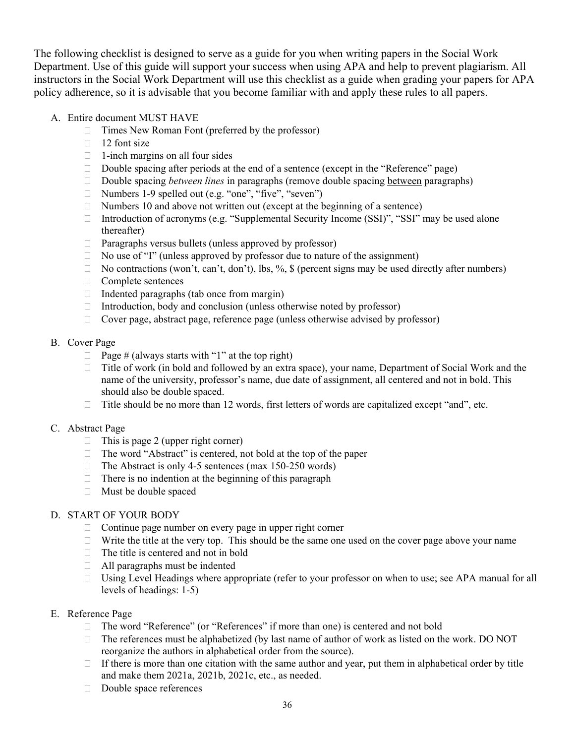The following checklist is designed to serve as a guide for you when writing papers in the Social Work Department. Use of this guide will support your success when using APA and help to prevent plagiarism. All instructors in the Social Work Department will use this checklist as a guide when grading your papers for APA policy adherence, so it is advisable that you become familiar with and apply these rules to all papers.

A. Entire document MUST HAVE
   - ☐ Times New Roman Font (preferred by the professor)
   - ☐ 12 font size
   - ☐ 1-inch margins on all four sides
   - ☐ Double spacing after periods at the end of a sentence (except in the "Reference" page)
   - ☐ Double spacing *between lines* in paragraphs (remove double spacing <u>between</u> paragraphs)
   - ☐ Numbers 1-9 spelled out (e.g. "one", "five", "seven")
   - ☐ Numbers 10 and above not written out (except at the beginning of a sentence)
   - ☐ Introduction of acronyms (e.g. "Supplemental Security Income (SSI)", "SSI" may be used alone thereafter)
   - ☐ Paragraphs versus bullets (unless approved by professor)
   - ☐ No use of "I" (unless approved by professor due to nature of the assignment)
   - ☐ No contractions (won't, can't, don't), lbs, %, $ (percent signs may be used directly after numbers)
   - ☐ Complete sentences
   - ☐ Indented paragraphs (tab once from margin)
   - ☐ Introduction, body and conclusion (unless otherwise noted by professor)
   - ☐ Cover page, abstract page, reference page (unless otherwise advised by professor)

B. Cover Page
   - ☐ Page # (always starts with "1" at the top right)
   - ☐ Title of work (in bold and followed by an extra space), your name, Department of Social Work and the name of the university, professor's name, due date of assignment, all centered and not in bold. This should also be double spaced.
   - ☐ Title should be no more than 12 words, first letters of words are capitalized except "and", etc.

C. Abstract Page
   - ☐ This is page 2 (upper right corner)
   - ☐ The word "Abstract" is centered, not bold at the top of the paper
   - ☐ The Abstract is only 4-5 sentences (max 150-250 words)
   - ☐ There is no indention at the beginning of this paragraph
   - ☐ Must be double spaced

D. START OF YOUR BODY
   - ☐ Continue page number on every page in upper right corner
   - ☐ Write the title at the very top. This should be the same one used on the cover page above your name
   - ☐ The title is centered and not in bold
   - ☐ All paragraphs must be indented
   - ☐ Using Level Headings where appropriate (refer to your professor on when to use; see APA manual for all levels of headings: 1-5)

E. Reference Page
   - ☐ The word "Reference" (or "References" if more than one) is centered and not bold
   - ☐ The references must be alphabetized (by last name of author of work as listed on the work. DO NOT reorganize the authors in alphabetical order from the source).
   - ☐ If there is more than one citation with the same author and year, put them in alphabetical order by title and make them 2021a, 2021b, 2021c, etc., as needed.
   - ☐ Double space references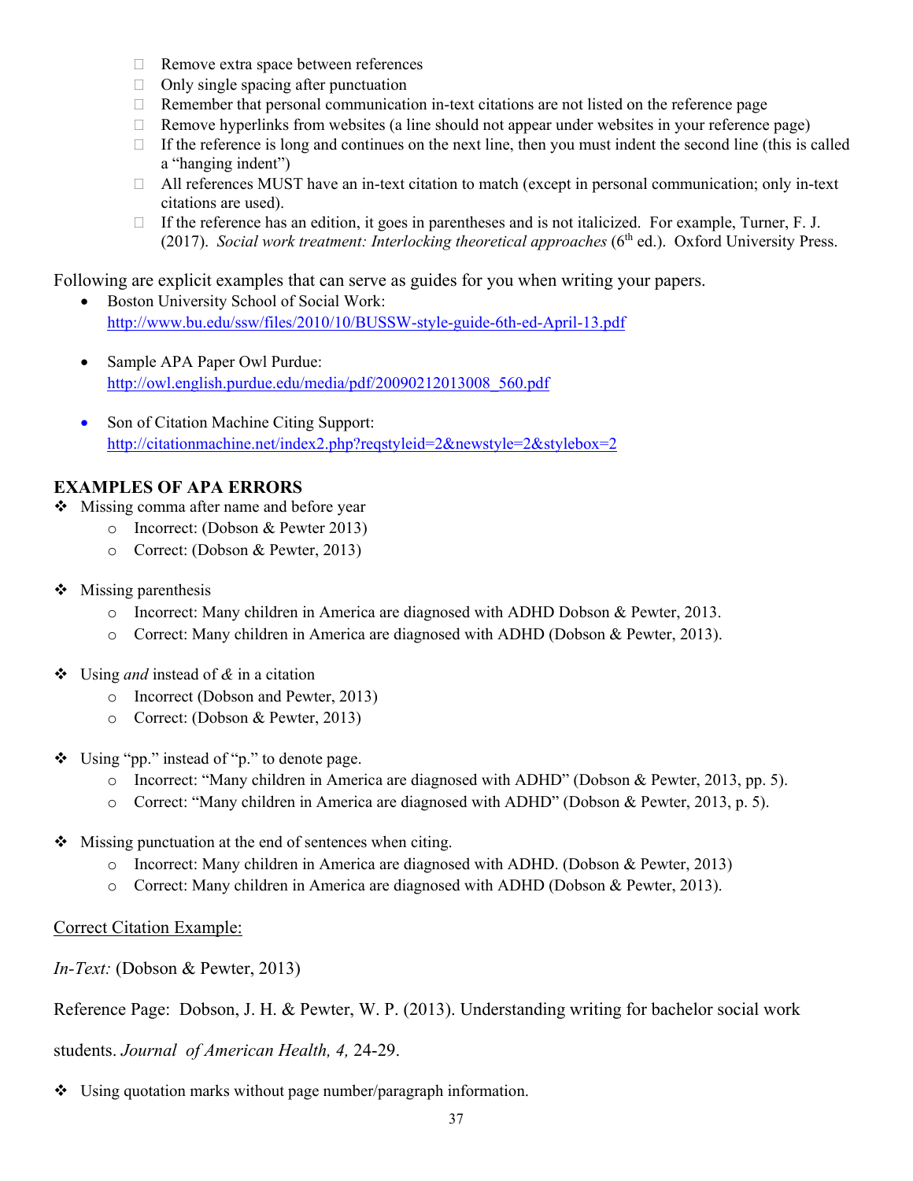- Remove extra space between references
- Only single spacing after punctuation
- Remember that personal communication in-text citations are not listed on the reference page
- Remove hyperlinks from websites (a line should not appear under websites in your reference page)
- If the reference is long and continues on the next line, then you must indent the second line (this is called a "hanging indent")
- All references MUST have an in-text citation to match (except in personal communication; only in-text citations are used).
- If the reference has an edition, it goes in parentheses and is not italicized. For example, Turner, F. J. (2017). *Social work treatment: Interlocking theoretical approaches* (6th ed.). Oxford University Press.

Following are explicit examples that can serve as guides for you when writing your papers.

- Boston University School of Social Work: http://www.bu.edu/ssw/files/2010/10/BUSSW-style-guide-6th-ed-April-13.pdf
- Sample APA Paper Owl Purdue: http://owl.english.purdue.edu/media/pdf/20090212013008_560.pdf
- Son of Citation Machine Citing Support: http://citationmachine.net/index2.php?reqstyleid=2&newstyle=2&stylebox=2

## EXAMPLES OF APA ERRORS

- Missing comma after name and before year
  - Incorrect: (Dobson & Pewter 2013)
  - Correct: (Dobson & Pewter, 2013)
- Missing parenthesis
  - Incorrect: Many children in America are diagnosed with ADHD Dobson & Pewter, 2013.
  - Correct: Many children in America are diagnosed with ADHD (Dobson & Pewter, 2013).
- Using *and* instead of *&* in a citation
  - Incorrect (Dobson and Pewter, 2013)
  - Correct: (Dobson & Pewter, 2013)
- Using "pp." instead of "p." to denote page.
  - Incorrect: "Many children in America are diagnosed with ADHD" (Dobson & Pewter, 2013, pp. 5).
  - Correct: "Many children in America are diagnosed with ADHD" (Dobson & Pewter, 2013, p. 5).
- Missing punctuation at the end of sentences when citing.
  - Incorrect: Many children in America are diagnosed with ADHD. (Dobson & Pewter, 2013)
  - Correct: Many children in America are diagnosed with ADHD (Dobson & Pewter, 2013).

<u>Correct Citation Example:</u>

*In-Text:* (Dobson & Pewter, 2013)

Reference Page: Dobson, J. H. & Pewter, W. P. (2013). Understanding writing for bachelor social work students. *Journal of American Health, 4,* 24-29.

- Using quotation marks without page number/paragraph information.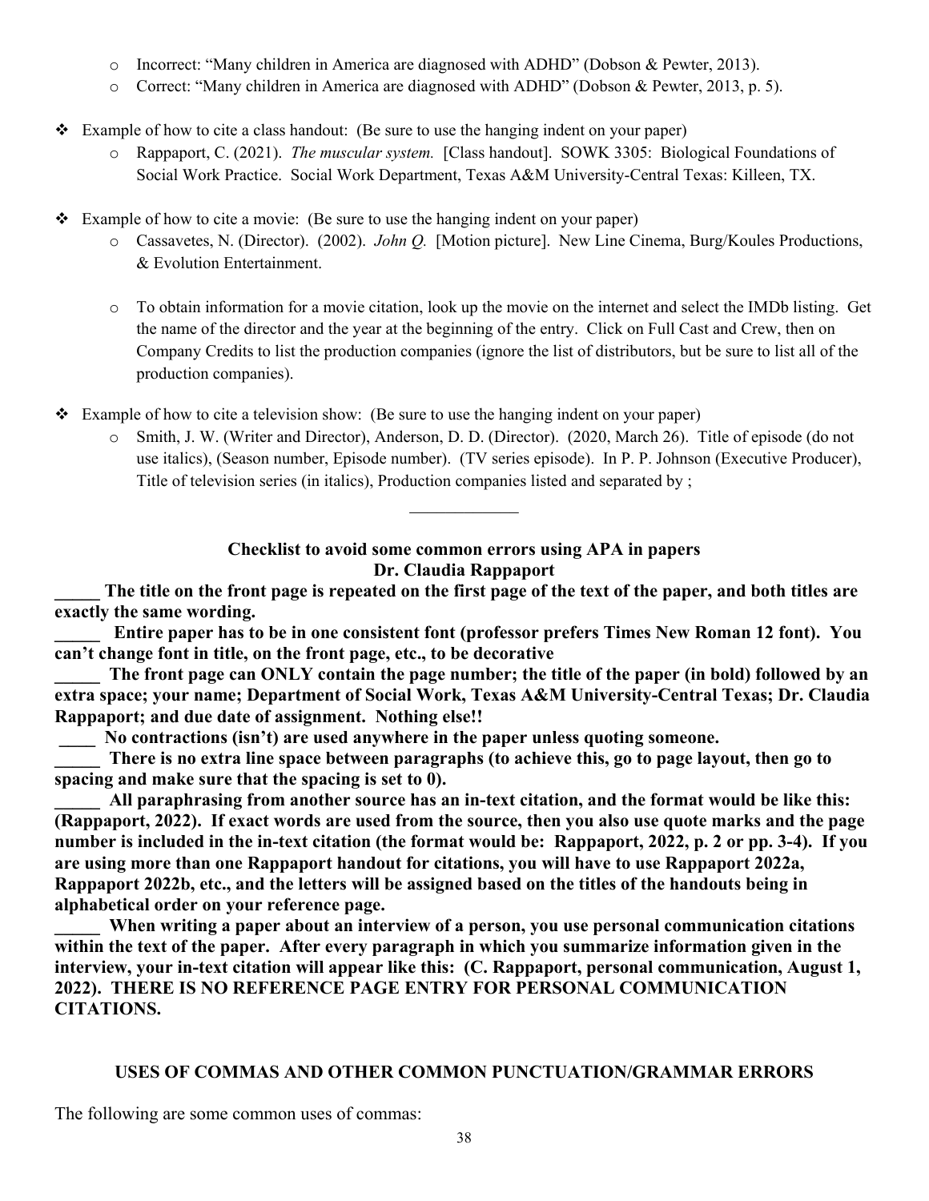- Incorrect: "Many children in America are diagnosed with ADHD" (Dobson & Pewter, 2013).
  - Correct: "Many children in America are diagnosed with ADHD" (Dobson & Pewter, 2013, p. 5).

- Example of how to cite a class handout: (Be sure to use the hanging indent on your paper)
  - Rappaport, C. (2021). *The muscular system.* [Class handout]. SOWK 3305: Biological Foundations of Social Work Practice. Social Work Department, Texas A&M University-Central Texas: Killeen, TX.

- Example of how to cite a movie: (Be sure to use the hanging indent on your paper)
  - Cassavetes, N. (Director). (2002). *John Q.* [Motion picture]. New Line Cinema, Burg/Koules Productions, & Evolution Entertainment.
  - To obtain information for a movie citation, look up the movie on the internet and select the IMDb listing. Get the name of the director and the year at the beginning of the entry. Click on Full Cast and Crew, then on Company Credits to list the production companies (ignore the list of distributors, but be sure to list all of the production companies).

- Example of how to cite a television show: (Be sure to use the hanging indent on your paper)
  - Smith, J. W. (Writer and Director), Anderson, D. D. (Director). (2020, March 26). Title of episode (do not use italics), (Season number, Episode number). (TV series episode). In P. P. Johnson (Executive Producer), Title of television series (in italics), Production companies listed and separated by ;

---

**Checklist to avoid some common errors using APA in papers**
**Dr. Claudia Rappaport**

**_____ The title on the front page is repeated on the first page of the text of the paper, and both titles are exactly the same wording.**

**_____ Entire paper has to be in one consistent font (professor prefers Times New Roman 12 font). You can't change font in title, on the front page, etc., to be decorative**

**_____ The front page can ONLY contain the page number; the title of the paper (in bold) followed by an extra space; your name; Department of Social Work, Texas A&M University-Central Texas; Dr. Claudia Rappaport; and due date of assignment. Nothing else!!**

**____ No contractions (isn't) are used anywhere in the paper unless quoting someone.**

**_____ There is no extra line space between paragraphs (to achieve this, go to page layout, then go to spacing and make sure that the spacing is set to 0).**

**_____ All paraphrasing from another source has an in-text citation, and the format would be like this: (Rappaport, 2022). If exact words are used from the source, then you also use quote marks and the page number is included in the in-text citation (the format would be: Rappaport, 2022, p. 2 or pp. 3-4). If you are using more than one Rappaport handout for citations, you will have to use Rappaport 2022a, Rappaport 2022b, etc., and the letters will be assigned based on the titles of the handouts being in alphabetical order on your reference page.**

**_____ When writing a paper about an interview of a person, you use personal communication citations within the text of the paper. After every paragraph in which you summarize information given in the interview, your in-text citation will appear like this: (C. Rappaport, personal communication, August 1, 2022). THERE IS NO REFERENCE PAGE ENTRY FOR PERSONAL COMMUNICATION CITATIONS.**

## USES OF COMMAS AND OTHER COMMON PUNCTUATION/GRAMMAR ERRORS

The following are some common uses of commas: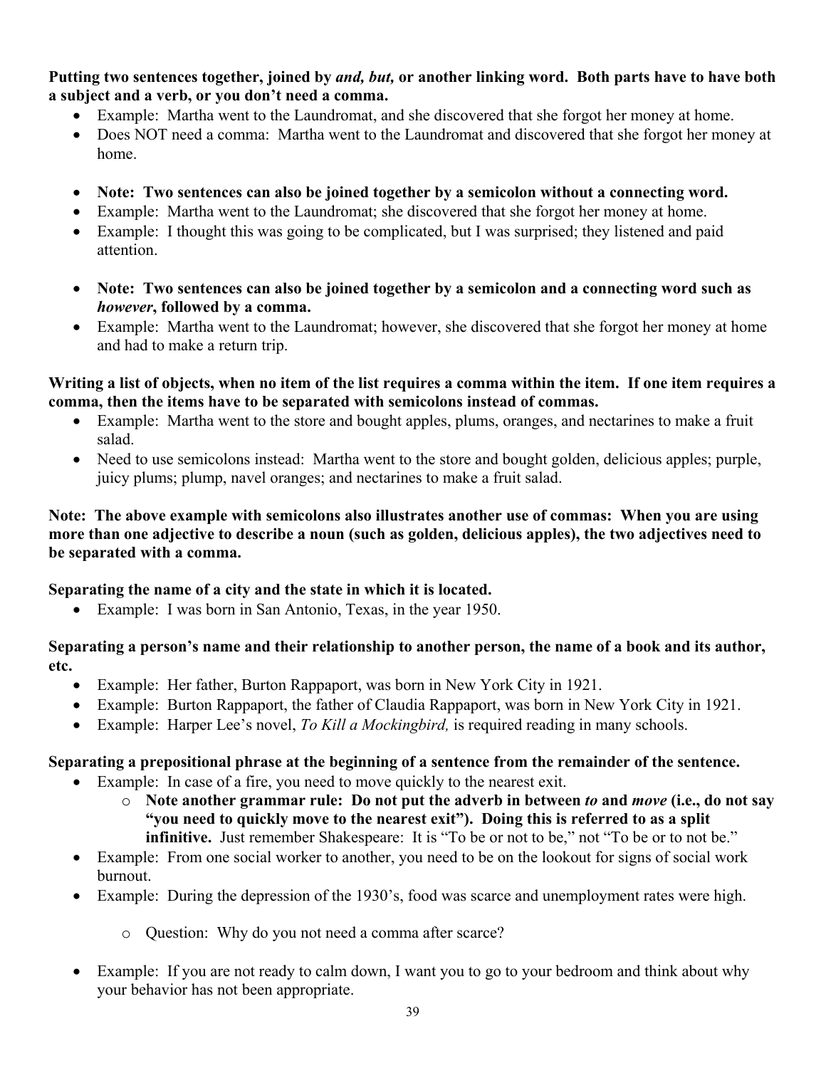**Putting two sentences together, joined by *and, but,* or another linking word. Both parts have to have both a subject and a verb, or you don't need a comma.**

- Example: Martha went to the Laundromat, and she discovered that she forgot her money at home.
- Does NOT need a comma: Martha went to the Laundromat and discovered that she forgot her money at home.

- **Note: Two sentences can also be joined together by a semicolon without a connecting word.**
- Example: Martha went to the Laundromat; she discovered that she forgot her money at home.
- Example: I thought this was going to be complicated, but I was surprised; they listened and paid attention.

- **Note: Two sentences can also be joined together by a semicolon and a connecting word such as *however*, followed by a comma.**
- Example: Martha went to the Laundromat; however, she discovered that she forgot her money at home and had to make a return trip.

**Writing a list of objects, when no item of the list requires a comma within the item. If one item requires a comma, then the items have to be separated with semicolons instead of commas.**

- Example: Martha went to the store and bought apples, plums, oranges, and nectarines to make a fruit salad.
- Need to use semicolons instead: Martha went to the store and bought golden, delicious apples; purple, juicy plums; plump, navel oranges; and nectarines to make a fruit salad.

**Note: The above example with semicolons also illustrates another use of commas: When you are using more than one adjective to describe a noun (such as golden, delicious apples), the two adjectives need to be separated with a comma.**

**Separating the name of a city and the state in which it is located.**

- Example: I was born in San Antonio, Texas, in the year 1950.

**Separating a person's name and their relationship to another person, the name of a book and its author, etc.**

- Example: Her father, Burton Rappaport, was born in New York City in 1921.
- Example: Burton Rappaport, the father of Claudia Rappaport, was born in New York City in 1921.
- Example: Harper Lee's novel, *To Kill a Mockingbird,* is required reading in many schools.

**Separating a prepositional phrase at the beginning of a sentence from the remainder of the sentence.**

- Example: In case of a fire, you need to move quickly to the nearest exit.
  - **Note another grammar rule: Do not put the adverb in between *to* and *move* (i.e., do not say "you need to quickly move to the nearest exit"). Doing this is referred to as a split infinitive.** Just remember Shakespeare: It is "To be or not to be," not "To be or to not be."
- Example: From one social worker to another, you need to be on the lookout for signs of social work burnout.
- Example: During the depression of the 1930's, food was scarce and unemployment rates were high.
  - Question: Why do you not need a comma after scarce?
- Example: If you are not ready to calm down, I want you to go to your bedroom and think about why your behavior has not been appropriate.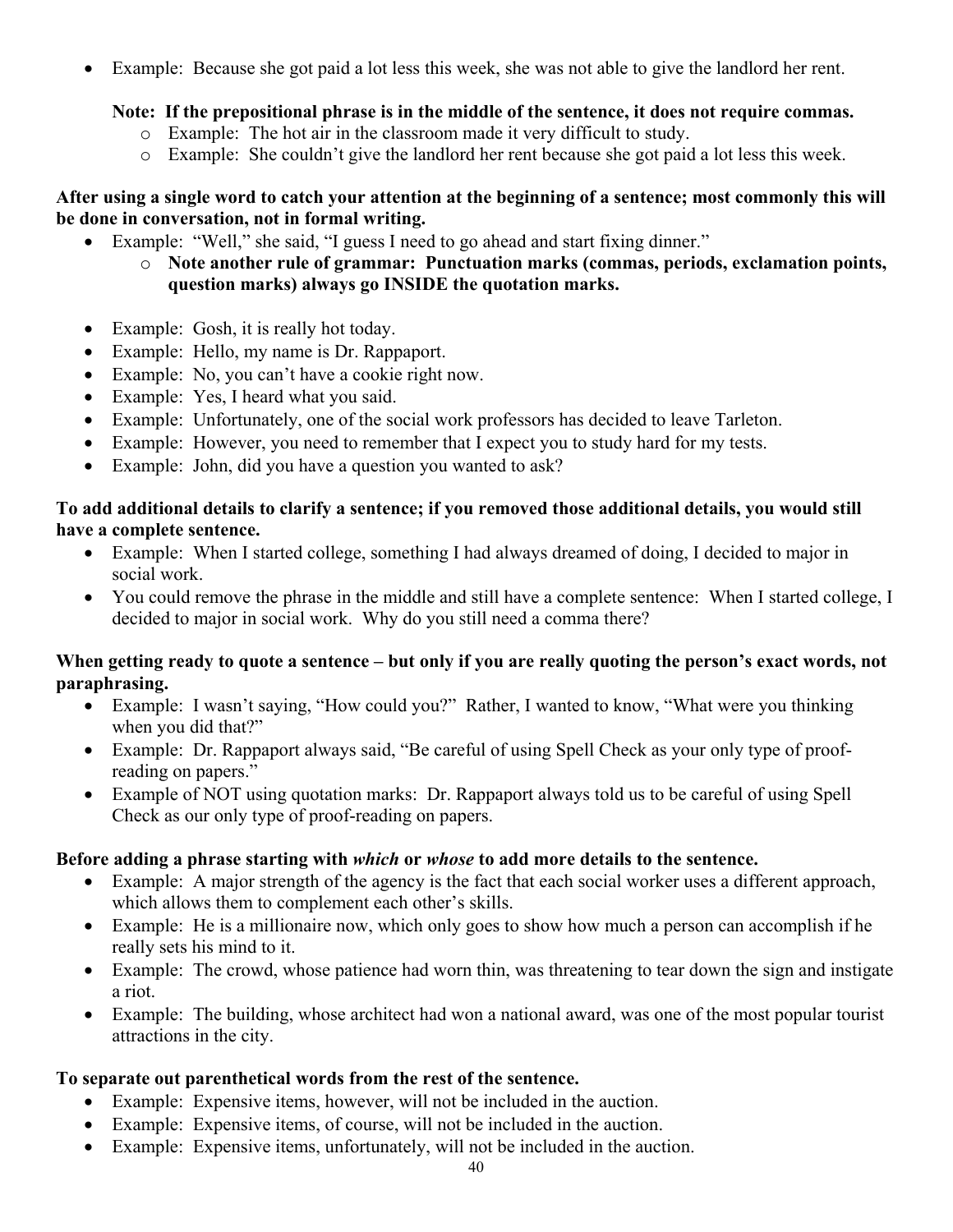- Example: Because she got paid a lot less this week, she was not able to give the landlord her rent.

  **Note: If the prepositional phrase is in the middle of the sentence, it does not require commas.**
  - Example: The hot air in the classroom made it very difficult to study.
  - Example: She couldn't give the landlord her rent because she got paid a lot less this week.

**After using a single word to catch your attention at the beginning of a sentence; most commonly this will be done in conversation, not in formal writing.**

- Example: "Well," she said, "I guess I need to go ahead and start fixing dinner."
  - **Note another rule of grammar: Punctuation marks (commas, periods, exclamation points, question marks) always go INSIDE the quotation marks.**

- Example: Gosh, it is really hot today.
- Example: Hello, my name is Dr. Rappaport.
- Example: No, you can't have a cookie right now.
- Example: Yes, I heard what you said.
- Example: Unfortunately, one of the social work professors has decided to leave Tarleton.
- Example: However, you need to remember that I expect you to study hard for my tests.
- Example: John, did you have a question you wanted to ask?

**To add additional details to clarify a sentence; if you removed those additional details, you would still have a complete sentence.**

- Example: When I started college, something I had always dreamed of doing, I decided to major in social work.
- You could remove the phrase in the middle and still have a complete sentence: When I started college, I decided to major in social work. Why do you still need a comma there?

**When getting ready to quote a sentence – but only if you are really quoting the person's exact words, not paraphrasing.**

- Example: I wasn't saying, "How could you?" Rather, I wanted to know, "What were you thinking when you did that?"
- Example: Dr. Rappaport always said, "Be careful of using Spell Check as your only type of proof-reading on papers."
- Example of NOT using quotation marks: Dr. Rappaport always told us to be careful of using Spell Check as our only type of proof-reading on papers.

**Before adding a phrase starting with *which* or *whose* to add more details to the sentence.**

- Example: A major strength of the agency is the fact that each social worker uses a different approach, which allows them to complement each other's skills.
- Example: He is a millionaire now, which only goes to show how much a person can accomplish if he really sets his mind to it.
- Example: The crowd, whose patience had worn thin, was threatening to tear down the sign and instigate a riot.
- Example: The building, whose architect had won a national award, was one of the most popular tourist attractions in the city.

**To separate out parenthetical words from the rest of the sentence.**

- Example: Expensive items, however, will not be included in the auction.
- Example: Expensive items, of course, will not be included in the auction.
- Example: Expensive items, unfortunately, will not be included in the auction.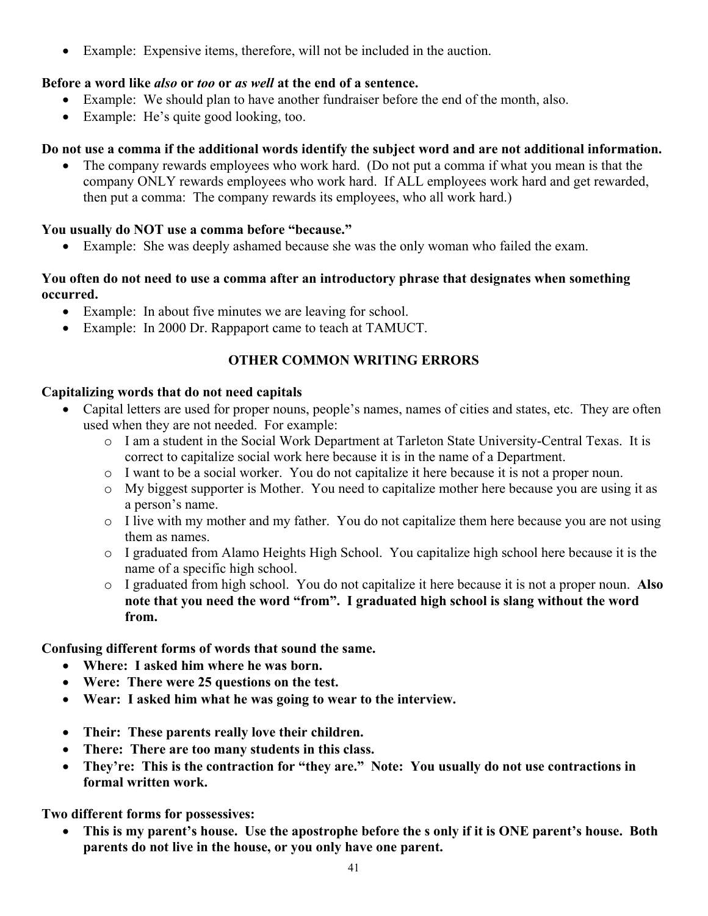- Example: Expensive items, therefore, will not be included in the auction.

**Before a word like *also* or *too* or *as well* at the end of a sentence.**

- Example: We should plan to have another fundraiser before the end of the month, also.
- Example: He's quite good looking, too.

**Do not use a comma if the additional words identify the subject word and are not additional information.**

- The company rewards employees who work hard. (Do not put a comma if what you mean is that the company ONLY rewards employees who work hard. If ALL employees work hard and get rewarded, then put a comma: The company rewards its employees, who all work hard.)

**You usually do NOT use a comma before "because."**

- Example: She was deeply ashamed because she was the only woman who failed the exam.

**You often do not need to use a comma after an introductory phrase that designates when something occurred.**

- Example: In about five minutes we are leaving for school.
- Example: In 2000 Dr. Rappaport came to teach at TAMUCT.

## OTHER COMMON WRITING ERRORS

**Capitalizing words that do not need capitals**

- Capital letters are used for proper nouns, people's names, names of cities and states, etc. They are often used when they are not needed. For example:
    - I am a student in the Social Work Department at Tarleton State University-Central Texas. It is correct to capitalize social work here because it is in the name of a Department.
    - I want to be a social worker. You do not capitalize it here because it is not a proper noun.
    - My biggest supporter is Mother. You need to capitalize mother here because you are using it as a person's name.
    - I live with my mother and my father. You do not capitalize them here because you are not using them as names.
    - I graduated from Alamo Heights High School. You capitalize high school here because it is the name of a specific high school.
    - I graduated from high school. You do not capitalize it here because it is not a proper noun. **Also note that you need the word "from". I graduated high school is slang without the word from.**

**Confusing different forms of words that sound the same.**

- **Where: I asked him where he was born.**
- **Were: There were 25 questions on the test.**
- **Wear: I asked him what he was going to wear to the interview.**

- **Their: These parents really love their children.**
- **There: There are too many students in this class.**
- **They're: This is the contraction for "they are." Note: You usually do not use contractions in formal written work.**

**Two different forms for possessives:**

- **This is my parent's house. Use the apostrophe before the s only if it is ONE parent's house. Both parents do not live in the house, or you only have one parent.**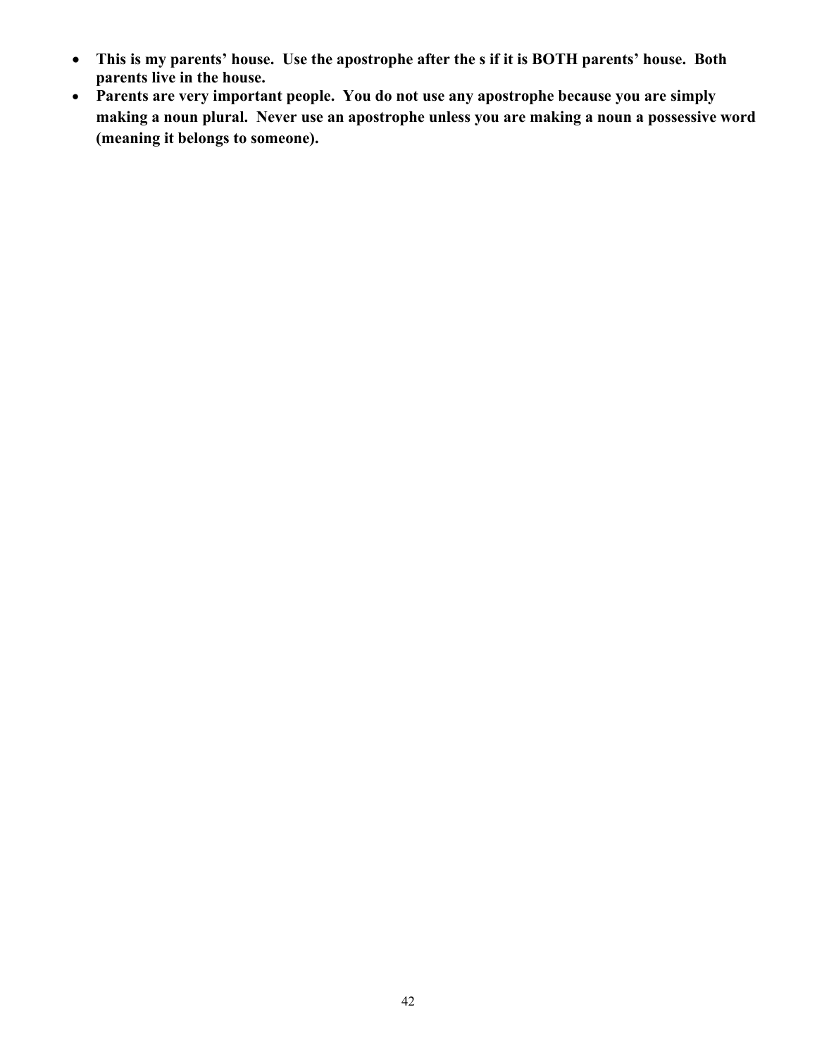- **This is my parents' house. Use the apostrophe after the s if it is BOTH parents' house. Both parents live in the house.**
- **Parents are very important people. You do not use any apostrophe because you are simply making a noun plural. Never use an apostrophe unless you are making a noun a possessive word (meaning it belongs to someone).**